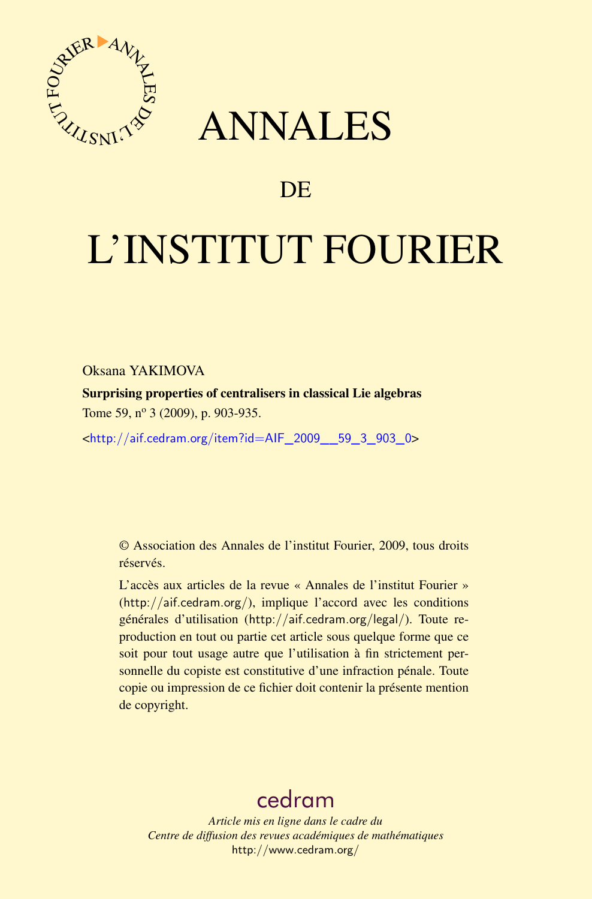# ANNALES

# DE

# L'INSTITUT FOURIER

Oksana YAKIMOVA

**Surprising properties of centralisers in classical Lie algebras**

Tome 59, nº 3 (2009), p. 903-935.

<http://aif.cedram.org/item?id=AIF_2009__59_3_903_0>

© Association des Annales de l'institut Fourier, 2009, tous droits réservés.

L'accès aux articles de la revue « Annales de l'institut Fourier » (http://aif.cedram.org/), implique l'accord avec les conditions générales d'utilisation (http://aif.cedram.org/legal/). Toute reproduction en tout ou partie cet article sous quelque forme que ce soit pour tout usage autre que l'utilisation à fin strictement personnelle du copiste est constitutive d'une infraction pénale. Toute copie ou impression de ce fichier doit contenir la présente mention de copyright.

cedram

*Article mis en ligne dans le cadre du*
*Centre de diffusion des revues académiques de mathématiques*
http://www.cedram.org/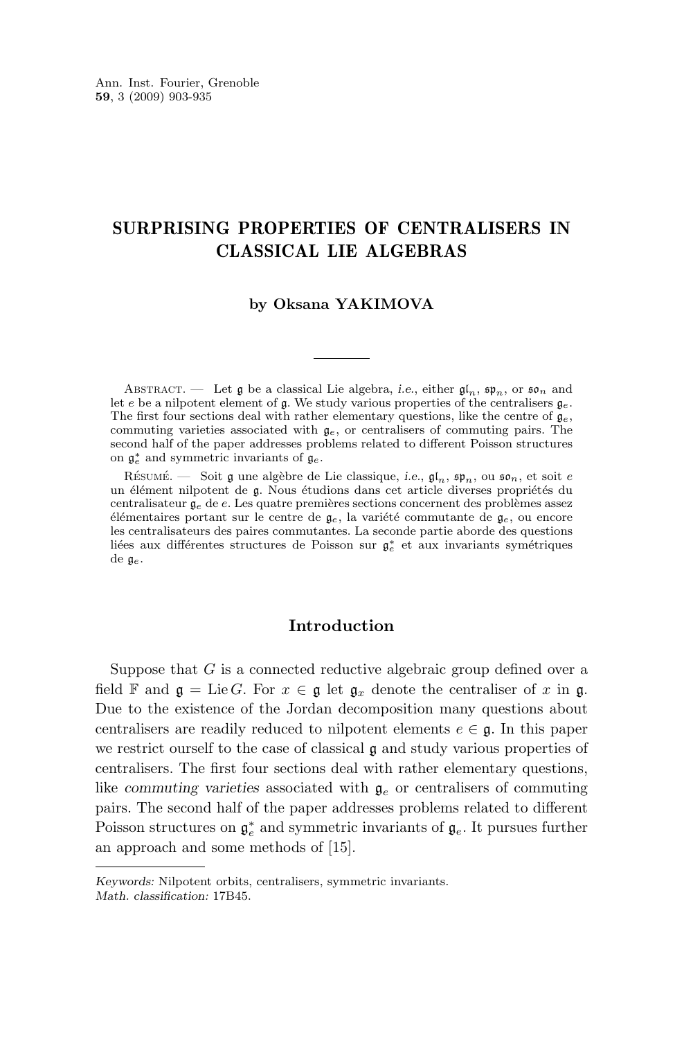# SURPRISING PROPERTIES OF CENTRALISERS IN CLASSICAL LIE ALGEBRAS

**by Oksana YAKIMOVA**

Abstract. — Let $\mathfrak{g}$ be a classical Lie algebra, *i.e.*, either $\mathfrak{gl}_n$, $\mathfrak{sp}_n$, or $\mathfrak{so}_n$ and let $e$ be a nilpotent element of $\mathfrak{g}$. We study various properties of the centralisers $\mathfrak{g}_e$. The first four sections deal with rather elementary questions, like the centre of $\mathfrak{g}_e$, commuting varieties associated with $\mathfrak{g}_e$, or centralisers of commuting pairs. The second half of the paper addresses problems related to different Poisson structures on $\mathfrak{g}_e^*$ and symmetric invariants of $\mathfrak{g}_e$.

Résumé. — Soit $\mathfrak{g}$ une algèbre de Lie classique, *i.e.*, $\mathfrak{gl}_n$, $\mathfrak{sp}_n$, ou $\mathfrak{so}_n$, et soit $e$ un élément nilpotent de $\mathfrak{g}$. Nous étudions dans cet article diverses propriétés du centralisateur $\mathfrak{g}_e$ de $e$. Les quatre premières sections concernent des problèmes assez élémentaires portant sur le centre de $\mathfrak{g}_e$, la variété commutante de $\mathfrak{g}_e$, ou encore les centralisateurs des paires commutantes. La seconde partie aborde des questions liées aux différentes structures de Poisson sur $\mathfrak{g}_e^*$ et aux invariants symétriques de $\mathfrak{g}_e$.

## Introduction

Suppose that $G$ is a connected reductive algebraic group defined over a field $\mathbb{F}$ and $\mathfrak{g} = \operatorname{Lie} G$. For $x \in \mathfrak{g}$ let $\mathfrak{g}_x$ denote the centraliser of $x$ in $\mathfrak{g}$. Due to the existence of the Jordan decomposition many questions about centralisers are readily reduced to nilpotent elements $e \in \mathfrak{g}$. In this paper we restrict ourself to the case of classical $\mathfrak{g}$ and study various properties of centralisers. The first four sections deal with rather elementary questions, like *commuting varieties* associated with $\mathfrak{g}_e$ or centralisers of commuting pairs. The second half of the paper addresses problems related to different Poisson structures on $\mathfrak{g}_e^*$ and symmetric invariants of $\mathfrak{g}_e$. It pursues further an approach and some methods of [15].

*Keywords:* Nilpotent orbits, centralisers, symmetric invariants.
*Math. classification:* 17B45.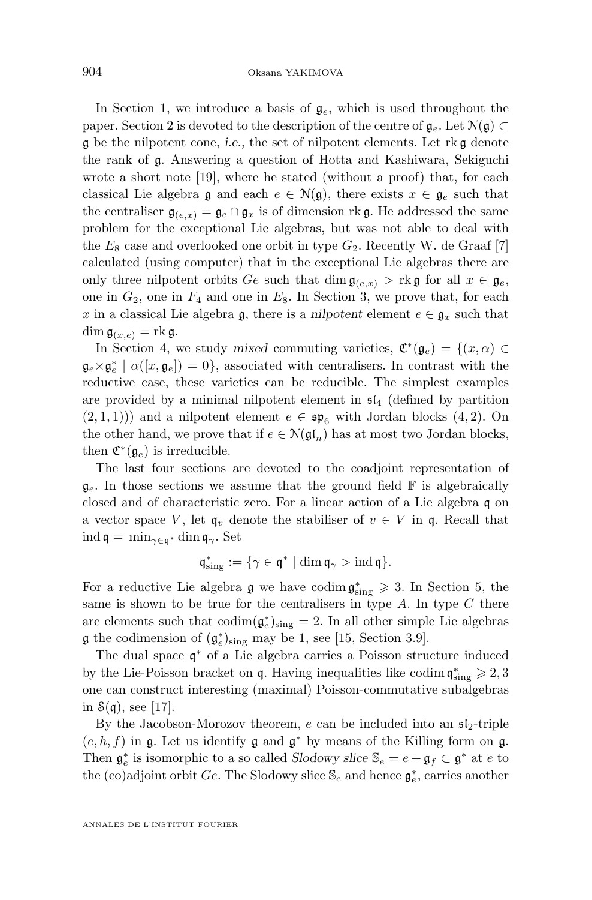In Section 1, we introduce a basis of $\mathfrak{g}_e$, which is used throughout the paper. Section 2 is devoted to the description of the centre of $\mathfrak{g}_e$. Let $\mathcal{N}(\mathfrak{g}) \subset \mathfrak{g}$ be the nilpotent cone, *i.e.*, the set of nilpotent elements. Let $\operatorname{rk}\mathfrak{g}$ denote the rank of $\mathfrak{g}$. Answering a question of Hotta and Kashiwara, Sekiguchi wrote a short note [19], where he stated (without a proof) that, for each classical Lie algebra $\mathfrak{g}$ and each $e \in \mathcal{N}(\mathfrak{g})$, there exists $x \in \mathfrak{g}_e$ such that the centraliser $\mathfrak{g}_{(e,x)} = \mathfrak{g}_e \cap \mathfrak{g}_x$ is of dimension $\operatorname{rk}\mathfrak{g}$. He addressed the same problem for the exceptional Lie algebras, but was not able to deal with the $E_8$ case and overlooked one orbit in type $G_2$. Recently W. de Graaf [7] calculated (using computer) that in the exceptional Lie algebras there are only three nilpotent orbits $Ge$ such that $\dim \mathfrak{g}_{(e,x)} > \operatorname{rk}\mathfrak{g}$ for all $x \in \mathfrak{g}_e$, one in $G_2$, one in $F_4$ and one in $E_8$. In Section 3, we prove that, for each $x$ in a classical Lie algebra $\mathfrak{g}$, there is a *nilpotent* element $e \in \mathfrak{g}_x$ such that $\dim \mathfrak{g}_{(x,e)} = \operatorname{rk}\mathfrak{g}$.

In Section 4, we study *mixed* commuting varieties, $\mathfrak{C}^*(\mathfrak{g}_e) = \{(x,\alpha) \in \mathfrak{g}_e \times \mathfrak{g}_e^* \mid \alpha([x,\mathfrak{g}_e]) = 0\}$, associated with centralisers. In contrast with the reductive case, these varieties can be reducible. The simplest examples are provided by a minimal nilpotent element in $\mathfrak{sl}_4$ (defined by partition $(2,1,1)$)) and a nilpotent element $e \in \mathfrak{sp}_6$ with Jordan blocks $(4,2)$. On the other hand, we prove that if $e \in \mathcal{N}(\mathfrak{gl}_n)$ has at most two Jordan blocks, then $\mathfrak{C}^*(\mathfrak{g}_e)$ is irreducible.

The last four sections are devoted to the coadjoint representation of $\mathfrak{g}_e$. In those sections we assume that the ground field $\mathbb{F}$ is algebraically closed and of characteristic zero. For a linear action of a Lie algebra $\mathfrak{q}$ on a vector space $V$, let $\mathfrak{q}_v$ denote the stabiliser of $v \in V$ in $\mathfrak{q}$. Recall that $\operatorname{ind}\mathfrak{q} = \min_{\gamma\in\mathfrak{q}^*} \dim \mathfrak{q}_\gamma$. Set

$$\mathfrak{q}^*_{\rm sing} := \{\gamma \in \mathfrak{q}^* \mid \dim \mathfrak{q}_\gamma > \operatorname{ind}\mathfrak{q}\}.$$

For a reductive Lie algebra $\mathfrak{g}$ we have $\operatorname{codim}\mathfrak{g}^*_{\rm sing} \geqslant 3$. In Section 5, the same is shown to be true for the centralisers in type $A$. In type $C$ there are elements such that $\operatorname{codim}(\mathfrak{g}_e^*)_{\rm sing} = 2$. In all other simple Lie algebras $\mathfrak{g}$ the codimension of $(\mathfrak{g}_e^*)_{\rm sing}$ may be 1, see [15, Section 3.9].

The dual space $\mathfrak{q}^*$ of a Lie algebra carries a Poisson structure induced by the Lie-Poisson bracket on $\mathfrak{q}$. Having inequalities like $\operatorname{codim}\mathfrak{q}^*_{\rm sing} \geqslant 2, 3$ one can construct interesting (maximal) Poisson-commutative subalgebras in $\mathcal{S}(\mathfrak{q})$, see [17].

By the Jacobson-Morozov theorem, $e$ can be included into an $\mathfrak{sl}_2$-triple $(e,h,f)$ in $\mathfrak{g}$. Let us identify $\mathfrak{g}$ and $\mathfrak{g}^*$ by means of the Killing form on $\mathfrak{g}$. Then $\mathfrak{g}_e^*$ is isomorphic to a so called *Slodowy slice* $\mathbb{S}_e = e + \mathfrak{g}_f \subset \mathfrak{g}^*$ at $e$ to the (co)adjoint orbit $Ge$. The Slodowy slice $\mathbb{S}_e$ and hence $\mathfrak{g}_e^*$, carries another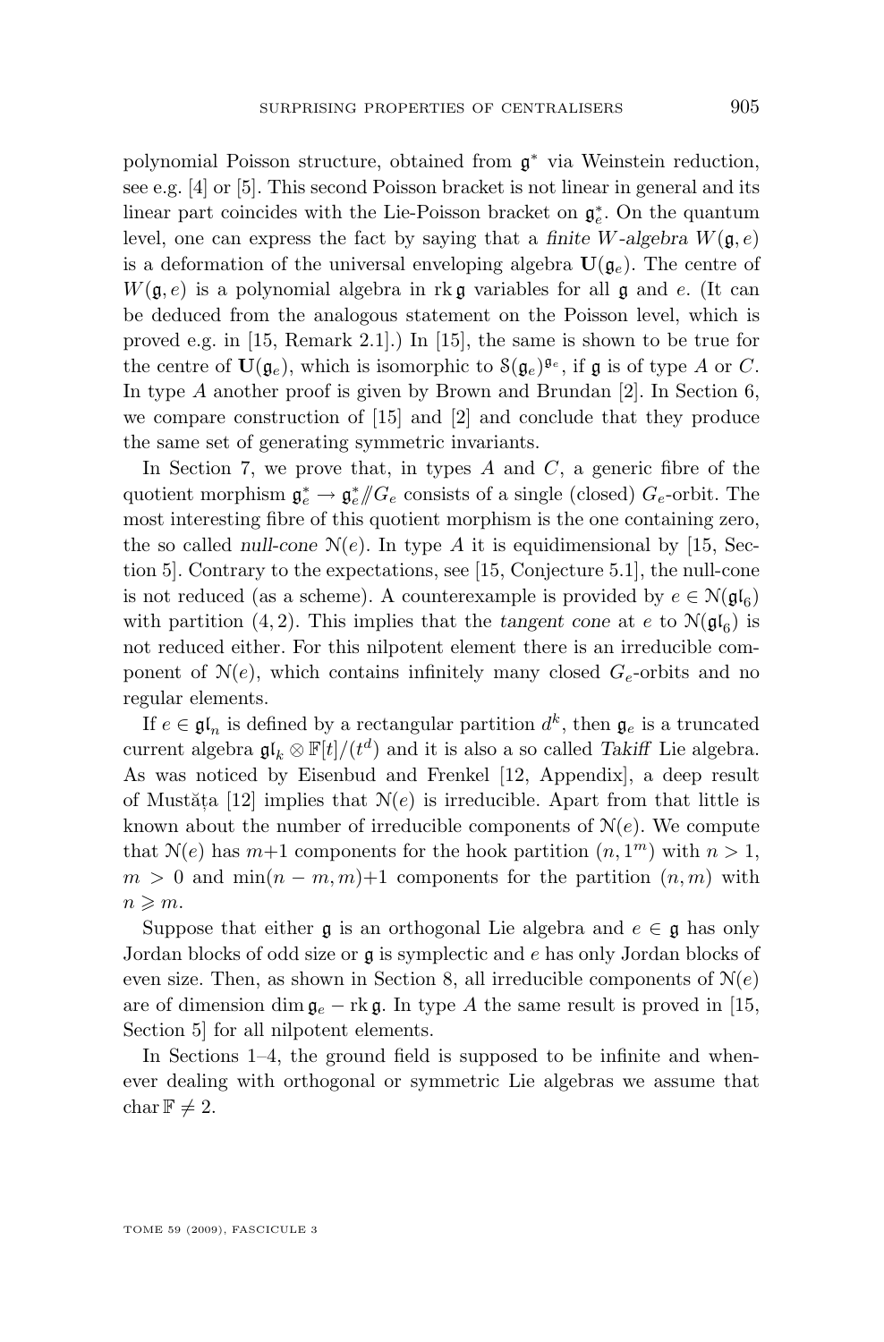polynomial Poisson structure, obtained from $\mathfrak{g}^*$ via Weinstein reduction, see e.g. [4] or [5]. This second Poisson bracket is not linear in general and its linear part coincides with the Lie-Poisson bracket on $\mathfrak{g}_e^*$. On the quantum level, one can express the fact by saying that a *finite W-algebra* $W(\mathfrak{g}, e)$ is a deformation of the universal enveloping algebra $\mathbf{U}(\mathfrak{g}_e)$. The centre of $W(\mathfrak{g}, e)$ is a polynomial algebra in $\operatorname{rk}\mathfrak{g}$ variables for all $\mathfrak{g}$ and $e$. (It can be deduced from the analogous statement on the Poisson level, which is proved e.g. in [15, Remark 2.1].) In [15], the same is shown to be true for the centre of $\mathbf{U}(\mathfrak{g}_e)$, which is isomorphic to $\mathcal{S}(\mathfrak{g}_e)^{\mathfrak{g}_e}$, if $\mathfrak{g}$ is of type $A$ or $C$. In type $A$ another proof is given by Brown and Brundan [2]. In Section 6, we compare construction of [15] and [2] and conclude that they produce the same set of generating symmetric invariants.

In Section 7, we prove that, in types $A$ and $C$, a generic fibre of the quotient morphism $\mathfrak{g}_e^* \to \mathfrak{g}_e^* /\!\!/ G_e$ consists of a single (closed) $G_e$-orbit. The most interesting fibre of this quotient morphism is the one containing zero, the so called *null-cone* $\mathcal{N}(e)$. In type $A$ it is equidimensional by [15, Section 5]. Contrary to the expectations, see [15, Conjecture 5.1], the null-cone is not reduced (as a scheme). A counterexample is provided by $e \in \mathcal{N}(\mathfrak{gl}_6)$ with partition $(4, 2)$. This implies that the *tangent cone* at $e$ to $\mathcal{N}(\mathfrak{gl}_6)$ is not reduced either. For this nilpotent element there is an irreducible component of $\mathcal{N}(e)$, which contains infinitely many closed $G_e$-orbits and no regular elements.

If $e \in \mathfrak{gl}_n$ is defined by a rectangular partition $d^k$, then $\mathfrak{g}_e$ is a truncated current algebra $\mathfrak{gl}_k \otimes \mathbb{F}[t]/(t^d)$ and it is also a so called *Takiff* Lie algebra. As was noticed by Eisenbud and Frenkel [12, Appendix], a deep result of Mustăţa [12] implies that $\mathcal{N}(e)$ is irreducible. Apart from that little is known about the number of irreducible components of $\mathcal{N}(e)$. We compute that $\mathcal{N}(e)$ has $m+1$ components for the hook partition $(n, 1^m)$ with $n > 1$, $m > 0$ and $\min(n - m, m)+1$ components for the partition $(n, m)$ with $n \geqslant m$.

Suppose that either $\mathfrak{g}$ is an orthogonal Lie algebra and $e \in \mathfrak{g}$ has only Jordan blocks of odd size or $\mathfrak{g}$ is symplectic and $e$ has only Jordan blocks of even size. Then, as shown in Section 8, all irreducible components of $\mathcal{N}(e)$ are of dimension $\dim \mathfrak{g}_e - \operatorname{rk}\mathfrak{g}$. In type $A$ the same result is proved in [15, Section 5] for all nilpotent elements.

In Sections 1–4, the ground field is supposed to be infinite and whenever dealing with orthogonal or symmetric Lie algebras we assume that $\operatorname{char}\mathbb{F} \neq 2$.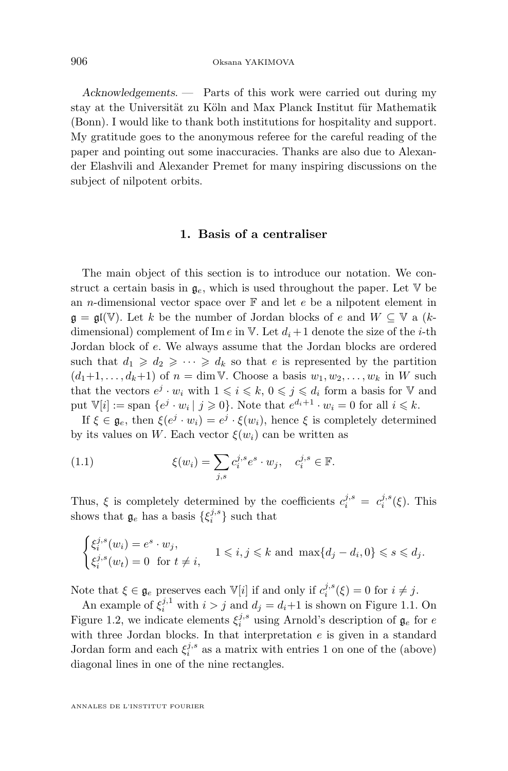*Acknowledgements.* — Parts of this work were carried out during my stay at the Universität zu Köln and Max Planck Institut für Mathematik (Bonn). I would like to thank both institutions for hospitality and support. My gratitude goes to the anonymous referee for the careful reading of the paper and pointing out some inaccuracies. Thanks are also due to Alexander Elashvili and Alexander Premet for many inspiring discussions on the subject of nilpotent orbits.

## 1. Basis of a centraliser

The main object of this section is to introduce our notation. We construct a certain basis in $\mathfrak{g}_e$, which is used throughout the paper. Let $\mathbb{V}$ be an $n$-dimensional vector space over $\mathbb{F}$ and let $e$ be a nilpotent element in $\mathfrak{g} = \mathfrak{gl}(\mathbb{V})$. Let $k$ be the number of Jordan blocks of $e$ and $W \subseteq \mathbb{V}$ a ($k$-dimensional) complement of $\operatorname{Im} e$ in $\mathbb{V}$. Let $d_i+1$ denote the size of the $i$-th Jordan block of $e$. We always assume that the Jordan blocks are ordered such that $d_1 \geqslant d_2 \geqslant \cdots \geqslant d_k$ so that $e$ is represented by the partition $(d_1+1, \ldots, d_k+1)$ of $n = \dim \mathbb{V}$. Choose a basis $w_1, w_2, \ldots, w_k$ in $W$ such that the vectors $e^j \cdot w_i$ with $1 \leqslant i \leqslant k$, $0 \leqslant j \leqslant d_i$ form a basis for $\mathbb{V}$ and put $\mathbb{V}[i] := \operatorname{span}\{e^j \cdot w_i \mid j \geqslant 0\}$. Note that $e^{d_i+1} \cdot w_i = 0$ for all $i \leqslant k$.

If $\xi \in \mathfrak{g}_e$, then $\xi(e^j \cdot w_i) = e^j \cdot \xi(w_i)$, hence $\xi$ is completely determined by its values on $W$. Each vector $\xi(w_i)$ can be written as

$$\xi(w_i) = \sum_{j,s} c_i^{j,s} e^s \cdot w_j, \quad c_i^{j,s} \in \mathbb{F}. \tag{1.1}$$

Thus, $\xi$ is completely determined by the coefficients $c_i^{j,s} = c_i^{j,s}(\xi)$. This shows that $\mathfrak{g}_e$ has a basis $\{\xi_i^{j,s}\}$ such that

$$\begin{cases} \xi_i^{j,s}(w_i) = e^s \cdot w_j, \\ \xi_i^{j,s}(w_t) = 0 \quad \text{for } t \neq i, \end{cases} \quad 1 \leqslant i,j \leqslant k \text{ and } \max\{d_j - d_i, 0\} \leqslant s \leqslant d_j.$$

Note that $\xi \in \mathfrak{g}_e$ preserves each $\mathbb{V}[i]$ if and only if $c_i^{j,s}(\xi) = 0$ for $i \neq j$.

An example of $\xi_i^{j,1}$ with $i > j$ and $d_j = d_i+1$ is shown on Figure 1.1. On Figure 1.2, we indicate elements $\xi_i^{j,s}$ using Arnold's description of $\mathfrak{g}_e$ for $e$ with three Jordan blocks. In that interpretation $e$ is given in a standard Jordan form and each $\xi_i^{j,s}$ as a matrix with entries 1 on one of the (above) diagonal lines in one of the nine rectangles.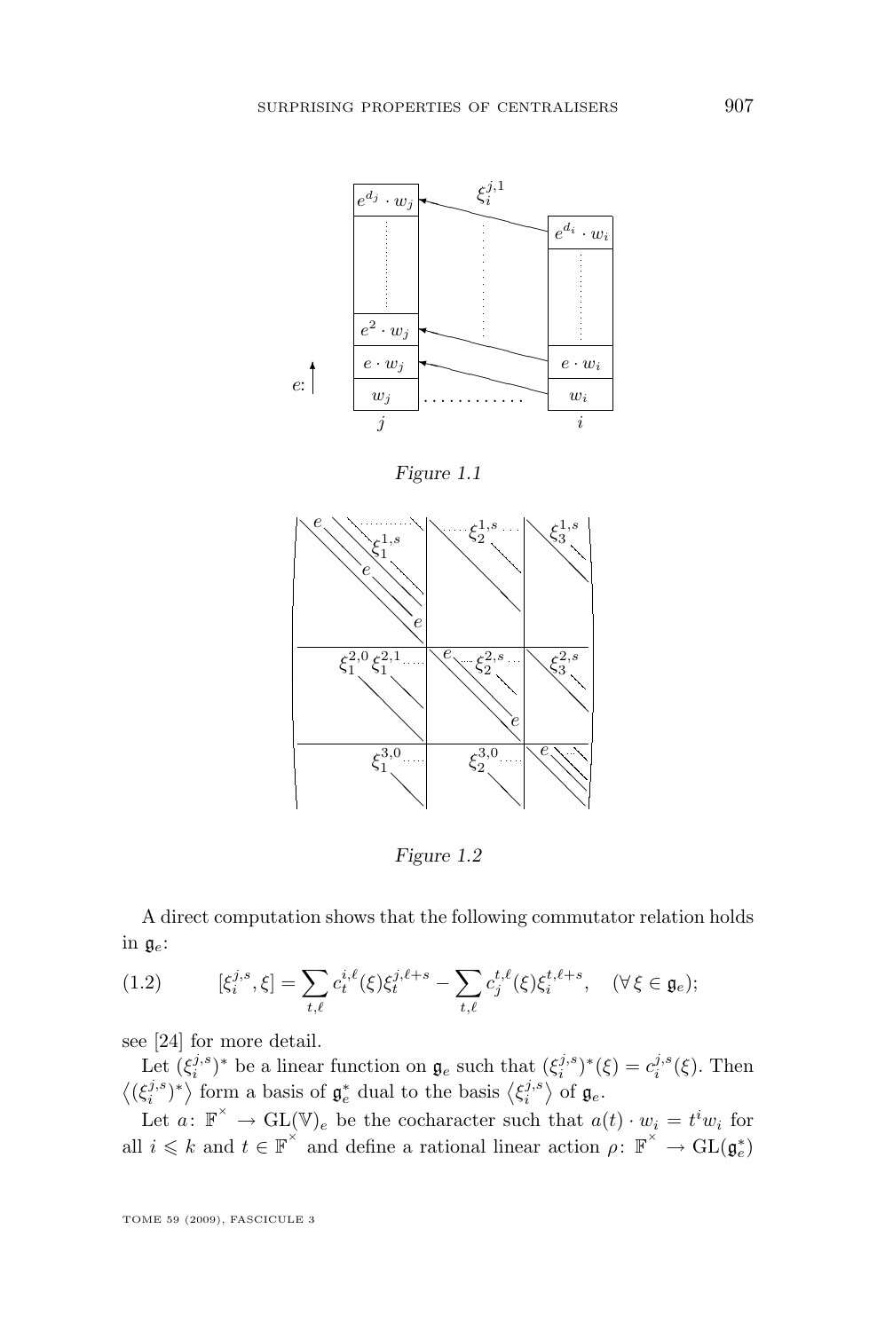*Figure 1.1*

*Figure 1.2*

A direct computation shows that the following commutator relation holds in $\mathfrak{g}_e$:

$$[\xi_i^{j,s}, \xi] = \sum_{t,\ell} c_t^{i,\ell}(\xi)\xi_t^{j,\ell+s} - \sum_{t,\ell} c_j^{t,\ell}(\xi)\xi_i^{t,\ell+s}, \quad (\forall\, \xi \in \mathfrak{g}_e); \tag{1.2}$$

see [24] for more detail.

Let $(\xi_i^{j,s})^*$ be a linear function on $\mathfrak{g}_e$ such that $(\xi_i^{j,s})^*(\xi) = c_i^{j,s}(\xi)$. Then $\langle(\xi_i^{j,s})^*\rangle$ form a basis of $\mathfrak{g}_e^*$ dual to the basis $\langle \xi_i^{j,s} \rangle$ of $\mathfrak{g}_e$.

Let $a\colon \mathbb{F}^\times \to \mathrm{GL}(\mathbb{V})_e$ be the cocharacter such that $a(t) \cdot w_i = t^i w_i$ for all $i \leqslant k$ and $t \in \mathbb{F}^\times$ and define a rational linear action $\rho\colon \mathbb{F}^\times \to \mathrm{GL}(\mathfrak{g}_e^*)$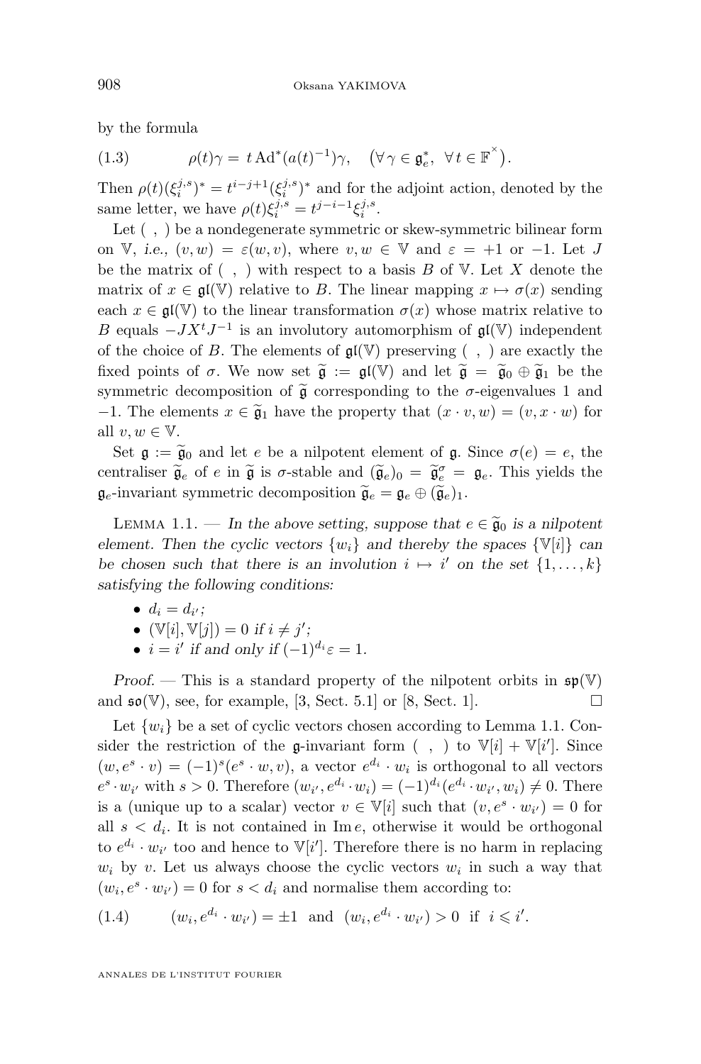by the formula

$$\rho(t)\gamma = t\,\mathrm{Ad}^*(a(t)^{-1})\gamma, \quad \big(\forall\, \gamma \in \mathfrak{g}_e^*,\ \forall\, t \in \mathbb{F}^{\times}\big). \tag{1.3}$$

Then $\rho(t)(\xi_i^{j,s})^* = t^{i-j+1}(\xi_i^{j,s})^*$ and for the adjoint action, denoted by the same letter, we have $\rho(t)\xi_i^{j,s} = t^{j-i-1}\xi_i^{j,s}$.

Let $(\ ,\ )$ be a nondegenerate symmetric or skew-symmetric bilinear form on $\mathbb{V}$, *i.e.*, $(v,w) = \varepsilon(w,v)$, where $v,w \in \mathbb{V}$ and $\varepsilon = +1$ or $-1$. Let $J$ be the matrix of $(\ ,\ )$ with respect to a basis $B$ of $\mathbb{V}$. Let $X$ denote the matrix of $x \in \mathfrak{gl}(\mathbb{V})$ relative to $B$. The linear mapping $x \mapsto \sigma(x)$ sending each $x \in \mathfrak{gl}(\mathbb{V})$ to the linear transformation $\sigma(x)$ whose matrix relative to $B$ equals $-JX^tJ^{-1}$ is an involutory automorphism of $\mathfrak{gl}(\mathbb{V})$ independent of the choice of $B$. The elements of $\mathfrak{gl}(\mathbb{V})$ preserving $(\ ,\ )$ are exactly the fixed points of $\sigma$. We now set $\widetilde{\mathfrak{g}} := \mathfrak{gl}(\mathbb{V})$ and let $\widetilde{\mathfrak{g}} = \widetilde{\mathfrak{g}}_0 \oplus \widetilde{\mathfrak{g}}_1$ be the symmetric decomposition of $\widetilde{\mathfrak{g}}$ corresponding to the $\sigma$-eigenvalues 1 and $-1$. The elements $x \in \widetilde{\mathfrak{g}}_1$ have the property that $(x\cdot v, w) = (v, x\cdot w)$ for all $v,w \in \mathbb{V}$.

Set $\mathfrak{g} := \widetilde{\mathfrak{g}}_0$ and let $e$ be a nilpotent element of $\mathfrak{g}$. Since $\sigma(e) = e$, the centraliser $\widetilde{\mathfrak{g}}_e$ of $e$ in $\widetilde{\mathfrak{g}}$ is $\sigma$-stable and $(\widetilde{\mathfrak{g}}_e)_0 = \widetilde{\mathfrak{g}}_e^{\sigma} = \mathfrak{g}_e$. This yields the $\mathfrak{g}_e$-invariant symmetric decomposition $\widetilde{\mathfrak{g}}_e = \mathfrak{g}_e \oplus (\widetilde{\mathfrak{g}}_e)_1$.

Lemma 1.1. — *In the above setting, suppose that $e \in \widetilde{\mathfrak{g}}_0$ is a nilpotent element. Then the cyclic vectors $\{w_i\}$ and thereby the spaces $\{\mathbb{V}[i]\}$ can be chosen such that there is an involution $i \mapsto i'$ on the set $\{1,\ldots,k\}$ satisfying the following conditions:*

- $d_i = d_{i'}$;
- $(\mathbb{V}[i], \mathbb{V}[j]) = 0$ *if* $i \neq j'$;
- $i = i'$ *if and only if* $(-1)^{d_i}\varepsilon = 1$.

*Proof.* — This is a standard property of the nilpotent orbits in $\mathfrak{sp}(\mathbb{V})$ and $\mathfrak{so}(\mathbb{V})$, see, for example, [3, Sect. 5.1] or [8, Sect. 1]. □

Let $\{w_i\}$ be a set of cyclic vectors chosen according to Lemma 1.1. Consider the restriction of the $\mathfrak{g}$-invariant form $(\ ,\ )$ to $\mathbb{V}[i] + \mathbb{V}[i']$. Since $(w, e^s\cdot v) = (-1)^s(e^s\cdot w, v)$, a vector $e^{d_i}\cdot w_i$ is orthogonal to all vectors $e^s\cdot w_{i'}$ with $s > 0$. Therefore $(w_{i'}, e^{d_i}\cdot w_i) = (-1)^{d_i}(e^{d_i}\cdot w_{i'}, w_i) \neq 0$. There is a (unique up to a scalar) vector $v \in \mathbb{V}[i]$ such that $(v, e^s\cdot w_{i'}) = 0$ for all $s < d_i$. It is not contained in $\operatorname{Im} e$, otherwise it would be orthogonal to $e^{d_i}\cdot w_{i'}$ too and hence to $\mathbb{V}[i']$. Therefore there is no harm in replacing $w_i$ by $v$. Let us always choose the cyclic vectors $w_i$ in such a way that $(w_i, e^s\cdot w_{i'}) = 0$ for $s < d_i$ and normalise them according to:

$$(w_i, e^{d_i}\cdot w_{i'}) = \pm 1 \ \text{ and } \ (w_i, e^{d_i}\cdot w_{i'}) > 0 \ \text{ if } \ i \leqslant i'. \tag{1.4}$$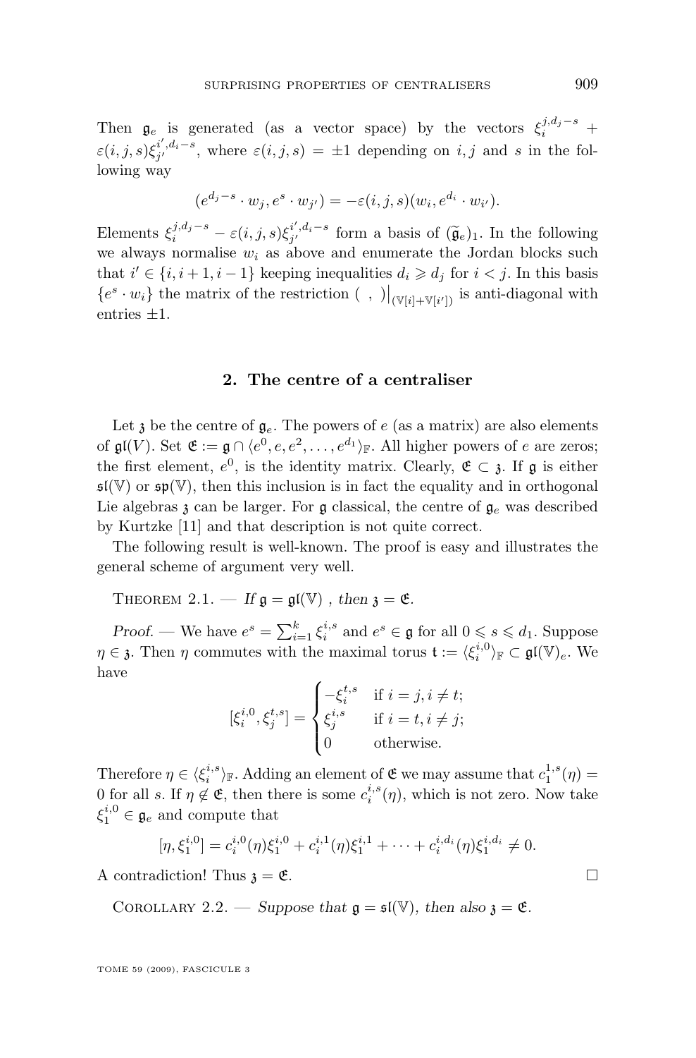Then $\mathfrak{g}_e$ is generated (as a vector space) by the vectors $\xi_i^{j,d_j-s} + \varepsilon(i,j,s)\xi_{j'}^{i',d_i-s}$, where $\varepsilon(i,j,s) = \pm 1$ depending on $i, j$ and $s$ in the following way

$$(e^{d_j-s} \cdot w_j, e^s \cdot w_{j'}) = -\varepsilon(i,j,s)(w_i, e^{d_i} \cdot w_{i'}).$$

Elements $\xi_i^{j,d_j-s} - \varepsilon(i,j,s)\xi_{j'}^{i',d_i-s}$ form a basis of $(\widetilde{\mathfrak{g}}_e)_1$. In the following we always normalise $w_i$ as above and enumerate the Jordan blocks such that $i' \in \{i, i+1, i-1\}$ keeping inequalities $d_i \geqslant d_j$ for $i < j$. In this basis $\{e^s \cdot w_i\}$ the matrix of the restriction $( \ , \ )\big|_{(\mathbb{V}[i]+\mathbb{V}[i'])}$ is anti-diagonal with entries $\pm 1$.

## 2. The centre of a centraliser

Let $\mathfrak{z}$ be the centre of $\mathfrak{g}_e$. The powers of $e$ (as a matrix) are also elements of $\mathfrak{gl}(V)$. Set $\mathfrak{E} := \mathfrak{g} \cap \langle e^0, e, e^2, \ldots, e^{d_1}\rangle_{\mathbb{F}}$. All higher powers of $e$ are zeros; the first element, $e^0$, is the identity matrix. Clearly, $\mathfrak{E} \subset \mathfrak{z}$. If $\mathfrak{g}$ is either $\mathfrak{sl}(\mathbb{V})$ or $\mathfrak{sp}(\mathbb{V})$, then this inclusion is in fact the equality and in orthogonal Lie algebras $\mathfrak{z}$ can be larger. For $\mathfrak{g}$ classical, the centre of $\mathfrak{g}_e$ was described by Kurtzke [11] and that description is not quite correct.

The following result is well-known. The proof is easy and illustrates the general scheme of argument very well.

Theorem 2.1. — *If $\mathfrak{g} = \mathfrak{gl}(\mathbb{V})$ , then $\mathfrak{z} = \mathfrak{E}$.*

*Proof.* — We have $e^s = \sum_{i=1}^k \xi_i^{i,s}$ and $e^s \in \mathfrak{g}$ for all $0 \leqslant s \leqslant d_1$. Suppose $\eta \in \mathfrak{z}$. Then $\eta$ commutes with the maximal torus $\mathfrak{t} := \langle \xi_i^{i,0}\rangle_{\mathbb{F}} \subset \mathfrak{gl}(\mathbb{V})_e$. We have

$$[\xi_i^{i,0}, \xi_j^{t,s}] = \begin{cases} -\xi_i^{t,s} & \text{if } i = j, i \neq t; \\ \xi_j^{i,s} & \text{if } i = t, i \neq j; \\ 0 & \text{otherwise.} \end{cases}$$

Therefore $\eta \in \langle \xi_i^{i,s}\rangle_{\mathbb{F}}$. Adding an element of $\mathfrak{E}$ we may assume that $c_1^{1,s}(\eta) = 0$ for all $s$. If $\eta \notin \mathfrak{E}$, then there is some $c_i^{i,s}(\eta)$, which is not zero. Now take $\xi_1^{i,0} \in \mathfrak{g}_e$ and compute that

$$[\eta, \xi_1^{i,0}] = c_i^{i,0}(\eta)\xi_1^{i,0} + c_i^{i,1}(\eta)\xi_1^{i,1} + \cdots + c_i^{i,d_i}(\eta)\xi_1^{i,d_i} \neq 0.$$

A contradiction! Thus $\mathfrak{z} = \mathfrak{E}$. $\square$

Corollary 2.2. — *Suppose that $\mathfrak{g} = \mathfrak{sl}(\mathbb{V})$, then also $\mathfrak{z} = \mathfrak{E}$.*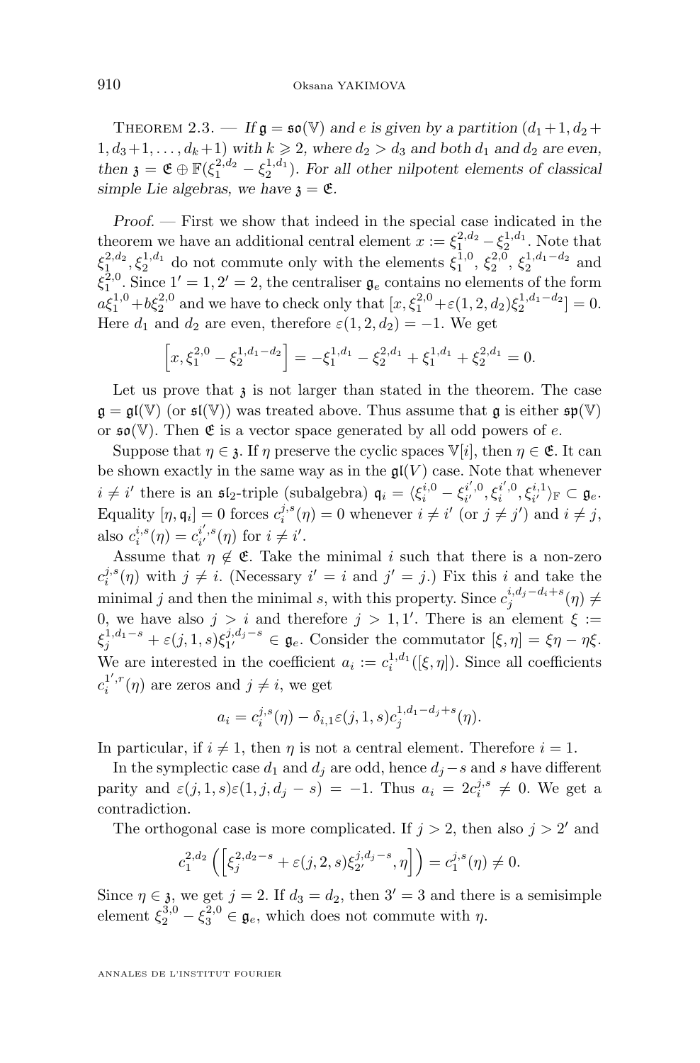Theorem 2.3. — *If $\mathfrak{g} = \mathfrak{so}(\mathbb{V})$ and $e$ is given by a partition $(d_1+1, d_2+1, d_3+1, \ldots, d_k+1)$ with $k \geqslant 2$, where $d_2 > d_3$ and both $d_1$ and $d_2$ are even, then $\mathfrak{z} = \mathfrak{C} \oplus \mathbb{F}(\xi_1^{2,d_2} - \xi_2^{1,d_1})$. For all other nilpotent elements of classical simple Lie algebras, we have $\mathfrak{z} = \mathfrak{C}$.*

*Proof.* — First we show that indeed in the special case indicated in the theorem we have an additional central element $x := \xi_1^{2,d_2} - \xi_2^{1,d_1}$. Note that $\xi_1^{2,d_2}, \xi_2^{1,d_1}$ do not commute only with the elements $\xi_1^{1,0}$, $\xi_2^{2,0}$, $\xi_2^{1,d_1-d_2}$ and $\xi_1^{2,0}$. Since $1' = 1, 2' = 2$, the centraliser $\mathfrak{g}_e$ contains no elements of the form $a\xi_1^{1,0} + b\xi_2^{2,0}$ and we have to check only that $[x, \xi_1^{2,0} + \varepsilon(1,2,d_2)\xi_2^{1,d_1-d_2}] = 0$. Here $d_1$ and $d_2$ are even, therefore $\varepsilon(1,2,d_2) = -1$. We get

$$\left[x, \xi_1^{2,0} - \xi_2^{1,d_1-d_2}\right] = -\xi_1^{1,d_1} - \xi_2^{2,d_1} + \xi_1^{1,d_1} + \xi_2^{2,d_1} = 0.$$

Let us prove that $\mathfrak{z}$ is not larger than stated in the theorem. The case $\mathfrak{g} = \mathfrak{gl}(\mathbb{V})$ (or $\mathfrak{sl}(\mathbb{V})$) was treated above. Thus assume that $\mathfrak{g}$ is either $\mathfrak{sp}(\mathbb{V})$ or $\mathfrak{so}(\mathbb{V})$. Then $\mathfrak{C}$ is a vector space generated by all odd powers of $e$.

Suppose that $\eta \in \mathfrak{z}$. If $\eta$ preserve the cyclic spaces $\mathbb{V}[i]$, then $\eta \in \mathfrak{C}$. It can be shown exactly in the same way as in the $\mathfrak{gl}(V)$ case. Note that whenever $i \neq i'$ there is an $\mathfrak{sl}_2$-triple (subalgebra) $\mathfrak{q}_i = \langle \xi_i^{i,0} - \xi_{i'}^{i',0}, \xi_i^{i',0}, \xi_{i'}^{i,1} \rangle_{\mathbb{F}} \subset \mathfrak{g}_e$. Equality $[\eta, \mathfrak{q}_i] = 0$ forces $c_i^{j,s}(\eta) = 0$ whenever $i \neq i'$ (or $j \neq j'$) and $i \neq j$, also $c_i^{i,s}(\eta) = c_{i'}^{i',s}(\eta)$ for $i \neq i'$.

Assume that $\eta \notin \mathfrak{C}$. Take the minimal $i$ such that there is a non-zero $c_i^{j,s}(\eta)$ with $j \neq i$. (Necessary $i' = i$ and $j' = j$.) Fix this $i$ and take the minimal $j$ and then the minimal $s$, with this property. Since $c_j^{i,d_j-d_i+s}(\eta) \neq 0$, we have also $j > i$ and therefore $j > 1, 1'$. There is an element $\xi := \xi_j^{1,d_1-s} + \varepsilon(j,1,s)\xi_{1'}^{j,d_j-s} \in \mathfrak{g}_e$. Consider the commutator $[\xi, \eta] = \xi\eta - \eta\xi$. We are interested in the coefficient $a_i := c_i^{1,d_1}([\xi,\eta])$. Since all coefficients $c_i^{1',r}(\eta)$ are zeros and $j \neq i$, we get

$$a_i = c_i^{j,s}(\eta) - \delta_{i,1}\varepsilon(j,1,s)c_j^{1,d_1-d_j+s}(\eta).$$

In particular, if $i \neq 1$, then $\eta$ is not a central element. Therefore $i = 1$.

In the symplectic case $d_1$ and $d_j$ are odd, hence $d_j - s$ and $s$ have different parity and $\varepsilon(j,1,s)\varepsilon(1,j,d_j-s) = -1$. Thus $a_i = 2c_i^{j,s} \neq 0$. We get a contradiction.

The orthogonal case is more complicated. If $j > 2$, then also $j > 2'$ and

$$c_1^{2,d_2}\left(\left[\xi_j^{2,d_2-s} + \varepsilon(j,2,s)\xi_{2'}^{j,d_j-s}, \eta\right]\right) = c_1^{j,s}(\eta) \neq 0.$$

Since $\eta \in \mathfrak{z}$, we get $j = 2$. If $d_3 = d_2$, then $3' = 3$ and there is a semisimple element $\xi_2^{3,0} - \xi_3^{2,0} \in \mathfrak{g}_e$, which does not commute with $\eta$.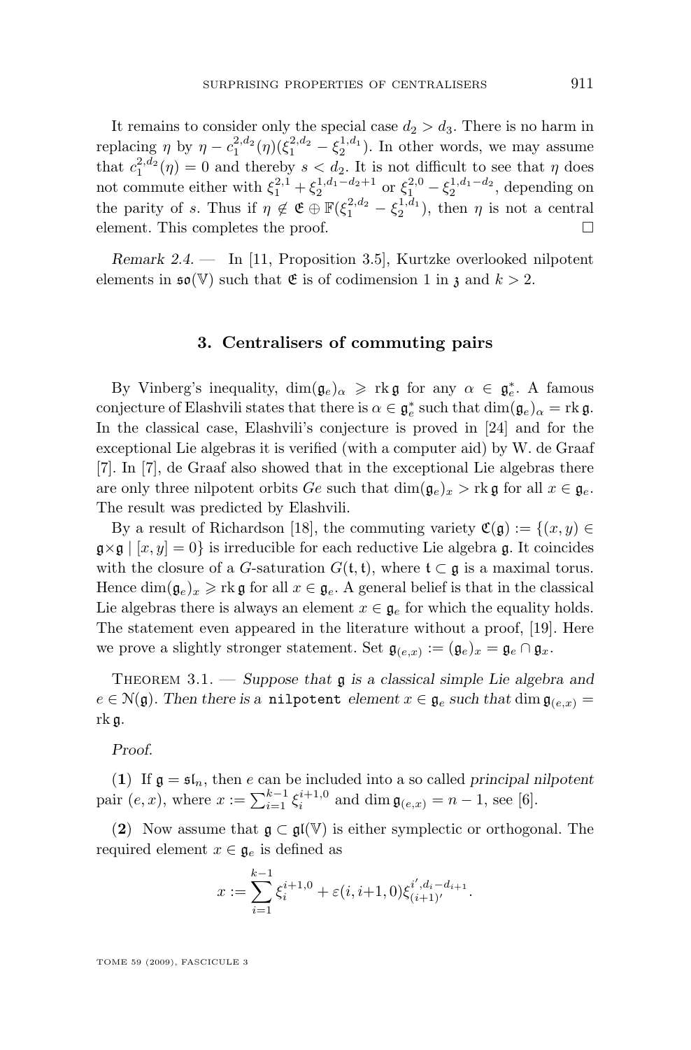It remains to consider only the special case $d_2 > d_3$. There is no harm in replacing $\eta$ by $\eta - c_1^{2,d_2}(\eta)(\xi_1^{2,d_2} - \xi_2^{1,d_1})$. In other words, we may assume that $c_1^{2,d_2}(\eta) = 0$ and thereby $s < d_2$. It is not difficult to see that $\eta$ does not commute either with $\xi_1^{2,1} + \xi_2^{1,d_1-d_2+1}$ or $\xi_1^{2,0} - \xi_2^{1,d_1-d_2}$, depending on the parity of $s$. Thus if $\eta \notin \mathfrak{E} \oplus \mathbb{F}(\xi_1^{2,d_2} - \xi_2^{1,d_1})$, then $\eta$ is not a central element. This completes the proof. □

*Remark 2.4.* — In [11, Proposition 3.5], Kurtzke overlooked nilpotent elements in $\mathfrak{so}(\mathbb{V})$ such that $\mathfrak{E}$ is of codimension 1 in $\mathfrak{z}$ and $k > 2$.

## 3. Centralisers of commuting pairs

By Vinberg's inequality, $\dim(\mathfrak{g}_e)_\alpha \geqslant \operatorname{rk}\mathfrak{g}$ for any $\alpha \in \mathfrak{g}_e^*$. A famous conjecture of Elashvili states that there is $\alpha \in \mathfrak{g}_e^*$ such that $\dim(\mathfrak{g}_e)_\alpha = \operatorname{rk}\mathfrak{g}$. In the classical case, Elashvili's conjecture is proved in [24] and for the exceptional Lie algebras it is verified (with a computer aid) by W. de Graaf [7]. In [7], de Graaf also showed that in the exceptional Lie algebras there are only three nilpotent orbits $Ge$ such that $\dim(\mathfrak{g}_e)_x > \operatorname{rk}\mathfrak{g}$ for all $x \in \mathfrak{g}_e$. The result was predicted by Elashvili.

By a result of Richardson [18], the commuting variety $\mathfrak{C}(\mathfrak{g}) := \{(x,y) \in \mathfrak{g}\times\mathfrak{g} \mid [x,y] = 0\}$ is irreducible for each reductive Lie algebra $\mathfrak{g}$. It coincides with the closure of a $G$-saturation $G(\mathfrak{t},\mathfrak{t})$, where $\mathfrak{t} \subset \mathfrak{g}$ is a maximal torus. Hence $\dim(\mathfrak{g}_e)_x \geqslant \operatorname{rk}\mathfrak{g}$ for all $x \in \mathfrak{g}_e$. A general belief is that in the classical Lie algebras there is always an element $x \in \mathfrak{g}_e$ for which the equality holds. The statement even appeared in the literature without a proof, [19]. Here we prove a slightly stronger statement. Set $\mathfrak{g}_{(e,x)} := (\mathfrak{g}_e)_x = \mathfrak{g}_e \cap \mathfrak{g}_x$.

Theorem 3.1. — *Suppose that $\mathfrak{g}$ is a classical simple Lie algebra and $e \in \mathcal{N}(\mathfrak{g})$. Then there is a* `nilpotent` *element $x \in \mathfrak{g}_e$ such that* $\dim\mathfrak{g}_{(e,x)} = \operatorname{rk}\mathfrak{g}$.

*Proof.*

(**1**) If $\mathfrak{g} = \mathfrak{sl}_n$, then $e$ can be included into a so called *principal nilpotent* pair $(e,x)$, where $x := \sum_{i=1}^{k-1} \xi_i^{i+1,0}$ and $\dim\mathfrak{g}_{(e,x)} = n-1$, see [6].

(**2**) Now assume that $\mathfrak{g} \subset \mathfrak{gl}(\mathbb{V})$ is either symplectic or orthogonal. The required element $x \in \mathfrak{g}_e$ is defined as

$$x := \sum_{i=1}^{k-1} \xi_i^{i+1,0} + \varepsilon(i,i{+}1,0)\xi_{(i+1)'}^{i',d_i-d_{i+1}}.$$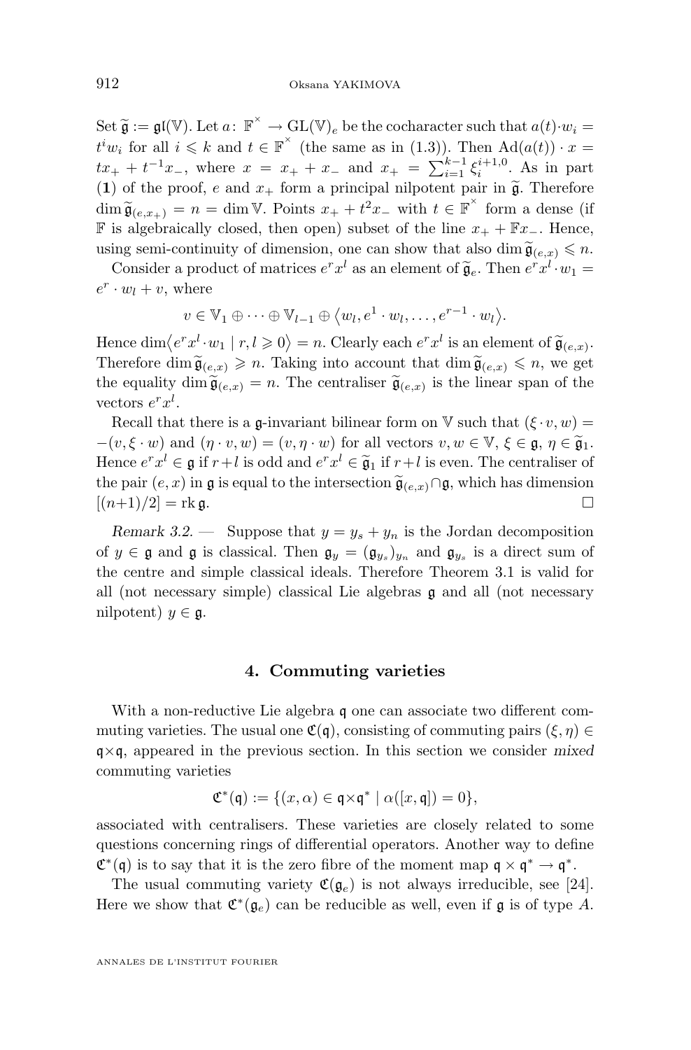Set $\widetilde{\mathfrak{g}} := \mathfrak{gl}(\mathbb{V})$. Let $a\colon\ \mathbb{F}^{\times} \to \mathrm{GL}(\mathbb{V})_e$ be the cocharacter such that $a(t)\cdot w_i = t^i w_i$ for all $i \leqslant k$ and $t \in \mathbb{F}^{\times}$ (the same as in (1.3)). Then $\mathrm{Ad}(a(t)) \cdot x = tx_+ + t^{-1}x_-$, where $x = x_+ + x_-$ and $x_+ = \sum_{i=1}^{k-1} \xi_i^{i+1,0}$. As in part (**1**) of the proof, $e$ and $x_+$ form a principal nilpotent pair in $\widetilde{\mathfrak{g}}$. Therefore $\dim \widetilde{\mathfrak{g}}_{(e,x_+)} = n = \dim \mathbb{V}$. Points $x_+ + t^2 x_-$ with $t \in \mathbb{F}^{\times}$ form a dense (if $\mathbb{F}$ is algebraically closed, then open) subset of the line $x_+ + \mathbb{F}x_-$. Hence, using semi-continuity of dimension, one can show that also $\dim \widetilde{\mathfrak{g}}_{(e,x)} \leqslant n$.

Consider a product of matrices $e^r x^l$ as an element of $\widetilde{\mathfrak{g}}_e$. Then $e^r x^l \cdot w_1 = e^r \cdot w_l + v$, where

$$v \in \mathbb{V}_1 \oplus \cdots \oplus \mathbb{V}_{l-1} \oplus \big\langle w_l, e^1 \cdot w_l, \ldots, e^{r-1} \cdot w_l \big\rangle.$$

Hence $\dim \big\langle e^r x^l \cdot w_1 \mid r, l \geqslant 0 \big\rangle = n$. Clearly each $e^r x^l$ is an element of $\widetilde{\mathfrak{g}}_{(e,x)}$. Therefore $\dim \widetilde{\mathfrak{g}}_{(e,x)} \geqslant n$. Taking into account that $\dim \widetilde{\mathfrak{g}}_{(e,x)} \leqslant n$, we get the equality $\dim \widetilde{\mathfrak{g}}_{(e,x)} = n$. The centraliser $\widetilde{\mathfrak{g}}_{(e,x)}$ is the linear span of the vectors $e^r x^l$.

Recall that there is a $\mathfrak{g}$-invariant bilinear form on $\mathbb{V}$ such that $(\xi \cdot v, w) = -(v, \xi \cdot w)$ and $(\eta \cdot v, w) = (v, \eta \cdot w)$ for all vectors $v, w \in \mathbb{V}$, $\xi \in \mathfrak{g}$, $\eta \in \widetilde{\mathfrak{g}}_1$. Hence $e^r x^l \in \mathfrak{g}$ if $r+l$ is odd and $e^r x^l \in \widetilde{\mathfrak{g}}_1$ if $r+l$ is even. The centraliser of the pair $(e, x)$ in $\mathfrak{g}$ is equal to the intersection $\widetilde{\mathfrak{g}}_{(e,x)} \cap \mathfrak{g}$, which has dimension $[(n+1)/2] = \mathrm{rk}\,\mathfrak{g}$. $\square$

*Remark 3.2.* — Suppose that $y = y_s + y_n$ is the Jordan decomposition of $y \in \mathfrak{g}$ and $\mathfrak{g}$ is classical. Then $\mathfrak{g}_y = (\mathfrak{g}_{y_s})_{y_n}$ and $\mathfrak{g}_{y_s}$ is a direct sum of the centre and simple classical ideals. Therefore Theorem 3.1 is valid for all (not necessary simple) classical Lie algebras $\mathfrak{g}$ and all (not necessary nilpotent) $y \in \mathfrak{g}$.

## 4. Commuting varieties

With a non-reductive Lie algebra $\mathfrak{q}$ one can associate two different commuting varieties. The usual one $\mathfrak{C}(\mathfrak{q})$, consisting of commuting pairs $(\xi, \eta) \in \mathfrak{q} \times \mathfrak{q}$, appeared in the previous section. In this section we consider *mixed* commuting varieties

$$\mathfrak{C}^*(\mathfrak{q}) := \{(x, \alpha) \in \mathfrak{q} \times \mathfrak{q}^* \mid \alpha([x, \mathfrak{q}]) = 0\},$$

associated with centralisers. These varieties are closely related to some questions concerning rings of differential operators. Another way to define $\mathfrak{C}^*(\mathfrak{q})$ is to say that it is the zero fibre of the moment map $\mathfrak{q} \times \mathfrak{q}^* \to \mathfrak{q}^*$.

The usual commuting variety $\mathfrak{C}(\mathfrak{g}_e)$ is not always irreducible, see [24]. Here we show that $\mathfrak{C}^*(\mathfrak{g}_e)$ can be reducible as well, even if $\mathfrak{g}$ is of type $A$.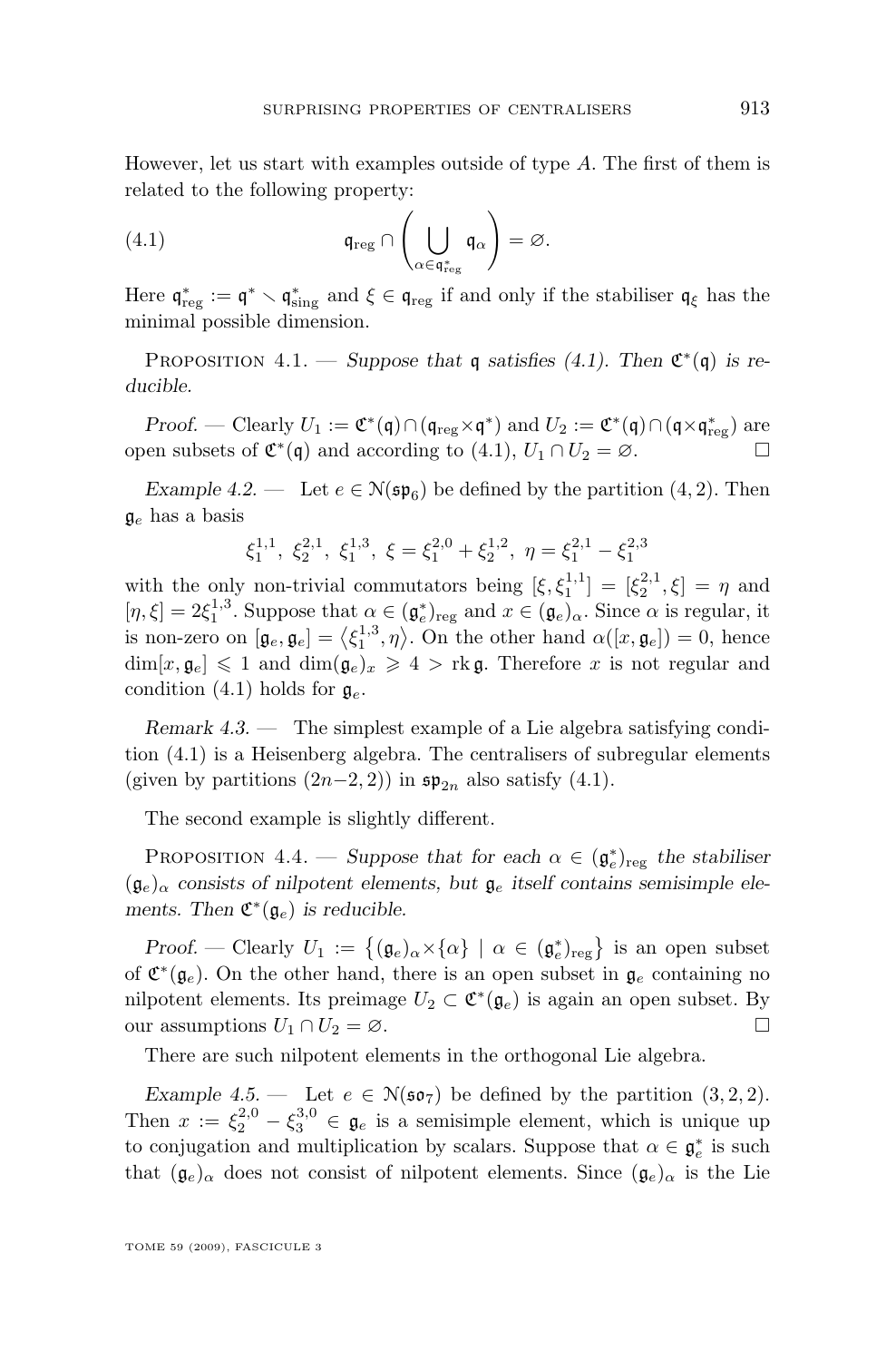However, let us start with examples outside of type $A$. The first of them is related to the following property:

$$\mathfrak{q}_{\rm reg} \cap \left( \bigcup_{\alpha \in \mathfrak{q}^*_{\rm reg}} \mathfrak{q}_\alpha \right) = \varnothing. \tag{4.1}$$

Here $\mathfrak{q}^*_{\rm reg} := \mathfrak{q}^* \smallsetminus \mathfrak{q}^*_{\rm sing}$ and $\xi \in \mathfrak{q}_{\rm reg}$ if and only if the stabiliser $\mathfrak{q}_\xi$ has the minimal possible dimension.

Proposition 4.1. — *Suppose that $\mathfrak{q}$ satisfies (4.1). Then $\mathfrak{C}^*(\mathfrak{q})$ is reducible.*

*Proof.* — Clearly $U_1 := \mathfrak{C}^*(\mathfrak{q}) \cap (\mathfrak{q}_{\rm reg} \times \mathfrak{q}^*)$ and $U_2 := \mathfrak{C}^*(\mathfrak{q}) \cap (\mathfrak{q} \times \mathfrak{q}^*_{\rm reg})$ are open subsets of $\mathfrak{C}^*(\mathfrak{q})$ and according to (4.1), $U_1 \cap U_2 = \varnothing$. □

*Example 4.2.* — Let $e \in \mathcal{N}(\mathfrak{sp}_6)$ be defined by the partition $(4, 2)$. Then $\mathfrak{g}_e$ has a basis

$$\xi_1^{1,1},\ \xi_2^{2,1},\ \xi_1^{1,3},\ \xi = \xi_1^{2,0} + \xi_2^{1,2},\ \eta = \xi_1^{2,1} - \xi_1^{2,3}$$

with the only non-trivial commutators being $[\xi, \xi_1^{1,1}] = [\xi_2^{2,1}, \xi] = \eta$ and $[\eta, \xi] = 2\xi_1^{1,3}$. Suppose that $\alpha \in (\mathfrak{g}_e^*)_{\rm reg}$ and $x \in (\mathfrak{g}_e)_\alpha$. Since $\alpha$ is regular, it is non-zero on $[\mathfrak{g}_e, \mathfrak{g}_e] = \langle \xi_1^{1,3}, \eta \rangle$. On the other hand $\alpha([x, \mathfrak{g}_e]) = 0$, hence $\dim[x, \mathfrak{g}_e] \leqslant 1$ and $\dim(\mathfrak{g}_e)_x \geqslant 4 > \operatorname{rk} \mathfrak{g}$. Therefore $x$ is not regular and condition (4.1) holds for $\mathfrak{g}_e$.

*Remark 4.3.* — The simplest example of a Lie algebra satisfying condition (4.1) is a Heisenberg algebra. The centralisers of subregular elements (given by partitions $(2n-2, 2)$) in $\mathfrak{sp}_{2n}$ also satisfy (4.1).

The second example is slightly different.

Proposition 4.4. — *Suppose that for each $\alpha \in (\mathfrak{g}_e^*)_{\rm reg}$ the stabiliser $(\mathfrak{g}_e)_\alpha$ consists of nilpotent elements, but $\mathfrak{g}_e$ itself contains semisimple elements. Then $\mathfrak{C}^*(\mathfrak{g}_e)$ is reducible.*

*Proof.* — Clearly $U_1 := \left\{ (\mathfrak{g}_e)_\alpha \times \{\alpha\} \mid \alpha \in (\mathfrak{g}_e^*)_{\rm reg} \right\}$ is an open subset of $\mathfrak{C}^*(\mathfrak{g}_e)$. On the other hand, there is an open subset in $\mathfrak{g}_e$ containing no nilpotent elements. Its preimage $U_2 \subset \mathfrak{C}^*(\mathfrak{g}_e)$ is again an open subset. By our assumptions $U_1 \cap U_2 = \varnothing$. □

There are such nilpotent elements in the orthogonal Lie algebra.

*Example 4.5.* — Let $e \in \mathcal{N}(\mathfrak{so}_7)$ be defined by the partition $(3, 2, 2)$. Then $x := \xi_2^{3,0} - \xi_3^{3,0} \in \mathfrak{g}_e$ is a semisimple element, which is unique up to conjugation and multiplication by scalars. Suppose that $\alpha \in \mathfrak{g}_e^*$ is such that $(\mathfrak{g}_e)_\alpha$ does not consist of nilpotent elements. Since $(\mathfrak{g}_e)_\alpha$ is the Lie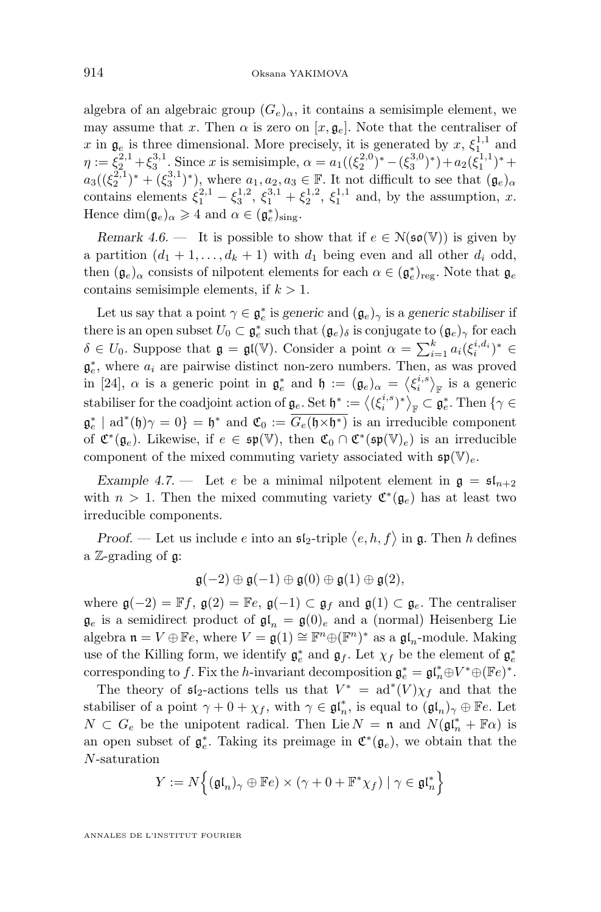algebra of an algebraic group $(G_e)_\alpha$, it contains a semisimple element, we may assume that $x$. Then $\alpha$ is zero on $[x, \mathfrak{g}_e]$. Note that the centraliser of $x$ in $\mathfrak{g}_e$ is three dimensional. More precisely, it is generated by $x$, $\xi_1^{1,1}$ and $\eta := \xi_2^{2,1} + \xi_3^{3,1}$. Since $x$ is semisimple, $\alpha = a_1((\xi_2^{2,0})^* - (\xi_3^{3,0})^*) + a_2(\xi_1^{1,1})^* + a_3((\xi_2^{2,1})^* + (\xi_3^{3,1})^*)$, where $a_1, a_2, a_3 \in \mathbb{F}$. It not difficult to see that $(\mathfrak{g}_e)_\alpha$ contains elements $\xi_1^{2,1} - \xi_3^{1,2}$, $\xi_1^{3,1} + \xi_2^{1,2}$, $\xi_1^{1,1}$ and, by the assumption, $x$. Hence $\dim(\mathfrak{g}_e)_\alpha \geqslant 4$ and $\alpha \in (\mathfrak{g}_e^*)_{\rm sing}$.

*Remark 4.6.* — It is possible to show that if $e \in \mathcal{N}(\mathfrak{so}(\mathbb{V}))$ is given by a partition $(d_1+1, \ldots, d_k+1)$ with $d_1$ being even and all other $d_i$ odd, then $(\mathfrak{g}_e)_\alpha$ consists of nilpotent elements for each $\alpha \in (\mathfrak{g}_e^*)_{\rm reg}$. Note that $\mathfrak{g}_e$ contains semisimple elements, if $k > 1$.

Let us say that a point $\gamma \in \mathfrak{g}_e^*$ is *generic* and $(\mathfrak{g}_e)_\gamma$ is a *generic stabiliser* if there is an open subset $U_0 \subset \mathfrak{g}_e^*$ such that $(\mathfrak{g}_e)_\delta$ is conjugate to $(\mathfrak{g}_e)_\gamma$ for each $\delta \in U_0$. Suppose that $\mathfrak{g} = \mathfrak{gl}(\mathbb{V})$. Consider a point $\alpha = \sum_{i=1}^k a_i(\xi_i^{i,d_i})^* \in \mathfrak{g}_e^*$, where $a_i$ are pairwise distinct non-zero numbers. Then, as was proved in [24], $\alpha$ is a generic point in $\mathfrak{g}_e^*$ and $\mathfrak{h} := (\mathfrak{g}_e)_\alpha = \left\langle \xi_i^{i,s} \right\rangle_{\mathbb{F}}$ is a generic stabiliser for the coadjoint action of $\mathfrak{g}_e$. Set $\mathfrak{h}^* := \left\langle (\xi_i^{i,s})^* \right\rangle_{\mathbb{F}} \subset \mathfrak{g}_e^*$. Then $\{\gamma \in \mathfrak{g}_e^* \mid \mathrm{ad}^*(\mathfrak{h})\gamma = 0\} = \mathfrak{h}^*$ and $\mathfrak{C}_0 := \overline{G_e(\mathfrak{h} \times \mathfrak{h}^*)}$ is an irreducible component of $\mathfrak{C}^*(\mathfrak{g}_e)$. Likewise, if $e \in \mathfrak{sp}(\mathbb{V})$, then $\mathfrak{C}_0 \cap \mathfrak{C}^*(\mathfrak{sp}(\mathbb{V})_e)$ is an irreducible component of the mixed commuting variety associated with $\mathfrak{sp}(\mathbb{V})_e$.

*Example 4.7.* — Let $e$ be a minimal nilpotent element in $\mathfrak{g} = \mathfrak{sl}_{n+2}$ with $n > 1$. Then the mixed commuting variety $\mathfrak{C}^*(\mathfrak{g}_e)$ has at least two irreducible components.

*Proof.* — Let us include $e$ into an $\mathfrak{sl}_2$-triple $\langle e, h, f \rangle$ in $\mathfrak{g}$. Then $h$ defines a $\mathbb{Z}$-grading of $\mathfrak{g}$:

$$\mathfrak{g}(-2) \oplus \mathfrak{g}(-1) \oplus \mathfrak{g}(0) \oplus \mathfrak{g}(1) \oplus \mathfrak{g}(2),$$

where $\mathfrak{g}(-2) = \mathbb{F}f$, $\mathfrak{g}(2) = \mathbb{F}e$, $\mathfrak{g}(-1) \subset \mathfrak{g}_f$ and $\mathfrak{g}(1) \subset \mathfrak{g}_e$. The centraliser $\mathfrak{g}_e$ is a semidirect product of $\mathfrak{gl}_n = \mathfrak{g}(0)_e$ and a (normal) Heisenberg Lie algebra $\mathfrak{n} = V \oplus \mathbb{F}e$, where $V = \mathfrak{g}(1) \cong \mathbb{F}^n \oplus (\mathbb{F}^n)^*$ as a $\mathfrak{gl}_n$-module. Making use of the Killing form, we identify $\mathfrak{g}_e^*$ and $\mathfrak{g}_f$. Let $\chi_f$ be the element of $\mathfrak{g}_e^*$ corresponding to $f$. Fix the $h$-invariant decomposition $\mathfrak{g}_e^* = \mathfrak{gl}_n^* \oplus V^* \oplus (\mathbb{F}e)^*$.

The theory of $\mathfrak{sl}_2$-actions tells us that $V^* = \mathrm{ad}^*(V)\chi_f$ and that the stabiliser of a point $\gamma + 0 + \chi_f$, with $\gamma \in \mathfrak{gl}_n^*$, is equal to $(\mathfrak{gl}_n)_\gamma \oplus \mathbb{F}e$. Let $N \subset G_e$ be the unipotent radical. Then $\mathrm{Lie}\, N = \mathfrak{n}$ and $N(\mathfrak{gl}_n^* + \mathbb{F}\alpha)$ is an open subset of $\mathfrak{g}_e^*$. Taking its preimage in $\mathfrak{C}^*(\mathfrak{g}_e)$, we obtain that the $N$-saturation

$$Y := N\Big\{ (\mathfrak{gl}_n)_\gamma \oplus \mathbb{F}e) \times (\gamma + 0 + \mathbb{F}^*\chi_f) \mid \gamma \in \mathfrak{gl}_n^* \Big\}$$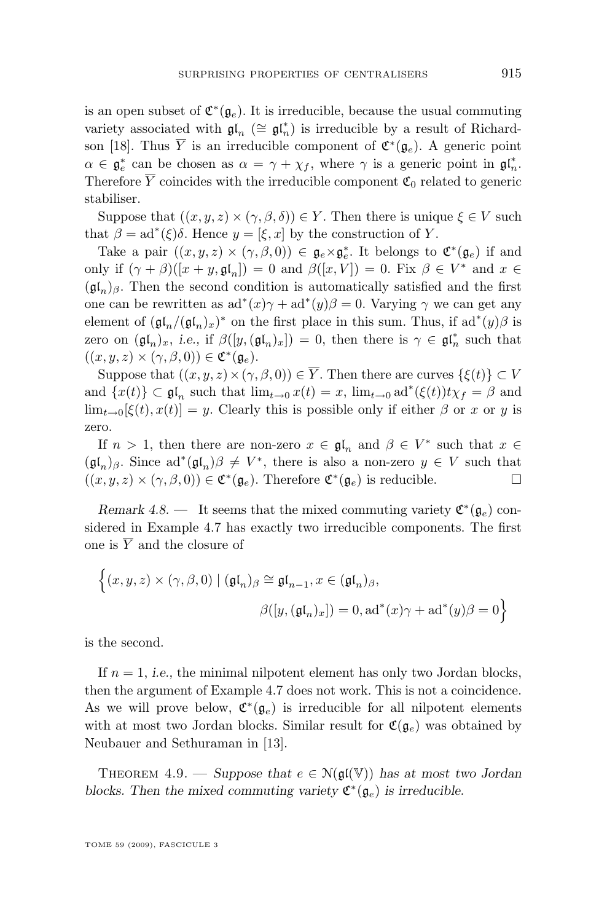is an open subset of $\mathfrak{C}^*(\mathfrak{g}_e)$. It is irreducible, because the usual commuting variety associated with $\mathfrak{gl}_n$ ($\cong \mathfrak{gl}_n^*$) is irreducible by a result of Richardson [18]. Thus $\overline{Y}$ is an irreducible component of $\mathfrak{C}^*(\mathfrak{g}_e)$. A generic point $\alpha \in \mathfrak{g}_e^*$ can be chosen as $\alpha = \gamma + \chi_f$, where $\gamma$ is a generic point in $\mathfrak{gl}_n^*$. Therefore $\overline{Y}$ coincides with the irreducible component $\mathfrak{C}_0$ related to generic stabiliser.

Suppose that $((x,y,z)\times(\gamma,\beta,\delta)) \in Y$. Then there is unique $\xi \in V$ such that $\beta = \mathrm{ad}^*(\xi)\delta$. Hence $y = [\xi, x]$ by the construction of $Y$.

Take a pair $((x,y,z)\times(\gamma,\beta,0)) \in \mathfrak{g}_e \times \mathfrak{g}_e^*$. It belongs to $\mathfrak{C}^*(\mathfrak{g}_e)$ if and only if $(\gamma+\beta)([x+y,\mathfrak{gl}_n]) = 0$ and $\beta([x,V]) = 0$. Fix $\beta \in V^*$ and $x \in (\mathfrak{gl}_n)_\beta$. Then the second condition is automatically satisfied and the first one can be rewritten as $\mathrm{ad}^*(x)\gamma + \mathrm{ad}^*(y)\beta = 0$. Varying $\gamma$ we can get any element of $(\mathfrak{gl}_n/(\mathfrak{gl}_n)_x)^*$ on the first place in this sum. Thus, if $\mathrm{ad}^*(y)\beta$ is zero on $(\mathfrak{gl}_n)_x$, *i.e.*, if $\beta([y,(\mathfrak{gl}_n)_x]) = 0$, then there is $\gamma \in \mathfrak{gl}_n^*$ such that $((x,y,z)\times(\gamma,\beta,0)) \in \mathfrak{C}^*(\mathfrak{g}_e)$.

Suppose that $((x,y,z)\times(\gamma,\beta,0)) \in \overline{Y}$. Then there are curves $\{\xi(t)\} \subset V$ and $\{x(t)\} \subset \mathfrak{gl}_n$ such that $\lim_{t\to 0} x(t) = x$, $\lim_{t\to 0} \mathrm{ad}^*(\xi(t))t\chi_f = \beta$ and $\lim_{t\to 0}[\xi(t),x(t)] = y$. Clearly this is possible only if either $\beta$ or $x$ or $y$ is zero.

If $n > 1$, then there are non-zero $x \in \mathfrak{gl}_n$ and $\beta \in V^*$ such that $x \in (\mathfrak{gl}_n)_\beta$. Since $\mathrm{ad}^*(\mathfrak{gl}_n)\beta \neq V^*$, there is also a non-zero $y \in V$ such that $((x,y,z)\times(\gamma,\beta,0)) \in \mathfrak{C}^*(\mathfrak{g}_e)$. Therefore $\mathfrak{C}^*(\mathfrak{g}_e)$ is reducible. □

*Remark 4.8.* — It seems that the mixed commuting variety $\mathfrak{C}^*(\mathfrak{g}_e)$ considered in Example 4.7 has exactly two irreducible components. The first one is $\overline{Y}$ and the closure of

$$\Big\{(x,y,z)\times(\gamma,\beta,0) \mid (\mathfrak{gl}_n)_\beta \cong \mathfrak{gl}_{n-1}, x \in (\mathfrak{gl}_n)_\beta, \\ \beta([y,(\mathfrak{gl}_n)_x]) = 0, \mathrm{ad}^*(x)\gamma + \mathrm{ad}^*(y)\beta = 0\Big\}$$

is the second.

If $n = 1$, *i.e.,* the minimal nilpotent element has only two Jordan blocks, then the argument of Example 4.7 does not work. This is not a coincidence. As we will prove below, $\mathfrak{C}^*(\mathfrak{g}_e)$ is irreducible for all nilpotent elements with at most two Jordan blocks. Similar result for $\mathfrak{C}(\mathfrak{g}_e)$ was obtained by Neubauer and Sethuraman in [13].

Theorem 4.9. — *Suppose that $e \in \mathcal{N}(\mathfrak{gl}(\mathbb{V}))$ has at most two Jordan blocks. Then the mixed commuting variety $\mathfrak{C}^*(\mathfrak{g}_e)$ is irreducible.*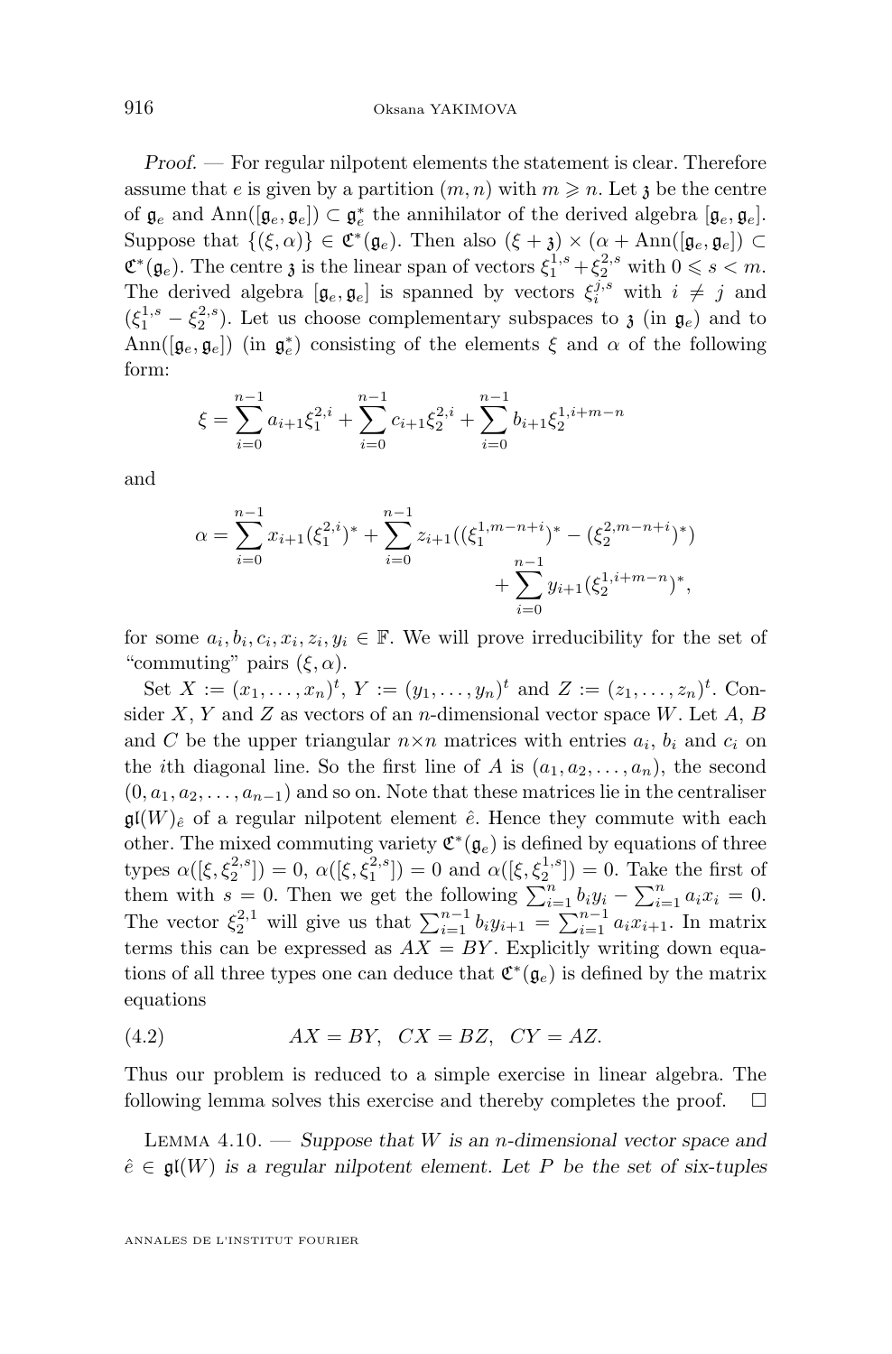*Proof.* — For regular nilpotent elements the statement is clear. Therefore assume that $e$ is given by a partition $(m,n)$ with $m \geqslant n$. Let $\mathfrak{z}$ be the centre of $\mathfrak{g}_e$ and $\mathrm{Ann}([\mathfrak{g}_e,\mathfrak{g}_e]) \subset \mathfrak{g}_e^*$ the annihilator of the derived algebra $[\mathfrak{g}_e,\mathfrak{g}_e]$. Suppose that $\{(\xi,\alpha)\} \in \mathfrak{C}^*(\mathfrak{g}_e)$. Then also $(\xi+\mathfrak{z}) \times (\alpha + \mathrm{Ann}([\mathfrak{g}_e,\mathfrak{g}_e]) \subset \mathfrak{C}^*(\mathfrak{g}_e)$. The centre $\mathfrak{z}$ is the linear span of vectors $\xi_1^{1,s}+\xi_2^{2,s}$ with $0 \leqslant s < m$. The derived algebra $[\mathfrak{g}_e,\mathfrak{g}_e]$ is spanned by vectors $\xi_i^{j,s}$ with $i \neq j$ and $(\xi_1^{1,s}-\xi_2^{2,s})$. Let us choose complementary subspaces to $\mathfrak{z}$ (in $\mathfrak{g}_e$) and to $\mathrm{Ann}([\mathfrak{g}_e,\mathfrak{g}_e])$ (in $\mathfrak{g}_e^*$) consisting of the elements $\xi$ and $\alpha$ of the following form:

$$\xi = \sum_{i=0}^{n-1} a_{i+1}\xi_1^{2,i} + \sum_{i=0}^{n-1} c_{i+1}\xi_2^{2,i} + \sum_{i=0}^{n-1} b_{i+1}\xi_2^{1,i+m-n}$$

and

$$\alpha = \sum_{i=0}^{n-1} x_{i+1}(\xi_1^{2,i})^* + \sum_{i=0}^{n-1} z_{i+1}((\xi_1^{1,m-n+i})^* - (\xi_2^{2,m-n+i})^*) + \sum_{i=0}^{n-1} y_{i+1}(\xi_2^{1,i+m-n})^*,$$

for some $a_i, b_i, c_i, x_i, z_i, y_i \in \mathbb{F}$. We will prove irreducibility for the set of "commuting" pairs $(\xi,\alpha)$.

Set $X := (x_1,\dots,x_n)^t$, $Y := (y_1,\dots,y_n)^t$ and $Z := (z_1,\dots,z_n)^t$. Consider $X$, $Y$ and $Z$ as vectors of an $n$-dimensional vector space $W$. Let $A$, $B$ and $C$ be the upper triangular $n\times n$ matrices with entries $a_i$, $b_i$ and $c_i$ on the $i$th diagonal line. So the first line of $A$ is $(a_1,a_2,\dots,a_n)$, the second $(0,a_1,a_2,\dots,a_{n-1})$ and so on. Note that these matrices lie in the centraliser $\mathfrak{gl}(W)_{\hat e}$ of a regular nilpotent element $\hat e$. Hence they commute with each other. The mixed commuting variety $\mathfrak{C}^*(\mathfrak{g}_e)$ is defined by equations of three types $\alpha([\xi,\xi_2^{2,s}])=0$, $\alpha([\xi,\xi_1^{2,s}])=0$ and $\alpha([\xi,\xi_2^{1,s}])=0$. Take the first of them with $s=0$. Then we get the following $\sum_{i=1}^n b_iy_i - \sum_{i=1}^n a_ix_i = 0$. The vector $\xi_2^{2,1}$ will give us that $\sum_{i=1}^{n-1} b_iy_{i+1} = \sum_{i=1}^{n-1} a_ix_{i+1}$. In matrix terms this can be expressed as $AX=BY$. Explicitly writing down equations of all three types one can deduce that $\mathfrak{C}^*(\mathfrak{g}_e)$ is defined by the matrix equations

$$AX = BY, \quad CX = BZ, \quad CY = AZ. \tag{4.2}$$

Thus our problem is reduced to a simple exercise in linear algebra. The following lemma solves this exercise and thereby completes the proof. $\square$

Lemma 4.10. — *Suppose that $W$ is an $n$-dimensional vector space and $\hat e \in \mathfrak{gl}(W)$ is a regular nilpotent element. Let $P$ be the set of six-tuples*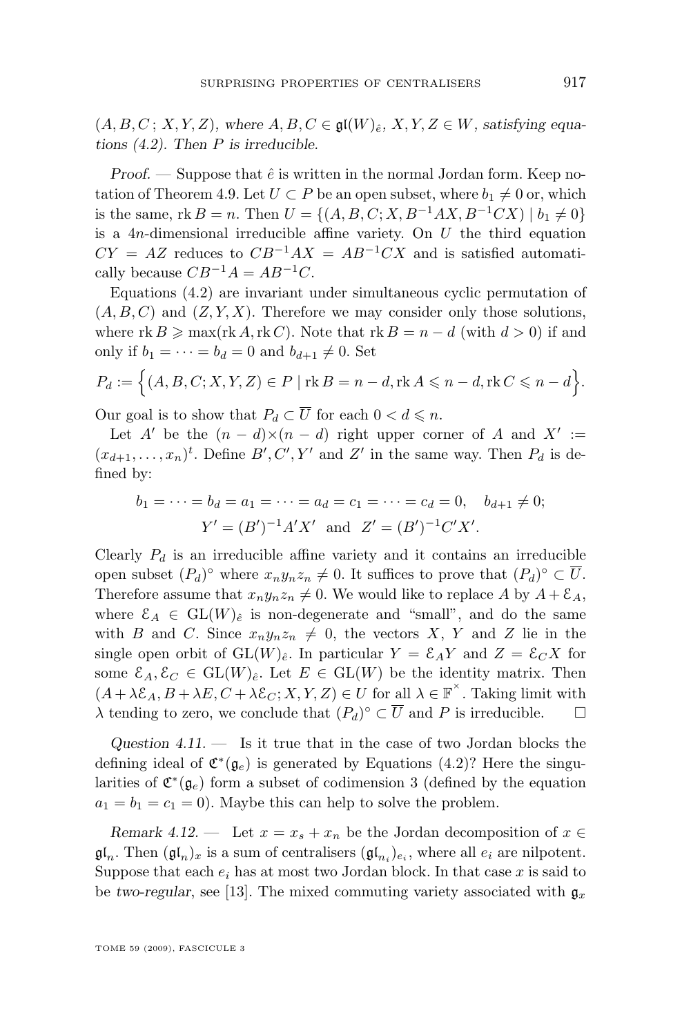$(A, B, C\,;\, X, Y, Z)$, *where* $A, B, C \in \mathfrak{gl}(W)_{\hat{e}}$, $X, Y, Z \in W$, *satisfying equations (4.2). Then* $P$ *is irreducible.*

*Proof.* — Suppose that $\hat{e}$ is written in the normal Jordan form. Keep notation of Theorem 4.9. Let $U \subset P$ be an open subset, where $b_1 \neq 0$ or, which is the same, $\operatorname{rk} B = n$. Then $U = \{(A, B, C; X, B^{-1}AX, B^{-1}CX) \mid b_1 \neq 0\}$ is a $4n$-dimensional irreducible affine variety. On $U$ the third equation $CY = AZ$ reduces to $CB^{-1}AX = AB^{-1}CX$ and is satisfied automatically because $CB^{-1}A = AB^{-1}C$.

Equations (4.2) are invariant under simultaneous cyclic permutation of $(A, B, C)$ and $(Z, Y, X)$. Therefore we may consider only those solutions, where $\operatorname{rk} B \geqslant \max(\operatorname{rk} A, \operatorname{rk} C)$. Note that $\operatorname{rk} B = n - d$ (with $d > 0$) if and only if $b_1 = \cdots = b_d = 0$ and $b_{d+1} \neq 0$. Set

$$P_d := \Big\{(A, B, C; X, Y, Z) \in P \mid \operatorname{rk} B = n - d, \operatorname{rk} A \leqslant n - d, \operatorname{rk} C \leqslant n - d\Big\}.$$

Our goal is to show that $P_d \subset \overline{U}$ for each $0 < d \leqslant n$.

Let $A'$ be the $(n-d)\times(n-d)$ right upper corner of $A$ and $X' := (x_{d+1}, \ldots, x_n)^t$. Define $B', C', Y'$ and $Z'$ in the same way. Then $P_d$ is defined by:

$$b_1 = \cdots = b_d = a_1 = \cdots = a_d = c_1 = \cdots = c_d = 0, \quad b_{d+1} \neq 0;$$
$$Y' = (B')^{-1}A'X' \ \text{ and } \ Z' = (B')^{-1}C'X'.$$

Clearly $P_d$ is an irreducible affine variety and it contains an irreducible open subset $(P_d)^\circ$ where $x_n y_n z_n \neq 0$. It suffices to prove that $(P_d)^\circ \subset \overline{U}$. Therefore assume that $x_n y_n z_n \neq 0$. We would like to replace $A$ by $A + \mathcal{E}_A$, where $\mathcal{E}_A \in \mathrm{GL}(W)_{\hat{e}}$ is non-degenerate and "small", and do the same with $B$ and $C$. Since $x_n y_n z_n \neq 0$, the vectors $X$, $Y$ and $Z$ lie in the single open orbit of $\mathrm{GL}(W)_{\hat{e}}$. In particular $Y = \mathcal{E}_A Y$ and $Z = \mathcal{E}_C X$ for some $\mathcal{E}_A, \mathcal{E}_C \in \mathrm{GL}(W)_{\hat{e}}$. Let $E \in \mathrm{GL}(W)$ be the identity matrix. Then $(A + \lambda\mathcal{E}_A, B + \lambda E, C + \lambda\mathcal{E}_C; X, Y, Z) \in U$ for all $\lambda \in \mathbb{F}^{\times}$. Taking limit with $\lambda$ tending to zero, we conclude that $(P_d)^\circ \subset \overline{U}$ and $P$ is irreducible. $\square$

*Question 4.11.* — Is it true that in the case of two Jordan blocks the defining ideal of $\mathfrak{C}^*(\mathfrak{g}_e)$ is generated by Equations (4.2)? Here the singularities of $\mathfrak{C}^*(\mathfrak{g}_e)$ form a subset of codimension 3 (defined by the equation $a_1 = b_1 = c_1 = 0$). Maybe this can help to solve the problem.

*Remark 4.12.* — Let $x = x_s + x_n$ be the Jordan decomposition of $x \in \mathfrak{gl}_n$. Then $(\mathfrak{gl}_n)_x$ is a sum of centralisers $(\mathfrak{gl}_{n_i})_{e_i}$, where all $e_i$ are nilpotent. Suppose that each $e_i$ has at most two Jordan block. In that case $x$ is said to be *two-regular*, see [13]. The mixed commuting variety associated with $\mathfrak{g}_x$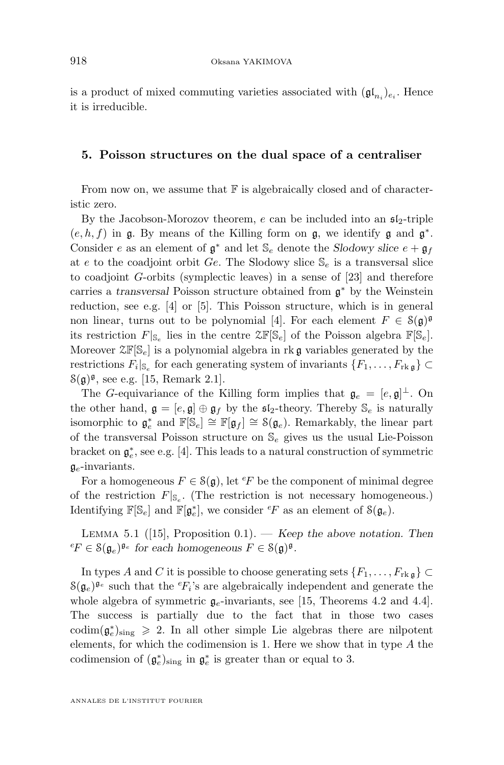is a product of mixed commuting varieties associated with $(\mathfrak{gl}_{n_i})_{e_i}$. Hence it is irreducible.

## 5. Poisson structures on the dual space of a centraliser

From now on, we assume that $\mathbb{F}$ is algebraically closed and of characteristic zero.

By the Jacobson-Morozov theorem, $e$ can be included into an $\mathfrak{sl}_2$-triple $(e, h, f)$ in $\mathfrak{g}$. By means of the Killing form on $\mathfrak{g}$, we identify $\mathfrak{g}$ and $\mathfrak{g}^*$. Consider $e$ as an element of $\mathfrak{g}^*$ and let $\mathbb{S}_e$ denote the *Slodowy slice* $e + \mathfrak{g}_f$ at $e$ to the coadjoint orbit $Ge$. The Slodowy slice $\mathbb{S}_e$ is a transversal slice to coadjoint $G$-orbits (symplectic leaves) in a sense of [23] and therefore carries a *transversal* Poisson structure obtained from $\mathfrak{g}^*$ by the Weinstein reduction, see e.g. [4] or [5]. This Poisson structure, which is in general non linear, turns out to be polynomial [4]. For each element $F \in \mathcal{S}(\mathfrak{g})^{\mathfrak{g}}$ its restriction $F|_{\mathbb{S}_e}$ lies in the centre $\mathcal{Z}\mathbb{F}[\mathbb{S}_e]$ of the Poisson algebra $\mathbb{F}[\mathbb{S}_e]$. Moreover $\mathcal{Z}\mathbb{F}[\mathbb{S}_e]$ is a polynomial algebra in $\operatorname{rk}\mathfrak{g}$ variables generated by the restrictions $F_i|_{\mathbb{S}_e}$ for each generating system of invariants $\{F_1, \ldots, F_{\operatorname{rk}\mathfrak{g}}\} \subset \mathcal{S}(\mathfrak{g})^{\mathfrak{g}}$, see e.g. [15, Remark 2.1].

The $G$-equivariance of the Killing form implies that $\mathfrak{g}_e = [e, \mathfrak{g}]^{\perp}$. On the other hand, $\mathfrak{g} = [e, \mathfrak{g}] \oplus \mathfrak{g}_f$ by the $\mathfrak{sl}_2$-theory. Thereby $\mathbb{S}_e$ is naturally isomorphic to $\mathfrak{g}_e^*$ and $\mathbb{F}[\mathbb{S}_e] \cong \mathbb{F}[\mathfrak{g}_f] \cong \mathcal{S}(\mathfrak{g}_e)$. Remarkably, the linear part of the transversal Poisson structure on $\mathbb{S}_e$ gives us the usual Lie-Poisson bracket on $\mathfrak{g}_e^*$, see e.g. [4]. This leads to a natural construction of symmetric $\mathfrak{g}_e$-invariants.

For a homogeneous $F \in \mathcal{S}(\mathfrak{g})$, let ${}^eF$ be the component of minimal degree of the restriction $F|_{\mathbb{S}_e}$. (The restriction is not necessary homogeneous.) Identifying $\mathbb{F}[\mathbb{S}_e]$ and $\mathbb{F}[\mathfrak{g}_e^*]$, we consider ${}^eF$ as an element of $\mathcal{S}(\mathfrak{g}_e)$.

Lemma 5.1 ([15], Proposition 0.1). — *Keep the above notation. Then* ${}^eF \in \mathcal{S}(\mathfrak{g}_e)^{\mathfrak{g}_e}$ *for each homogeneous* $F \in \mathcal{S}(\mathfrak{g})^{\mathfrak{g}}$.

In types $A$ and $C$ it is possible to choose generating sets $\{F_1, \ldots, F_{\operatorname{rk}\mathfrak{g}}\} \subset \mathcal{S}(\mathfrak{g}_e)^{\mathfrak{g}_e}$ such that the ${}^eF_i$'s are algebraically independent and generate the whole algebra of symmetric $\mathfrak{g}_e$-invariants, see [15, Theorems 4.2 and 4.4]. The success is partially due to the fact that in those two cases $\operatorname{codim}(\mathfrak{g}_e^*)_{\rm sing} \geqslant 2$. In all other simple Lie algebras there are nilpotent elements, for which the codimension is 1. Here we show that in type $A$ the codimension of $(\mathfrak{g}_e^*)_{\rm sing}$ in $\mathfrak{g}_e^*$ is greater than or equal to 3.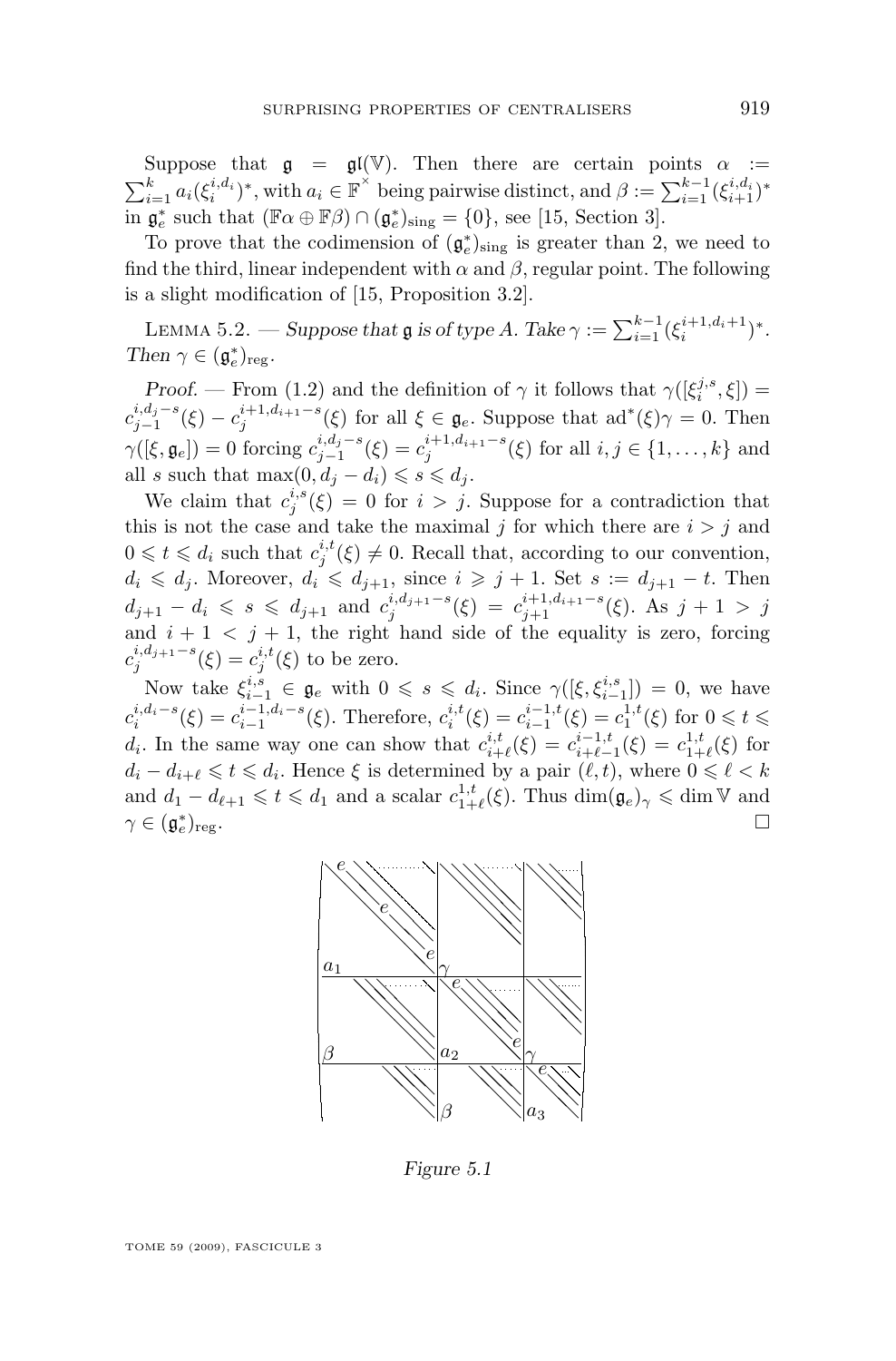Suppose that $\mathfrak{g} = \mathfrak{gl}(\mathbb{V})$. Then there are certain points $\alpha := \sum_{i=1}^{k} a_i(\xi_i^{i,d_i})^*$, with $a_i \in \mathbb{F}^\times$ being pairwise distinct, and $\beta := \sum_{i=1}^{k-1}(\xi_{i+1}^{i,d_i})^*$ in $\mathfrak{g}_e^*$ such that $(\mathbb{F}\alpha \oplus \mathbb{F}\beta) \cap (\mathfrak{g}_e^*)_{\rm sing} = \{0\}$, see [15, Section 3].

To prove that the codimension of $(\mathfrak{g}_e^*)_{\rm sing}$ is greater than 2, we need to find the third, linear independent with $\alpha$ and $\beta$, regular point. The following is a slight modification of [15, Proposition 3.2].

Lemma 5.2. — *Suppose that $\mathfrak{g}$ is of type A. Take $\gamma := \sum_{i=1}^{k-1}(\xi_i^{i+1,d_i+1})^*$. Then $\gamma \in (\mathfrak{g}_e^*)_{\rm reg}$.*

*Proof.* — From (1.2) and the definition of $\gamma$ it follows that $\gamma([\xi_i^{j,s}, \xi]) = c_{j-1}^{i,d_j-s}(\xi) - c_j^{i+1,d_{i+1}-s}(\xi)$ for all $\xi \in \mathfrak{g}_e$. Suppose that ${\rm ad}^*(\xi)\gamma = 0$. Then $\gamma([\xi, \mathfrak{g}_e]) = 0$ forcing $c_{j-1}^{i,d_j-s}(\xi) = c_j^{i+1,d_{i+1}-s}(\xi)$ for all $i, j \in \{1, \ldots, k\}$ and all $s$ such that $\max(0, d_j - d_i) \leqslant s \leqslant d_j$.

We claim that $c_j^{i,s}(\xi) = 0$ for $i > j$. Suppose for a contradiction that this is not the case and take the maximal $j$ for which there are $i > j$ and $0 \leqslant t \leqslant d_i$ such that $c_j^{i,t}(\xi) \neq 0$. Recall that, according to our convention, $d_i \leqslant d_j$. Moreover, $d_i \leqslant d_{j+1}$, since $i \geqslant j+1$. Set $s := d_{j+1} - t$. Then $d_{j+1} - d_i \leqslant s \leqslant d_{j+1}$ and $c_j^{i,d_{j+1}-s}(\xi) = c_{j+1}^{i+1,d_{i+1}-s}(\xi)$. As $j+1 > j$ and $i+1 < j+1$, the right hand side of the equality is zero, forcing $c_j^{i,d_{j+1}-s}(\xi) = c_j^{i,t}(\xi)$ to be zero.

Now take $\xi_{i-1}^{i,s} \in \mathfrak{g}_e$ with $0 \leqslant s \leqslant d_i$. Since $\gamma([\xi, \xi_{i-1}^{i,s}]) = 0$, we have $c_i^{i,d_i-s}(\xi) = c_{i-1}^{i-1,d_i-s}(\xi)$. Therefore, $c_i^{i,t}(\xi) = c_{i-1}^{i-1,t}(\xi) = c_1^{1,t}(\xi)$ for $0 \leqslant t \leqslant d_i$. In the same way one can show that $c_{i+\ell}^{i,t}(\xi) = c_{i+\ell-1}^{i-1,t}(\xi) = c_{1+\ell}^{1,t}(\xi)$ for $d_i - d_{i+\ell} \leqslant t \leqslant d_i$. Hence $\xi$ is determined by a pair $(\ell, t)$, where $0 \leqslant \ell < k$ and $d_1 - d_{\ell+1} \leqslant t \leqslant d_1$ and a scalar $c_{1+\ell}^{1,t}(\xi)$. Thus $\dim(\mathfrak{g}_e)_\gamma \leqslant \dim \mathbb{V}$ and $\gamma \in (\mathfrak{g}_e^*)_{\rm reg}$. $\square$

*Figure 5.1*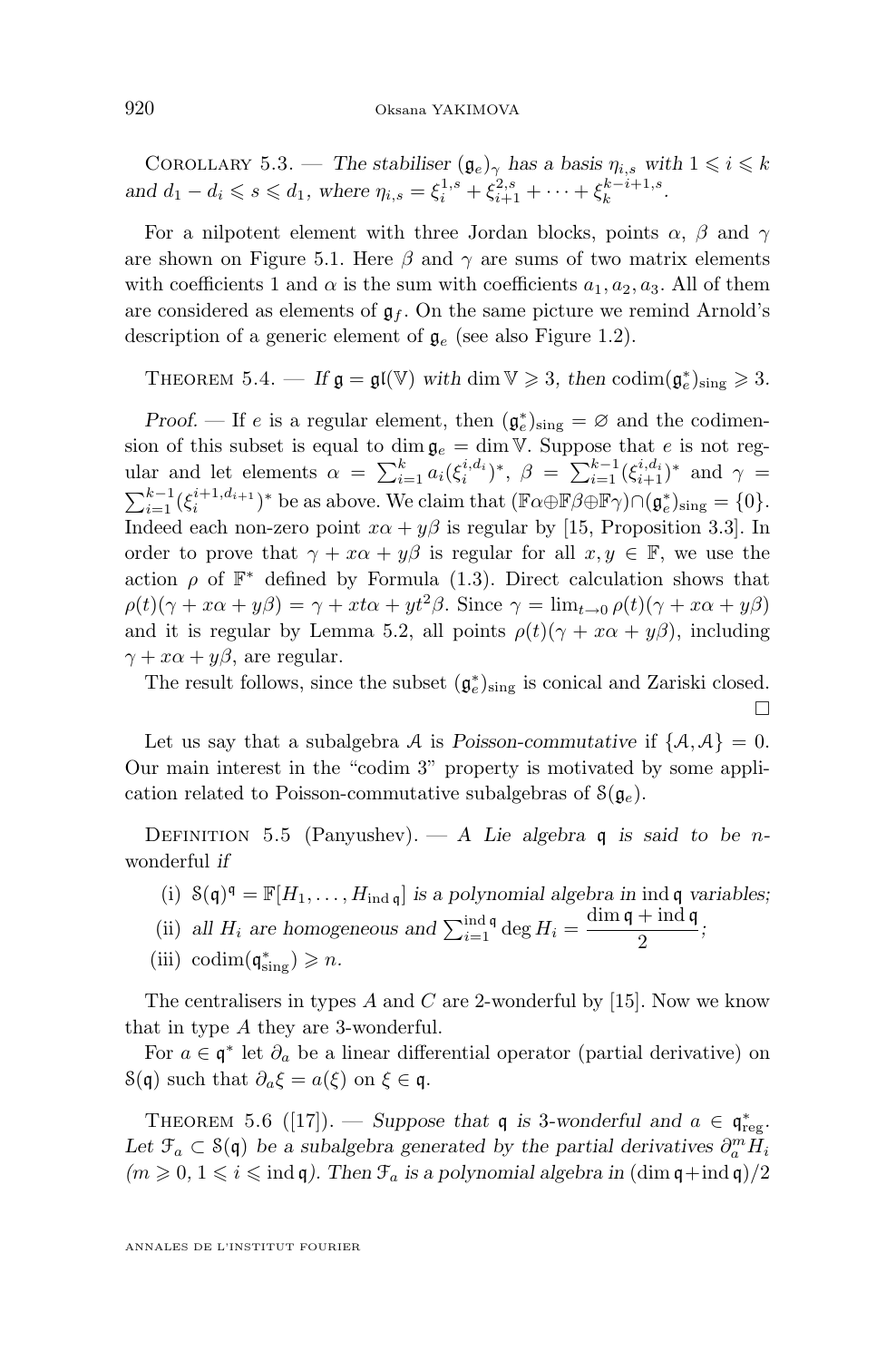Corollary 5.3. — *The stabiliser $(\mathfrak{g}_e)_\gamma$ has a basis $\eta_{i,s}$ with $1 \leqslant i \leqslant k$ and $d_1 - d_i \leqslant s \leqslant d_1$, where $\eta_{i,s} = \xi_i^{1,s} + \xi_{i+1}^{2,s} + \cdots + \xi_k^{k-i+1,s}$.*

For a nilpotent element with three Jordan blocks, points $\alpha$, $\beta$ and $\gamma$ are shown on Figure 5.1. Here $\beta$ and $\gamma$ are sums of two matrix elements with coefficients 1 and $\alpha$ is the sum with coefficients $a_1, a_2, a_3$. All of them are considered as elements of $\mathfrak{g}_f$. On the same picture we remind Arnold's description of a generic element of $\mathfrak{g}_e$ (see also Figure 1.2).

Theorem 5.4. — *If $\mathfrak{g} = \mathfrak{gl}(\mathbb{V})$ with $\dim \mathbb{V} \geqslant 3$, then $\operatorname{codim}(\mathfrak{g}_e^*)_{\rm sing} \geqslant 3$.*

*Proof.* — If $e$ is a regular element, then $(\mathfrak{g}_e^*)_{\rm sing} = \varnothing$ and the codimension of this subset is equal to $\dim \mathfrak{g}_e = \dim \mathbb{V}$. Suppose that $e$ is not regular and let elements $\alpha = \sum_{i=1}^{k} a_i (\xi_i^{i,d_i})^*$, $\beta = \sum_{i=1}^{k-1} (\xi_{i+1}^{i,d_i})^*$ and $\gamma = \sum_{i=1}^{k-1} (\xi_i^{i+1,d_{i+1}})^*$ be as above. We claim that $(\mathbb{F}\alpha \oplus \mathbb{F}\beta \oplus \mathbb{F}\gamma) \cap (\mathfrak{g}_e^*)_{\rm sing} = \{0\}$. Indeed each non-zero point $x\alpha + y\beta$ is regular by [15, Proposition 3.3]. In order to prove that $\gamma + x\alpha + y\beta$ is regular for all $x, y \in \mathbb{F}$, we use the action $\rho$ of $\mathbb{F}^*$ defined by Formula (1.3). Direct calculation shows that $\rho(t)(\gamma + x\alpha + y\beta) = \gamma + xt\alpha + yt^2\beta$. Since $\gamma = \lim_{t\to 0} \rho(t)(\gamma + x\alpha + y\beta)$ and it is regular by Lemma 5.2, all points $\rho(t)(\gamma + x\alpha + y\beta)$, including $\gamma + x\alpha + y\beta$, are regular.

The result follows, since the subset $(\mathfrak{g}_e^*)_{\rm sing}$ is conical and Zariski closed. $\square$

Let us say that a subalgebra $\mathcal{A}$ is *Poisson-commutative* if $\{\mathcal{A}, \mathcal{A}\} = 0$. Our main interest in the "codim 3" property is motivated by some application related to Poisson-commutative subalgebras of $\mathcal{S}(\mathfrak{g}_e)$.

Definition 5.5 (Panyushev). — *A Lie algebra $\mathfrak{q}$ is said to be $n$-wonderful if*

(i) $\mathcal{S}(\mathfrak{q})^{\mathfrak{q}} = \mathbb{F}[H_1, \ldots, H_{\operatorname{ind}\mathfrak{q}}]$ *is a polynomial algebra in* $\operatorname{ind}\mathfrak{q}$ *variables;*

(ii) *all $H_i$ are homogeneous and* $\sum_{i=1}^{\operatorname{ind}\mathfrak{q}} \deg H_i = \dfrac{\dim \mathfrak{q} + \operatorname{ind}\mathfrak{q}}{2}$;

(iii) $\operatorname{codim}(\mathfrak{q}_{\rm sing}^*) \geqslant n$.

The centralisers in types $A$ and $C$ are 2-wonderful by [15]. Now we know that in type $A$ they are 3-wonderful.

For $a \in \mathfrak{q}^*$ let $\partial_a$ be a linear differential operator (partial derivative) on $\mathcal{S}(\mathfrak{q})$ such that $\partial_a \xi = a(\xi)$ on $\xi \in \mathfrak{q}$.

Theorem 5.6 ([17]). — *Suppose that $\mathfrak{q}$ is 3-wonderful and $a \in \mathfrak{q}_{\rm reg}^*$. Let $\mathcal{F}_a \subset \mathcal{S}(\mathfrak{q})$ be a subalgebra generated by the partial derivatives $\partial_a^m H_i$ ($m \geqslant 0$, $1 \leqslant i \leqslant \operatorname{ind}\mathfrak{q}$). Then $\mathcal{F}_a$ is a polynomial algebra in $(\dim \mathfrak{q} + \operatorname{ind}\mathfrak{q})/2$*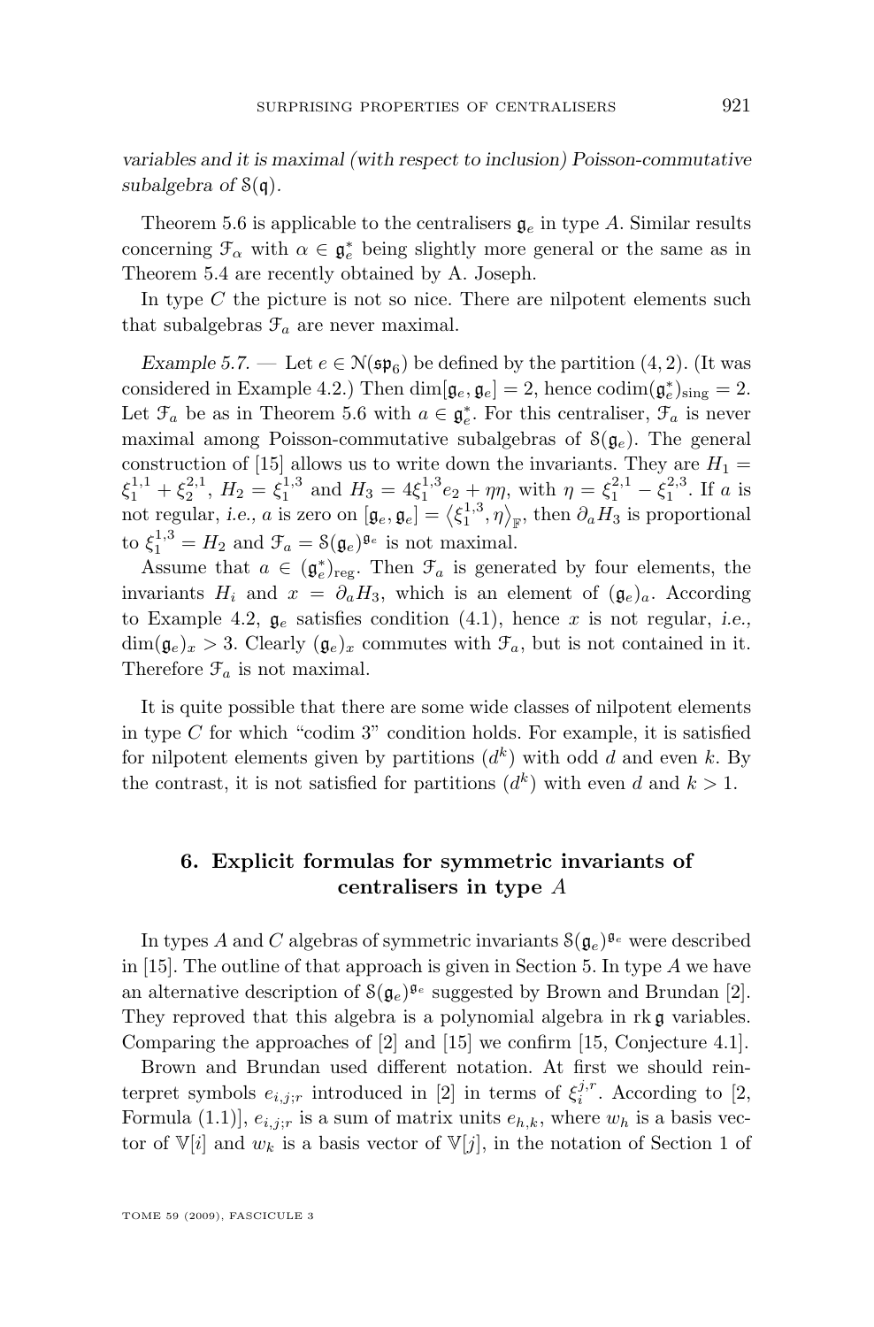*variables and it is maximal (with respect to inclusion) Poisson-commutative subalgebra of $\mathcal{S}(\mathfrak{q})$.*

Theorem 5.6 is applicable to the centralisers $\mathfrak{g}_e$ in type $A$. Similar results concerning $\mathcal{F}_\alpha$ with $\alpha \in \mathfrak{g}_e^*$ being slightly more general or the same as in Theorem 5.4 are recently obtained by A. Joseph.

In type $C$ the picture is not so nice. There are nilpotent elements such that subalgebras $\mathcal{F}_a$ are never maximal.

*Example 5.7.* — Let $e \in \mathcal{N}(\mathfrak{sp}_6)$ be defined by the partition $(4, 2)$. (It was considered in Example 4.2.) Then $\dim[\mathfrak{g}_e, \mathfrak{g}_e] = 2$, hence $\operatorname{codim}(\mathfrak{g}_e^*)_{\rm sing} = 2$. Let $\mathcal{F}_a$ be as in Theorem 5.6 with $a \in \mathfrak{g}_e^*$. For this centraliser, $\mathcal{F}_a$ is never maximal among Poisson-commutative subalgebras of $\mathcal{S}(\mathfrak{g}_e)$. The general construction of [15] allows us to write down the invariants. They are $H_1 = \xi_1^{1,1} + \xi_2^{2,1}$, $H_2 = \xi_1^{1,3}$ and $H_3 = 4\xi_1^{1,3} e_2 + \eta\eta$, with $\eta = \xi_1^{2,1} - \xi_1^{2,3}$. If $a$ is not regular, *i.e.*, $a$ is zero on $[\mathfrak{g}_e, \mathfrak{g}_e] = \left\langle \xi_1^{1,3}, \eta \right\rangle_{\mathbb{F}}$, then $\partial_a H_3$ is proportional to $\xi_1^{1,3} = H_2$ and $\mathcal{F}_a = \mathcal{S}(\mathfrak{g}_e)^{\mathfrak{g}_e}$ is not maximal.

Assume that $a \in (\mathfrak{g}_e^*)_{\rm reg}$. Then $\mathcal{F}_a$ is generated by four elements, the invariants $H_i$ and $x = \partial_a H_3$, which is an element of $(\mathfrak{g}_e)_a$. According to Example 4.2, $\mathfrak{g}_e$ satisfies condition (4.1), hence $x$ is not regular, *i.e.*, $\dim(\mathfrak{g}_e)_x > 3$. Clearly $(\mathfrak{g}_e)_x$ commutes with $\mathcal{F}_a$, but is not contained in it. Therefore $\mathcal{F}_a$ is not maximal.

It is quite possible that there are some wide classes of nilpotent elements in type $C$ for which "codim 3" condition holds. For example, it is satisfied for nilpotent elements given by partitions $(d^k)$ with odd $d$ and even $k$. By the contrast, it is not satisfied for partitions $(d^k)$ with even $d$ and $k > 1$.

## 6. Explicit formulas for symmetric invariants of centralisers in type $A$

In types $A$ and $C$ algebras of symmetric invariants $\mathcal{S}(\mathfrak{g}_e)^{\mathfrak{g}_e}$ were described in [15]. The outline of that approach is given in Section 5. In type $A$ we have an alternative description of $\mathcal{S}(\mathfrak{g}_e)^{\mathfrak{g}_e}$ suggested by Brown and Brundan [2]. They reproved that this algebra is a polynomial algebra in $\operatorname{rk}\mathfrak{g}$ variables. Comparing the approaches of [2] and [15] we confirm [15, Conjecture 4.1].

Brown and Brundan used different notation. At first we should reinterpret symbols $e_{i,j;r}$ introduced in [2] in terms of $\xi_i^{j,r}$. According to [2, Formula (1.1)], $e_{i,j;r}$ is a sum of matrix units $e_{h,k}$, where $w_h$ is a basis vector of $\mathbb{V}[i]$ and $w_k$ is a basis vector of $\mathbb{V}[j]$, in the notation of Section 1 of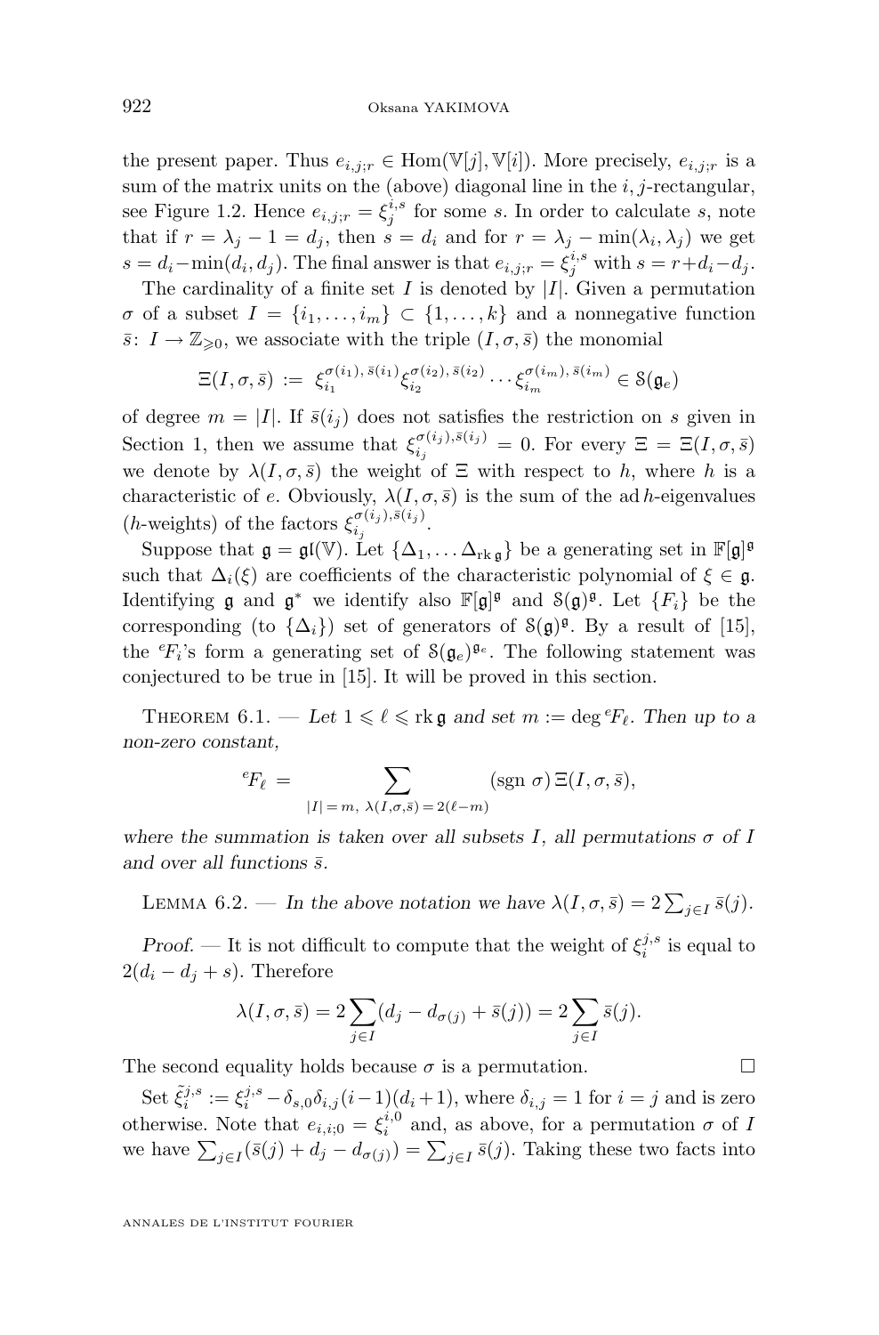the present paper. Thus $e_{i,j;r} \in \mathrm{Hom}(\mathbb{V}[j], \mathbb{V}[i])$. More precisely, $e_{i,j;r}$ is a sum of the matrix units on the (above) diagonal line in the $i,j$-rectangular, see Figure 1.2. Hence $e_{i,j;r} = \xi_j^{i,s}$ for some $s$. In order to calculate $s$, note that if $r = \lambda_j - 1 = d_j$, then $s = d_i$ and for $r = \lambda_j - \min(\lambda_i, \lambda_j)$ we get $s = d_i - \min(d_i, d_j)$. The final answer is that $e_{i,j;r} = \xi_j^{i,s}$ with $s = r + d_i - d_j$.

The cardinality of a finite set $I$ is denoted by $|I|$. Given a permutation $\sigma$ of a subset $I = \{i_1, \ldots, i_m\} \subset \{1, \ldots, k\}$ and a nonnegative function $\bar{s}\colon I \to \mathbb{Z}_{\geqslant 0}$, we associate with the triple $(I, \sigma, \bar{s})$ the monomial

$$\Xi(I, \sigma, \bar{s}) := \xi_{i_1}^{\sigma(i_1),\, \bar{s}(i_1)} \xi_{i_2}^{\sigma(i_2),\, \bar{s}(i_2)} \cdots \xi_{i_m}^{\sigma(i_m),\, \bar{s}(i_m)} \in \mathcal{S}(\mathfrak{g}_e)$$

of degree $m = |I|$. If $\bar{s}(i_j)$ does not satisfies the restriction on $s$ given in Section 1, then we assume that $\xi_{i_j}^{\sigma(i_j), \bar{s}(i_j)} = 0$. For every $\Xi = \Xi(I, \sigma, \bar{s})$ we denote by $\lambda(I, \sigma, \bar{s})$ the weight of $\Xi$ with respect to $h$, where $h$ is a characteristic of $e$. Obviously, $\lambda(I, \sigma, \bar{s})$ is the sum of the $\mathrm{ad}\, h$-eigenvalues ($h$-weights) of the factors $\xi_{i_j}^{\sigma(i_j), \bar{s}(i_j)}$.

Suppose that $\mathfrak{g} = \mathfrak{gl}(\mathbb{V})$. Let $\{\Delta_1, \ldots \Delta_{\mathrm{rk}\, \mathfrak{g}}\}$ be a generating set in $\mathbb{F}[\mathfrak{g}]^{\mathfrak{g}}$ such that $\Delta_i(\xi)$ are coefficients of the characteristic polynomial of $\xi \in \mathfrak{g}$. Identifying $\mathfrak{g}$ and $\mathfrak{g}^*$ we identify also $\mathbb{F}[\mathfrak{g}]^{\mathfrak{g}}$ and $\mathcal{S}(\mathfrak{g})^{\mathfrak{g}}$. Let $\{F_i\}$ be the corresponding (to $\{\Delta_i\}$) set of generators of $\mathcal{S}(\mathfrak{g})^{\mathfrak{g}}$. By a result of [15], the ${}^e\!F_i$'s form a generating set of $\mathcal{S}(\mathfrak{g}_e)^{\mathfrak{g}_e}$. The following statement was conjectured to be true in [15]. It will be proved in this section.

Theorem 6.1. — *Let $1 \leqslant \ell \leqslant \mathrm{rk}\, \mathfrak{g}$ and set $m := \deg {}^e\!F_\ell$. Then up to a non-zero constant,*

$${}^e\!F_\ell = \sum_{|I| = m,\ \lambda(I,\sigma,\bar{s}) = 2(\ell - m)} (\mathrm{sgn}\ \sigma)\, \Xi(I, \sigma, \bar{s}),$$

*where the summation is taken over all subsets $I$, all permutations $\sigma$ of $I$ and over all functions $\bar{s}$.*

Lemma 6.2. — *In the above notation we have $\lambda(I, \sigma, \bar{s}) = 2\sum_{j \in I} \bar{s}(j)$.*

*Proof.* — It is not difficult to compute that the weight of $\xi_i^{j,s}$ is equal to $2(d_i - d_j + s)$. Therefore

$$\lambda(I, \sigma, \bar{s}) = 2\sum_{j \in I} (d_j - d_{\sigma(j)} + \bar{s}(j)) = 2\sum_{j \in I} \bar{s}(j).$$

The second equality holds because $\sigma$ is a permutation. $\square$

Set $\tilde{\xi}_i^{j,s} := \xi_i^{j,s} - \delta_{s,0}\delta_{i,j}(i-1)(d_i+1)$, where $\delta_{i,j} = 1$ for $i = j$ and is zero otherwise. Note that $e_{i,i;0} = \xi_i^{i,0}$ and, as above, for a permutation $\sigma$ of $I$ we have $\sum_{j \in I} (\bar{s}(j) + d_j - d_{\sigma(j)}) = \sum_{j \in I} \bar{s}(j)$. Taking these two facts into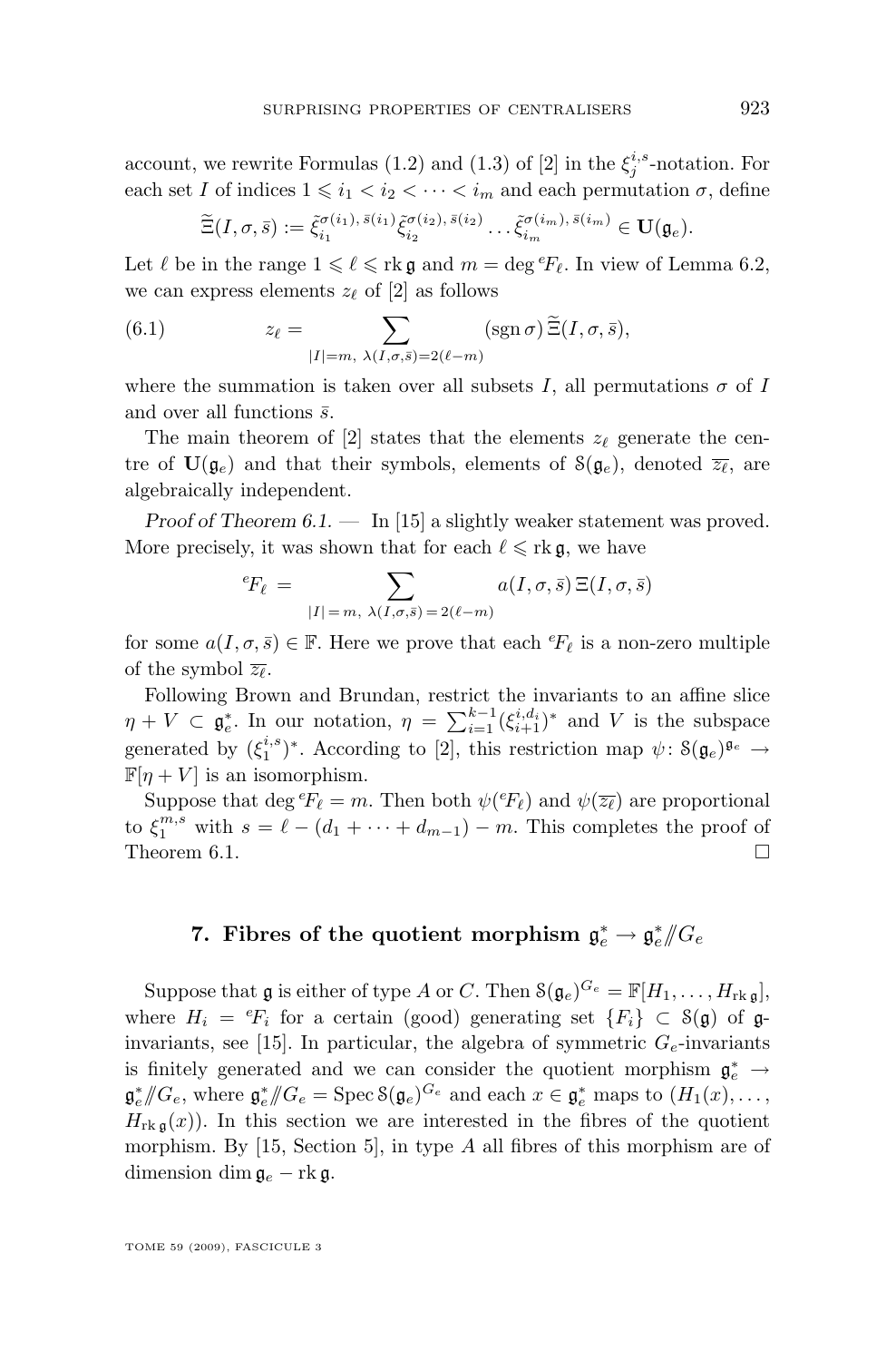account, we rewrite Formulas (1.2) and (1.3) of [2] in the $\xi_j^{i,s}$-notation. For each set $I$ of indices $1 \leqslant i_1 < i_2 < \cdots < i_m$ and each permutation $\sigma$, define

$$\widetilde{\Xi}(I,\sigma,\bar{s}) := \tilde{\xi}_{i_1}^{\sigma(i_1),\,\bar{s}(i_1)}\tilde{\xi}_{i_2}^{\sigma(i_2),\,\bar{s}(i_2)}\ldots\tilde{\xi}_{i_m}^{\sigma(i_m),\,\bar{s}(i_m)} \in \mathbf{U}(\mathfrak{g}_e).$$

Let $\ell$ be in the range $1 \leqslant \ell \leqslant \operatorname{rk}\mathfrak{g}$ and $m = \deg {}^e\!F_\ell$. In view of Lemma 6.2, we can express elements $z_\ell$ of [2] as follows

$$z_\ell = \sum_{|I|=m,\ \lambda(I,\sigma,\bar{s})=2(\ell-m)} (\operatorname{sgn}\sigma)\,\widetilde{\Xi}(I,\sigma,\bar{s}), \tag{6.1}$$

where the summation is taken over all subsets $I$, all permutations $\sigma$ of $I$ and over all functions $\bar{s}$.

The main theorem of [2] states that the elements $z_\ell$ generate the centre of $\mathbf{U}(\mathfrak{g}_e)$ and that their symbols, elements of $\mathcal{S}(\mathfrak{g}_e)$, denoted $\overline{z_\ell}$, are algebraically independent.

*Proof of Theorem 6.1.* — In [15] a slightly weaker statement was proved. More precisely, it was shown that for each $\ell \leqslant \operatorname{rk}\mathfrak{g}$, we have

$${}^e\!F_\ell = \sum_{|I|=m,\ \lambda(I,\sigma,\bar{s})=2(\ell-m)} a(I,\sigma,\bar{s})\,\Xi(I,\sigma,\bar{s})$$

for some $a(I,\sigma,\bar{s}) \in \mathbb{F}$. Here we prove that each ${}^e\!F_\ell$ is a non-zero multiple of the symbol $\overline{z_\ell}$.

Following Brown and Brundan, restrict the invariants to an affine slice $\eta + V \subset \mathfrak{g}_e^*$. In our notation, $\eta = \sum_{i=1}^{k-1}(\xi_{i+1}^{i,d_i})^*$ and $V$ is the subspace generated by $(\xi_1^{i,s})^*$. According to [2], this restriction map $\psi\colon \mathcal{S}(\mathfrak{g}_e)^{\mathfrak{g}_e} \to \mathbb{F}[\eta+V]$ is an isomorphism.

Suppose that $\deg {}^e\!F_\ell = m$. Then both $\psi({}^e\!F_\ell)$ and $\psi(\overline{z_\ell})$ are proportional to $\xi_1^{m,s}$ with $s = \ell - (d_1 + \cdots + d_{m-1}) - m$. This completes the proof of Theorem 6.1. $\square$

## 7. Fibres of the quotient morphism $\mathfrak{g}_e^* \to \mathfrak{g}_e^*/\!\!/G_e$

Suppose that $\mathfrak{g}$ is either of type $A$ or $C$. Then $\mathcal{S}(\mathfrak{g}_e)^{G_e} = \mathbb{F}[H_1,\ldots,H_{\operatorname{rk}\mathfrak{g}}]$, where $H_i = {}^e\!F_i$ for a certain (good) generating set $\{F_i\} \subset \mathcal{S}(\mathfrak{g})$ of $\mathfrak{g}$-invariants, see [15]. In particular, the algebra of symmetric $G_e$-invariants is finitely generated and we can consider the quotient morphism $\mathfrak{g}_e^* \to \mathfrak{g}_e^*/\!\!/G_e$, where $\mathfrak{g}_e^*/\!\!/G_e = \operatorname{Spec}\mathcal{S}(\mathfrak{g}_e)^{G_e}$ and each $x \in \mathfrak{g}_e^*$ maps to $(H_1(x),\ldots, H_{\operatorname{rk}\mathfrak{g}}(x))$. In this section we are interested in the fibres of the quotient morphism. By [15, Section 5], in type $A$ all fibres of this morphism are of dimension $\dim\mathfrak{g}_e - \operatorname{rk}\mathfrak{g}$.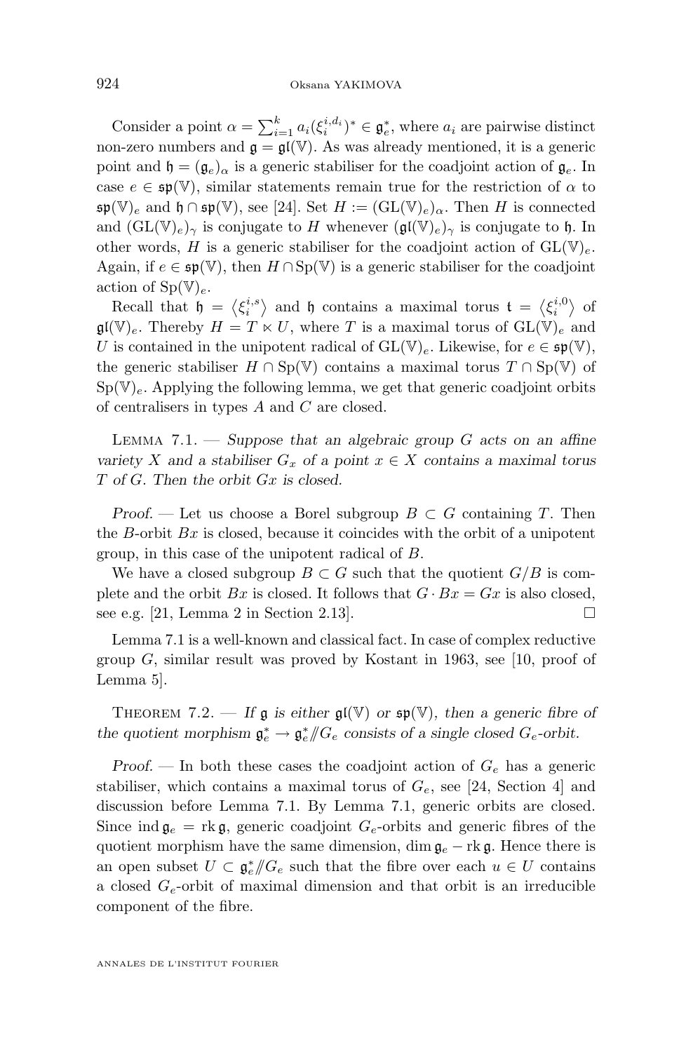Consider a point $\alpha = \sum_{i=1}^{k} a_i (\xi_i^{i,d_i})^* \in \mathfrak{g}_e^*$, where $a_i$ are pairwise distinct non-zero numbers and $\mathfrak{g} = \mathfrak{gl}(\mathbb{V})$. As was already mentioned, it is a generic point and $\mathfrak{h} = (\mathfrak{g}_e)_\alpha$ is a generic stabiliser for the coadjoint action of $\mathfrak{g}_e$. In case $e \in \mathfrak{sp}(\mathbb{V})$, similar statements remain true for the restriction of $\alpha$ to $\mathfrak{sp}(\mathbb{V})_e$ and $\mathfrak{h} \cap \mathfrak{sp}(\mathbb{V})$, see [24]. Set $H := (\mathrm{GL}(\mathbb{V})_e)_\alpha$. Then $H$ is connected and $(\mathrm{GL}(\mathbb{V})_e)_\gamma$ is conjugate to $H$ whenever $(\mathfrak{gl}(\mathbb{V})_e)_\gamma$ is conjugate to $\mathfrak{h}$. In other words, $H$ is a generic stabiliser for the coadjoint action of $\mathrm{GL}(\mathbb{V})_e$. Again, if $e \in \mathfrak{sp}(\mathbb{V})$, then $H \cap \mathrm{Sp}(\mathbb{V})$ is a generic stabiliser for the coadjoint action of $\mathrm{Sp}(\mathbb{V})_e$.

Recall that $\mathfrak{h} = \left\langle \xi_i^{i,s} \right\rangle$ and $\mathfrak{h}$ contains a maximal torus $\mathfrak{t} = \left\langle \xi_i^{i,0} \right\rangle$ of $\mathfrak{gl}(\mathbb{V})_e$. Thereby $H = T \ltimes U$, where $T$ is a maximal torus of $\mathrm{GL}(\mathbb{V})_e$ and $U$ is contained in the unipotent radical of $\mathrm{GL}(\mathbb{V})_e$. Likewise, for $e \in \mathfrak{sp}(\mathbb{V})$, the generic stabiliser $H \cap \mathrm{Sp}(\mathbb{V})$ contains a maximal torus $T \cap \mathrm{Sp}(\mathbb{V})$ of $\mathrm{Sp}(\mathbb{V})_e$. Applying the following lemma, we get that generic coadjoint orbits of centralisers in types $A$ and $C$ are closed.

Lemma 7.1. — *Suppose that an algebraic group $G$ acts on an affine variety $X$ and a stabiliser $G_x$ of a point $x \in X$ contains a maximal torus $T$ of $G$. Then the orbit $Gx$ is closed.*

*Proof.* — Let us choose a Borel subgroup $B \subset G$ containing $T$. Then the $B$-orbit $Bx$ is closed, because it coincides with the orbit of a unipotent group, in this case of the unipotent radical of $B$.

We have a closed subgroup $B \subset G$ such that the quotient $G/B$ is complete and the orbit $Bx$ is closed. It follows that $G \cdot Bx = Gx$ is also closed, see e.g. [21, Lemma 2 in Section 2.13]. □

Lemma 7.1 is a well-known and classical fact. In case of complex reductive group $G$, similar result was proved by Kostant in 1963, see [10, proof of Lemma 5].

Theorem 7.2. — *If $\mathfrak{g}$ is either $\mathfrak{gl}(\mathbb{V})$ or $\mathfrak{sp}(\mathbb{V})$, then a generic fibre of the quotient morphism $\mathfrak{g}_e^* \to \mathfrak{g}_e^* /\!\!/ G_e$ consists of a single closed $G_e$-orbit.*

*Proof.* — In both these cases the coadjoint action of $G_e$ has a generic stabiliser, which contains a maximal torus of $G_e$, see [24, Section 4] and discussion before Lemma 7.1. By Lemma 7.1, generic orbits are closed. Since $\operatorname{ind} \mathfrak{g}_e = \operatorname{rk} \mathfrak{g}$, generic coadjoint $G_e$-orbits and generic fibres of the quotient morphism have the same dimension, $\dim \mathfrak{g}_e - \operatorname{rk} \mathfrak{g}$. Hence there is an open subset $U \subset \mathfrak{g}_e^* /\!\!/ G_e$ such that the fibre over each $u \in U$ contains a closed $G_e$-orbit of maximal dimension and that orbit is an irreducible component of the fibre.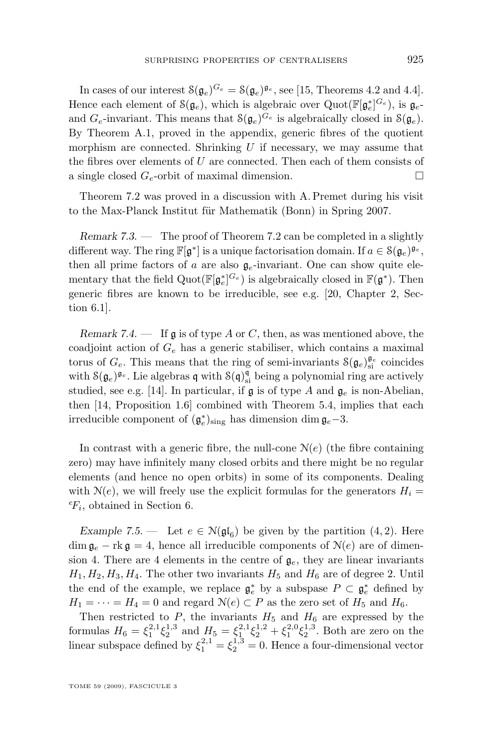In cases of our interest $\mathcal{S}(\mathfrak{g}_e)^{G_e} = \mathcal{S}(\mathfrak{g}_e)^{\mathfrak{g}_e}$, see [15, Theorems 4.2 and 4.4]. Hence each element of $\mathcal{S}(\mathfrak{g}_e)$, which is algebraic over $\mathrm{Quot}(\mathbb{F}[\mathfrak{g}_e^*]^{G_e})$, is $\mathfrak{g}_e$- and $G_e$-invariant. This means that $\mathcal{S}(\mathfrak{g}_e)^{G_e}$ is algebraically closed in $\mathcal{S}(\mathfrak{g}_e)$. By Theorem A.1, proved in the appendix, generic fibres of the quotient morphism are connected. Shrinking $U$ if necessary, we may assume that the fibres over elements of $U$ are connected. Then each of them consists of a single closed $G_e$-orbit of maximal dimension. □

Theorem 7.2 was proved in a discussion with A. Premet during his visit to the Max-Planck Institut für Mathematik (Bonn) in Spring 2007.

*Remark 7.3.* — The proof of Theorem 7.2 can be completed in a slightly different way. The ring $\mathbb{F}[\mathfrak{g}^*]$ is a unique factorisation domain. If $a \in \mathcal{S}(\mathfrak{g}_e)^{\mathfrak{g}_e}$, then all prime factors of $a$ are also $\mathfrak{g}_e$-invariant. One can show quite elementary that the field $\mathrm{Quot}(\mathbb{F}[\mathfrak{g}_e^*]^{G_e})$ is algebraically closed in $\mathbb{F}(\mathfrak{g}^*)$. Then generic fibres are known to be irreducible, see e.g. [20, Chapter 2, Section 6.1].

*Remark 7.4.* — If $\mathfrak{g}$ is of type $A$ or $C$, then, as was mentioned above, the coadjoint action of $G_e$ has a generic stabiliser, which contains a maximal torus of $G_e$. This means that the ring of semi-invariants $\mathcal{S}(\mathfrak{g}_e)^{\mathfrak{g}_e}_{\rm si}$ coincides with $\mathcal{S}(\mathfrak{g}_e)^{\mathfrak{g}_e}$. Lie algebras $\mathfrak{q}$ with $\mathcal{S}(\mathfrak{q})^{\mathfrak{q}}_{\rm si}$ being a polynomial ring are actively studied, see e.g. [14]. In particular, if $\mathfrak{g}$ is of type $A$ and $\mathfrak{g}_e$ is non-Abelian, then [14, Proposition 1.6] combined with Theorem 5.4, implies that each irreducible component of $(\mathfrak{g}_e^*)_{\rm sing}$ has dimension $\dim\mathfrak{g}_e - 3$.

In contrast with a generic fibre, the null-cone $\mathcal{N}(e)$ (the fibre containing zero) may have infinitely many closed orbits and there might be no regular elements (and hence no open orbits) in some of its components. Dealing with $\mathcal{N}(e)$, we will freely use the explicit formulas for the generators $H_i = {}^eF_i$, obtained in Section 6.

*Example 7.5.* — Let $e \in \mathcal{N}(\mathfrak{gl}_6)$ be given by the partition $(4,2)$. Here $\dim\mathfrak{g}_e - \mathrm{rk}\,\mathfrak{g} = 4$, hence all irreducible components of $\mathcal{N}(e)$ are of dimension 4. There are 4 elements in the centre of $\mathfrak{g}_e$, they are linear invariants $H_1, H_2, H_3, H_4$. The other two invariants $H_5$ and $H_6$ are of degree 2. Until the end of the example, we replace $\mathfrak{g}_e^*$ by a subspase $P \subset \mathfrak{g}_e^*$ defined by $H_1 = \dots = H_4 = 0$ and regard $\mathcal{N}(e) \subset P$ as the zero set of $H_5$ and $H_6$.

Then restricted to $P$, the invariants $H_5$ and $H_6$ are expressed by the formulas $H_6 = \xi_1^{2,1}\xi_2^{1,3}$ and $H_5 = \xi_1^{2,1}\xi_2^{1,2} + \xi_1^{2,0}\xi_2^{1,3}$. Both are zero on the linear subspace defined by $\xi_1^{2,1} = \xi_2^{1,3} = 0$. Hence a four-dimensional vector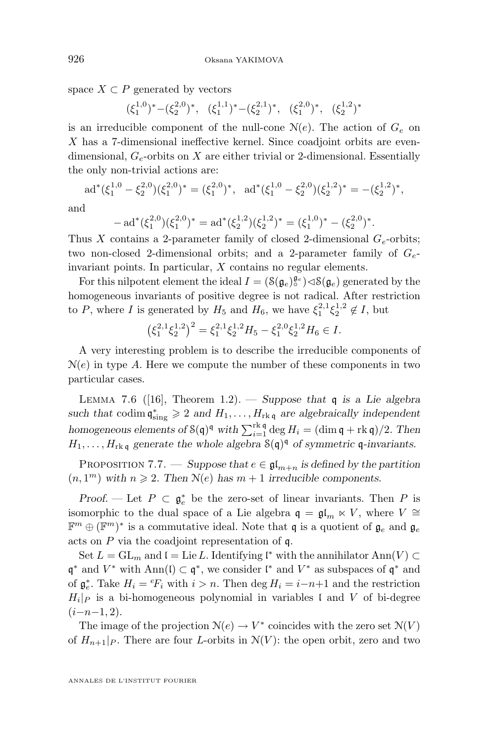space $X \subset P$ generated by vectors

$$(\xi_1^{1,0})^* - (\xi_2^{2,0})^*, \quad (\xi_1^{1,1})^* - (\xi_2^{2,1})^*, \quad (\xi_1^{2,0})^*, \quad (\xi_2^{1,2})^*$$

is an irreducible component of the null-cone $\mathcal{N}(e)$. The action of $G_e$ on $X$ has a 7-dimensional ineffective kernel. Since coadjoint orbits are even-dimensional, $G_e$-orbits on $X$ are either trivial or 2-dimensional. Essentially the only non-trivial actions are:

$$\operatorname{ad}^*(\xi_1^{1,0} - \xi_2^{2,0})(\xi_1^{2,0})^* = (\xi_1^{2,0})^*, \quad \operatorname{ad}^*(\xi_1^{1,0} - \xi_2^{2,0})(\xi_2^{1,2})^* = -(\xi_2^{1,2})^*,$$

and

$$-\operatorname{ad}^*(\xi_1^{2,0})(\xi_1^{2,0})^* = \operatorname{ad}^*(\xi_2^{1,2})(\xi_2^{1,2})^* = (\xi_1^{1,0})^* - (\xi_2^{2,0})^*.$$

Thus $X$ contains a 2-parameter family of closed 2-dimensional $G_e$-orbits; two non-closed 2-dimensional orbits; and a 2-parameter family of $G_e$-invariant points. In particular, $X$ contains no regular elements.

For this nilpotent element the ideal $I = (\mathcal{S}(\mathfrak{g}_e)_\circ^{\mathfrak{g}_e}) \lhd \mathcal{S}(\mathfrak{g}_e)$ generated by the homogeneous invariants of positive degree is not radical. After restriction to $P$, where $I$ is generated by $H_5$ and $H_6$, we have $\xi_1^{2,1}\xi_2^{1,2} \notin I$, but

$$\left(\xi_1^{2,1}\xi_2^{1,2}\right)^2 = \xi_1^{2,1}\xi_2^{1,2}H_5 - \xi_1^{2,0}\xi_2^{1,2}H_6 \in I.$$

A very interesting problem is to describe the irreducible components of $\mathcal{N}(e)$ in type $A$. Here we compute the number of these components in two particular cases.

Lemma 7.6 ([16], Theorem 1.2). — *Suppose that $\mathfrak{q}$ is a Lie algebra such that $\operatorname{codim} \mathfrak{q}^*_{\rm sing} \geqslant 2$ and $H_1, \dots, H_{\operatorname{rk}\mathfrak{q}}$ are algebraically independent homogeneous elements of $\mathcal{S}(\mathfrak{q})^{\mathfrak{q}}$ with $\sum_{i=1}^{\operatorname{rk}\mathfrak{q}} \deg H_i = (\dim \mathfrak{q} + \operatorname{rk}\mathfrak{q})/2$. Then $H_1, \dots, H_{\operatorname{rk}\mathfrak{q}}$ generate the whole algebra $\mathcal{S}(\mathfrak{q})^{\mathfrak{q}}$ of symmetric $\mathfrak{q}$-invariants.*

Proposition 7.7. — *Suppose that $e \in \mathfrak{gl}_{m+n}$ is defined by the partition $(n, 1^m)$ with $n \geqslant 2$. Then $\mathcal{N}(e)$ has $m+1$ irreducible components.*

*Proof.* — Let $P \subset \mathfrak{g}_e^*$ be the zero-set of linear invariants. Then $P$ is isomorphic to the dual space of a Lie algebra $\mathfrak{q} = \mathfrak{gl}_m \ltimes V$, where $V \cong \mathbb{F}^m \oplus (\mathbb{F}^m)^*$ is a commutative ideal. Note that $\mathfrak{q}$ is a quotient of $\mathfrak{g}_e$ and $\mathfrak{g}_e$ acts on $P$ via the coadjoint representation of $\mathfrak{q}$.

Set $L = \mathrm{GL}_m$ and $\mathfrak{l} = \operatorname{Lie} L$. Identifying $\mathfrak{l}^*$ with the annihilator $\operatorname{Ann}(V) \subset \mathfrak{q}^*$ and $V^*$ with $\operatorname{Ann}(\mathfrak{l}) \subset \mathfrak{q}^*$, we consider $\mathfrak{l}^*$ and $V^*$ as subspaces of $\mathfrak{q}^*$ and of $\mathfrak{g}_e^*$. Take $H_i = {}^eF_i$ with $i > n$. Then $\deg H_i = i-n+1$ and the restriction $H_i|_P$ is a bi-homogeneous polynomial in variables $\mathfrak{l}$ and $V$ of bi-degree $(i-n-1, 2)$.

The image of the projection $\mathcal{N}(e) \to V^*$ coincides with the zero set $\mathcal{N}(V)$ of $H_{n+1}|_P$. There are four $L$-orbits in $\mathcal{N}(V)$: the open orbit, zero and two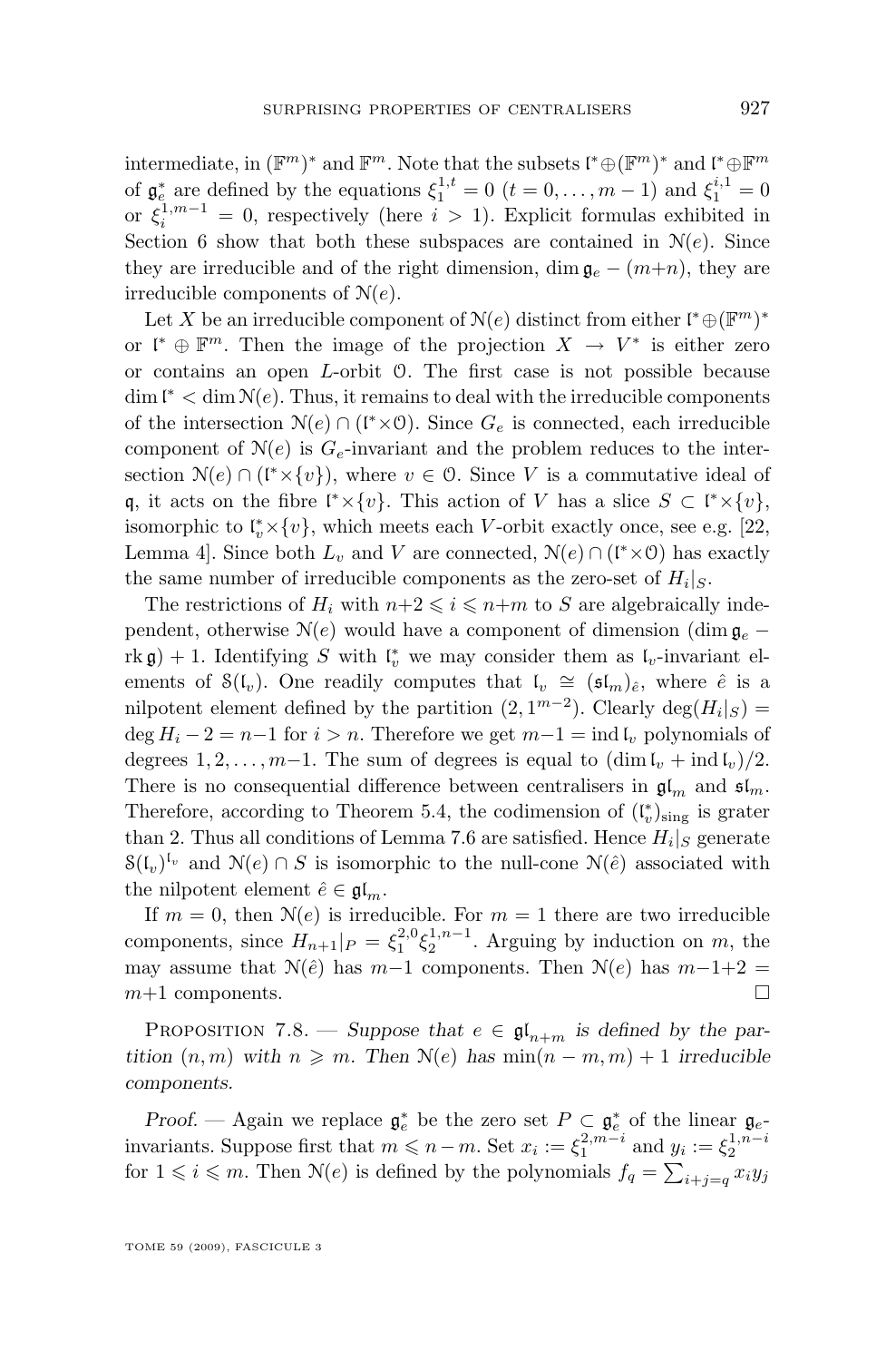intermediate, in $(\mathbb{F}^m)^*$ and $\mathbb{F}^m$. Note that the subsets $\mathfrak{l}^*\oplus(\mathbb{F}^m)^*$ and $\mathfrak{l}^*\oplus\mathbb{F}^m$ of $\mathfrak{g}_e^*$ are defined by the equations $\xi_1^{1,t}=0$ $(t=0,\ldots,m-1)$ and $\xi_1^{i,1}=0$ or $\xi_i^{1,m-1}=0$, respectively (here $i>1$). Explicit formulas exhibited in Section 6 show that both these subspaces are contained in $\mathcal{N}(e)$. Since they are irreducible and of the right dimension, $\dim\mathfrak{g}_e-(m+n)$, they are irreducible components of $\mathcal{N}(e)$.

Let $X$ be an irreducible component of $\mathcal{N}(e)$ distinct from either $\mathfrak{l}^*\oplus(\mathbb{F}^m)^*$ or $\mathfrak{l}^*\oplus\mathbb{F}^m$. Then the image of the projection $X\to V^*$ is either zero or contains an open $L$-orbit $\mathcal{O}$. The first case is not possible because $\dim\mathfrak{l}^*<\dim\mathcal{N}(e)$. Thus, it remains to deal with the irreducible components of the intersection $\mathcal{N}(e)\cap(\mathfrak{l}^*{\times}\mathcal{O})$. Since $G_e$ is connected, each irreducible component of $\mathcal{N}(e)$ is $G_e$-invariant and the problem reduces to the intersection $\mathcal{N}(e)\cap(\mathfrak{l}^*{\times}\{v\})$, where $v\in\mathcal{O}$. Since $V$ is a commutative ideal of $\mathfrak{q}$, it acts on the fibre $\mathfrak{l}^*{\times}\{v\}$. This action of $V$ has a slice $S\subset\mathfrak{l}^*{\times}\{v\}$, isomorphic to $\mathfrak{l}_v^*{\times}\{v\}$, which meets each $V$-orbit exactly once, see e.g. [22, Lemma 4]. Since both $L_v$ and $V$ are connected, $\mathcal{N}(e)\cap(\mathfrak{l}^*{\times}\mathcal{O})$ has exactly the same number of irreducible components as the zero-set of $H_i|_S$.

The restrictions of $H_i$ with $n+2\leqslant i\leqslant n+m$ to $S$ are algebraically independent, otherwise $\mathcal{N}(e)$ would have a component of dimension $(\dim\mathfrak{g}_e-\operatorname{rk}\mathfrak{g})+1$. Identifying $S$ with $\mathfrak{l}_v^*$ we may consider them as $\mathfrak{l}_v$-invariant elements of $\mathcal{S}(\mathfrak{l}_v)$. One readily computes that $\mathfrak{l}_v\cong(\mathfrak{sl}_m)_{\hat e}$, where $\hat e$ is a nilpotent element defined by the partition $(2,1^{m-2})$. Clearly $\deg(H_i|_S)=\deg H_i-2=n-1$ for $i>n$. Therefore we get $m-1=\operatorname{ind}\mathfrak{l}_v$ polynomials of degrees $1,2,\ldots,m-1$. The sum of degrees is equal to $(\dim\mathfrak{l}_v+\operatorname{ind}\mathfrak{l}_v)/2$. There is no consequential difference between centralisers in $\mathfrak{gl}_m$ and $\mathfrak{sl}_m$. Therefore, according to Theorem 5.4, the codimension of $(\mathfrak{l}_v^*)_{\rm sing}$ is grater than 2. Thus all conditions of Lemma 7.6 are satisfied. Hence $H_i|_S$ generate $\mathcal{S}(\mathfrak{l}_v)^{\mathfrak{l}_v}$ and $\mathcal{N}(e)\cap S$ is isomorphic to the null-cone $\mathcal{N}(\hat e)$ associated with the nilpotent element $\hat e\in\mathfrak{gl}_m$.

If $m=0$, then $\mathcal{N}(e)$ is irreducible. For $m=1$ there are two irreducible components, since $H_{n+1}|_P=\xi_1^{2,0}\xi_2^{1,n-1}$. Arguing by induction on $m$, the may assume that $\mathcal{N}(\hat e)$ has $m-1$ components. Then $\mathcal{N}(e)$ has $m-1+2=m+1$ components. □

Proposition 7.8. — *Suppose that $e\in\mathfrak{gl}_{n+m}$ is defined by the partition $(n,m)$ with $n\geqslant m$. Then $\mathcal{N}(e)$ has $\min(n-m,m)+1$ irreducible components.*

*Proof.* — Again we replace $\mathfrak{g}_e^*$ be the zero set $P\subset\mathfrak{g}_e^*$ of the linear $\mathfrak{g}_e$-invariants. Suppose first that $m\leqslant n-m$. Set $x_i:=\xi_1^{2,m-i}$ and $y_i:=\xi_2^{1,n-i}$ for $1\leqslant i\leqslant m$. Then $\mathcal{N}(e)$ is defined by the polynomials $f_q=\sum_{i+j=q}x_iy_j$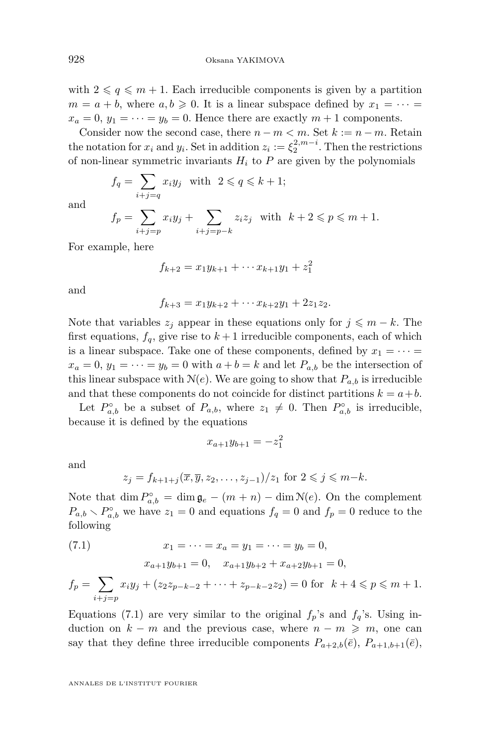with $2 \leqslant q \leqslant m+1$. Each irreducible components is given by a partition $m = a+b$, where $a, b \geqslant 0$. It is a linear subspace defined by $x_1 = \cdots = x_a = 0$, $y_1 = \cdots = y_b = 0$. Hence there are exactly $m+1$ components.

Consider now the second case, there $n-m < m$. Set $k := n-m$. Retain the notation for $x_i$ and $y_i$. Set in addition $z_i := \xi_2^{2,m-i}$. Then the restrictions of non-linear symmetric invariants $H_i$ to $P$ are given by the polynomials

$$f_q = \sum_{i+j=q} x_i y_j \quad \text{with} \quad 2 \leqslant q \leqslant k+1;$$

and

$$f_p = \sum_{i+j=p} x_i y_j + \sum_{i+j=p-k} z_i z_j \quad \text{with} \quad k+2 \leqslant p \leqslant m+1.$$

For example, here

$$f_{k+2} = x_1 y_{k+1} + \cdots x_{k+1} y_1 + z_1^2$$

and

$$f_{k+3} = x_1 y_{k+2} + \cdots x_{k+2} y_1 + 2 z_1 z_2.$$

Note that variables $z_j$ appear in these equations only for $j \leqslant m-k$. The first equations, $f_q$, give rise to $k+1$ irreducible components, each of which is a linear subspace. Take one of these components, defined by $x_1 = \cdots = x_a = 0$, $y_1 = \cdots = y_b = 0$ with $a+b = k$ and let $P_{a,b}$ be the intersection of this linear subspace with $\mathcal{N}(e)$. We are going to show that $P_{a,b}$ is irreducible and that these components do not coincide for distinct partitions $k = a+b$.

Let $P_{a,b}^{\circ}$ be a subset of $P_{a,b}$, where $z_1 \neq 0$. Then $P_{a,b}^{\circ}$ is irreducible, because it is defined by the equations

$$x_{a+1} y_{b+1} = -z_1^2$$

and

$$z_j = f_{k+1+j}(\overline{x}, \overline{y}, z_2, \ldots, z_{j-1})/z_1 \text{ for } 2 \leqslant j \leqslant m-k.$$

Note that $\dim P_{a,b}^{\circ} = \dim \mathfrak{g}_e - (m+n) - \dim \mathcal{N}(e)$. On the complement $P_{a,b} \smallsetminus P_{a,b}^{\circ}$ we have $z_1 = 0$ and equations $f_q = 0$ and $f_p = 0$ reduce to the following

$$x_1 = \cdots = x_a = y_1 = \cdots = y_b = 0, \tag{7.1}$$

$$x_{a+1} y_{b+1} = 0, \quad x_{a+1} y_{b+2} + x_{a+2} y_{b+1} = 0,$$

$$f_p = \sum_{i+j=p} x_i y_j + (z_2 z_{p-k-2} + \cdots + z_{p-k-2} z_2) = 0 \text{ for } k+4 \leqslant p \leqslant m+1.$$

Equations (7.1) are very similar to the original $f_p$'s and $f_q$'s. Using induction on $k-m$ and the previous case, where $n-m \geqslant m$, one can say that they define three irreducible components $P_{a+2,b}(\bar{e})$, $P_{a+1,b+1}(\bar{e})$,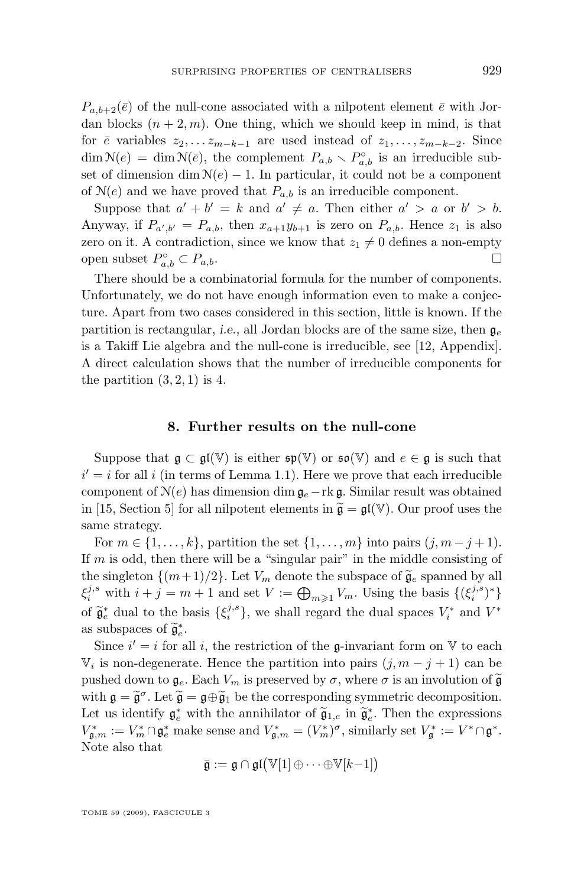$P_{a,b+2}(\bar{e})$ of the null-cone associated with a nilpotent element $\bar{e}$ with Jordan blocks $(n+2,m)$. One thing, which we should keep in mind, is that for $\bar{e}$ variables $z_2,\ldots z_{m-k-1}$ are used instead of $z_1,\ldots,z_{m-k-2}$. Since $\dim \mathcal{N}(e)=\dim\mathcal{N}(\bar{e})$, the complement $P_{a,b}\smallsetminus P^{\circ}_{a,b}$ is an irreducible subset of dimension $\dim\mathcal{N}(e)-1$. In particular, it could not be a component of $\mathcal{N}(e)$ and we have proved that $P_{a,b}$ is an irreducible component.

Suppose that $a'+b'=k$ and $a'\neq a$. Then either $a'>a$ or $b'>b$. Anyway, if $P_{a',b'}=P_{a,b}$, then $x_{a+1}y_{b+1}$ is zero on $P_{a,b}$. Hence $z_1$ is also zero on it. A contradiction, since we know that $z_1\neq 0$ defines a non-empty open subset $P^{\circ}_{a,b}\subset P_{a,b}$. □

There should be a combinatorial formula for the number of components. Unfortunately, we do not have enough information even to make a conjecture. Apart from two cases considered in this section, little is known. If the partition is rectangular, *i.e.*, all Jordan blocks are of the same size, then $\mathfrak{g}_e$ is a Takiff Lie algebra and the null-cone is irreducible, see [12, Appendix]. A direct calculation shows that the number of irreducible components for the partition $(3,2,1)$ is 4.

## 8. Further results on the null-cone

Suppose that $\mathfrak{g}\subset\mathfrak{gl}(\mathbb{V})$ is either $\mathfrak{sp}(\mathbb{V})$ or $\mathfrak{so}(\mathbb{V})$ and $e\in\mathfrak{g}$ is such that $i'=i$ for all $i$ (in terms of Lemma 1.1). Here we prove that each irreducible component of $\mathcal{N}(e)$ has dimension $\dim\mathfrak{g}_e-\operatorname{rk}\mathfrak{g}$. Similar result was obtained in [15, Section 5] for all nilpotent elements in $\widetilde{\mathfrak{g}}=\mathfrak{gl}(\mathbb{V})$. Our proof uses the same strategy.

For $m\in\{1,\ldots,k\}$, partition the set $\{1,\ldots,m\}$ into pairs $(j,m-j+1)$. If $m$ is odd, then there will be a "singular pair" in the middle consisting of the singleton $\{(m+1)/2\}$. Let $V_m$ denote the subspace of $\widetilde{\mathfrak{g}}_e$ spanned by all $\xi_i^{j,s}$ with $i+j=m+1$ and set $V:=\bigoplus_{m\geqslant 1}V_m$. Using the basis $\{(\xi_i^{j,s})^*\}$ of $\widetilde{\mathfrak{g}}_e^*$ dual to the basis $\{\xi_i^{j,s}\}$, we shall regard the dual spaces $V_i^*$ and $V^*$ as subspaces of $\widetilde{\mathfrak{g}}_e^*$.

Since $i'=i$ for all $i$, the restriction of the $\mathfrak{g}$-invariant form on $\mathbb{V}$ to each $\mathbb{V}_i$ is non-degenerate. Hence the partition into pairs $(j,m-j+1)$ can be pushed down to $\mathfrak{g}_e$. Each $V_m$ is preserved by $\sigma$, where $\sigma$ is an involution of $\widetilde{\mathfrak{g}}$ with $\mathfrak{g}=\widetilde{\mathfrak{g}}^\sigma$. Let $\widetilde{\mathfrak{g}}=\mathfrak{g}\oplus\widetilde{\mathfrak{g}}_1$ be the corresponding symmetric decomposition. Let us identify $\mathfrak{g}_e^*$ with the annihilator of $\widetilde{\mathfrak{g}}_{1,e}$ in $\widetilde{\mathfrak{g}}_e^*$. Then the expressions $V^*_{\mathfrak{g},m}:=V_m^*\cap\mathfrak{g}_e^*$ make sense and $V^*_{\mathfrak{g},m}=(V_m^*)^\sigma$, similarly set $V^*_{\mathfrak{g}}:=V^*\cap\mathfrak{g}^*$. Note also that

$$\bar{\mathfrak{g}}:=\mathfrak{g}\cap\mathfrak{gl}\big(\mathbb{V}[1]\oplus\cdots\oplus\mathbb{V}[k-1]\big)$$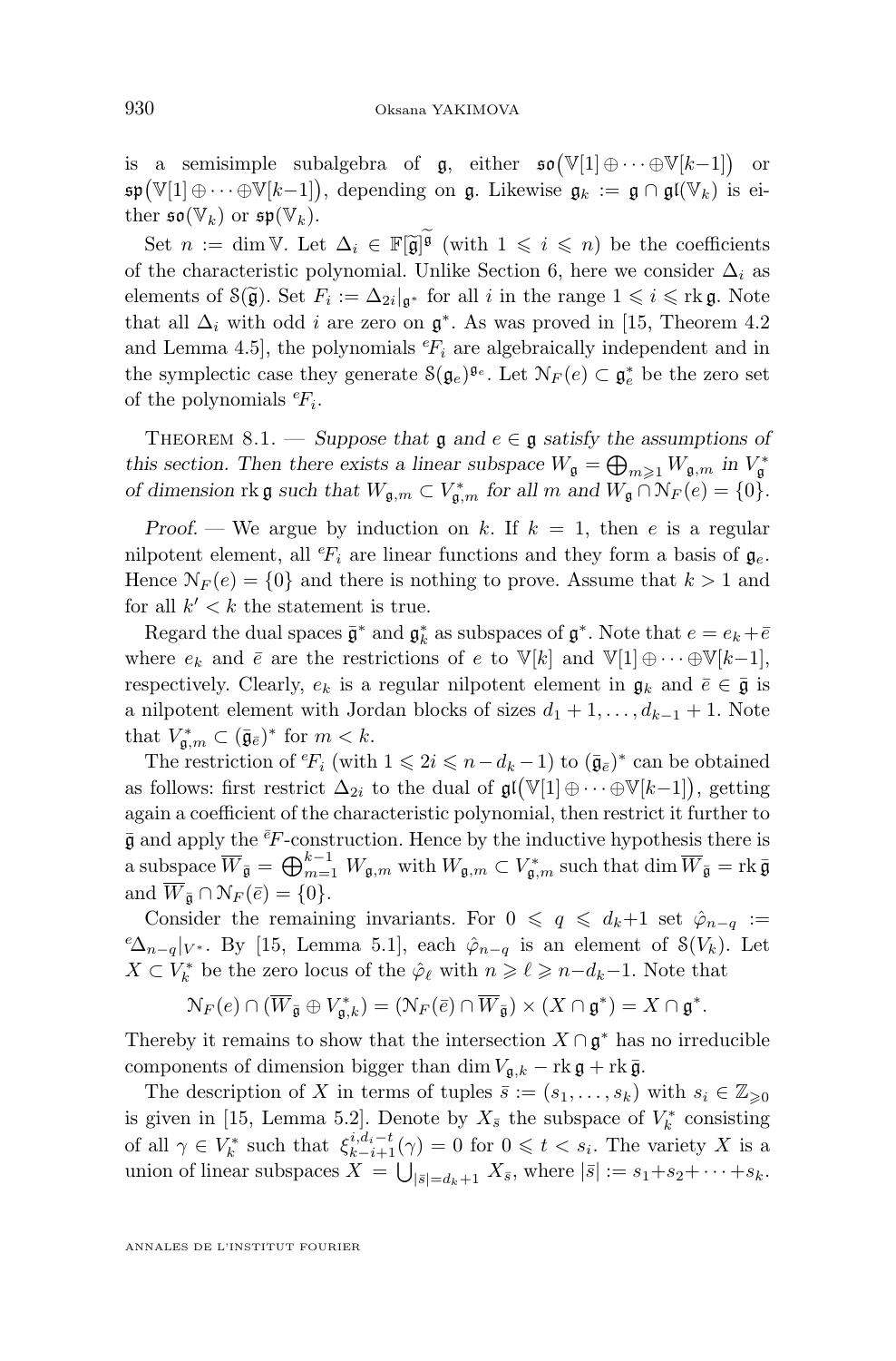is a semisimple subalgebra of $\mathfrak{g}$, either $\mathfrak{so}\big(\mathbb{V}[1]\oplus\cdots\oplus\mathbb{V}[k{-}1]\big)$ or $\mathfrak{sp}\big(\mathbb{V}[1]\oplus\cdots\oplus\mathbb{V}[k{-}1]\big)$, depending on $\mathfrak{g}$. Likewise $\mathfrak{g}_k := \mathfrak{g}\cap\mathfrak{gl}(\mathbb{V}_k)$ is either $\mathfrak{so}(\mathbb{V}_k)$ or $\mathfrak{sp}(\mathbb{V}_k)$.

Set $n := \dim\mathbb{V}$. Let $\Delta_i \in \mathbb{F}[\widetilde{\mathfrak{g}}]^{\widetilde{\mathfrak{g}}}$ (with $1\leqslant i\leqslant n$) be the coefficients of the characteristic polynomial. Unlike Section 6, here we consider $\Delta_i$ as elements of $\mathcal{S}(\widetilde{\mathfrak{g}})$. Set $F_i := \Delta_{2i}|_{\mathfrak{g}^*}$ for all $i$ in the range $1\leqslant i\leqslant \operatorname{rk}\mathfrak{g}$. Note that all $\Delta_i$ with odd $i$ are zero on $\mathfrak{g}^*$. As was proved in [15, Theorem 4.2 and Lemma 4.5], the polynomials ${}^e\!F_i$ are algebraically independent and in the symplectic case they generate $\mathcal{S}(\mathfrak{g}_e)^{\mathfrak{g}_e}$. Let $\mathcal{N}_F(e)\subset\mathfrak{g}_e^*$ be the zero set of the polynomials ${}^e\!F_i$.

Theorem 8.1. — *Suppose that $\mathfrak{g}$ and $e\in\mathfrak{g}$ satisfy the assumptions of this section. Then there exists a linear subspace $W_{\mathfrak{g}}=\bigoplus_{m\geqslant1}W_{\mathfrak{g},m}$ in $V_{\mathfrak{g}}^*$ of dimension $\operatorname{rk}\mathfrak{g}$ such that $W_{\mathfrak{g},m}\subset V_{\mathfrak{g},m}^*$ for all $m$ and $W_{\mathfrak{g}}\cap\mathcal{N}_F(e)=\{0\}$.*

*Proof.* — We argue by induction on $k$. If $k=1$, then $e$ is a regular nilpotent element, all ${}^e\!F_i$ are linear functions and they form a basis of $\mathfrak{g}_e$. Hence $\mathcal{N}_F(e)=\{0\}$ and there is nothing to prove. Assume that $k>1$ and for all $k'<k$ the statement is true.

Regard the dual spaces $\bar{\mathfrak{g}}^*$ and $\mathfrak{g}_k^*$ as subspaces of $\mathfrak{g}^*$. Note that $e=e_k+\bar{e}$ where $e_k$ and $\bar{e}$ are the restrictions of $e$ to $\mathbb{V}[k]$ and $\mathbb{V}[1]\oplus\cdots\oplus\mathbb{V}[k{-}1]$, respectively. Clearly, $e_k$ is a regular nilpotent element in $\mathfrak{g}_k$ and $\bar{e}\in\bar{\mathfrak{g}}$ is a nilpotent element with Jordan blocks of sizes $d_1+1,\ldots,d_{k-1}+1$. Note that $V_{\mathfrak{g},m}^*\subset(\bar{\mathfrak{g}}_{\bar{e}})^*$ for $m<k$.

The restriction of ${}^e\!F_i$ (with $1\leqslant 2i\leqslant n-d_k-1$) to $(\bar{\mathfrak{g}}_{\bar{e}})^*$ can be obtained as follows: first restrict $\Delta_{2i}$ to the dual of $\mathfrak{gl}\big(\mathbb{V}[1]\oplus\cdots\oplus\mathbb{V}[k{-}1]\big)$, getting again a coefficient of the characteristic polynomial, then restrict it further to $\bar{\mathfrak{g}}$ and apply the ${}^{\bar{e}}\!F$-construction. Hence by the inductive hypothesis there is a subspace $\overline{W}_{\bar{\mathfrak{g}}}=\bigoplus_{m=1}^{k-1}W_{\mathfrak{g},m}$ with $W_{\mathfrak{g},m}\subset V_{\mathfrak{g},m}^*$ such that $\dim\overline{W}_{\bar{\mathfrak{g}}}=\operatorname{rk}\bar{\mathfrak{g}}$ and $\overline{W}_{\bar{\mathfrak{g}}}\cap\mathcal{N}_F(\bar{e})=\{0\}$.

Consider the remaining invariants. For $0\leqslant q\leqslant d_k{+}1$ set $\hat{\varphi}_{n-q}:={}^e\Delta_{n-q}|_{V^*}$. By [15, Lemma 5.1], each $\hat{\varphi}_{n-q}$ is an element of $\mathcal{S}(V_k)$. Let $X\subset V_k^*$ be the zero locus of the $\hat{\varphi}_\ell$ with $n\geqslant\ell\geqslant n{-}d_k{-}1$. Note that

$$\mathcal{N}_F(e)\cap(\overline{W}_{\bar{\mathfrak{g}}}\oplus V_{\mathfrak{g},k}^*)=(\mathcal{N}_F(\bar{e})\cap\overline{W}_{\bar{\mathfrak{g}}})\times(X\cap\mathfrak{g}^*)=X\cap\mathfrak{g}^*.$$

Thereby it remains to show that the intersection $X\cap\mathfrak{g}^*$ has no irreducible components of dimension bigger than $\dim V_{\mathfrak{g},k}-\operatorname{rk}\mathfrak{g}+\operatorname{rk}\bar{\mathfrak{g}}$.

The description of $X$ in terms of tuples $\bar{s}:=(s_1,\ldots,s_k)$ with $s_i\in\mathbb{Z}_{\geqslant0}$ is given in [15, Lemma 5.2]. Denote by $X_{\bar{s}}$ the subspace of $V_k^*$ consisting of all $\gamma\in V_k^*$ such that $\xi_{k-i+1}^{i,d_i-t}(\gamma)=0$ for $0\leqslant t<s_i$. The variety $X$ is a union of linear subspaces $X=\bigcup_{|\bar{s}|=d_k+1}X_{\bar{s}}$, where $|\bar{s}|:=s_1+s_2+\cdots+s_k$.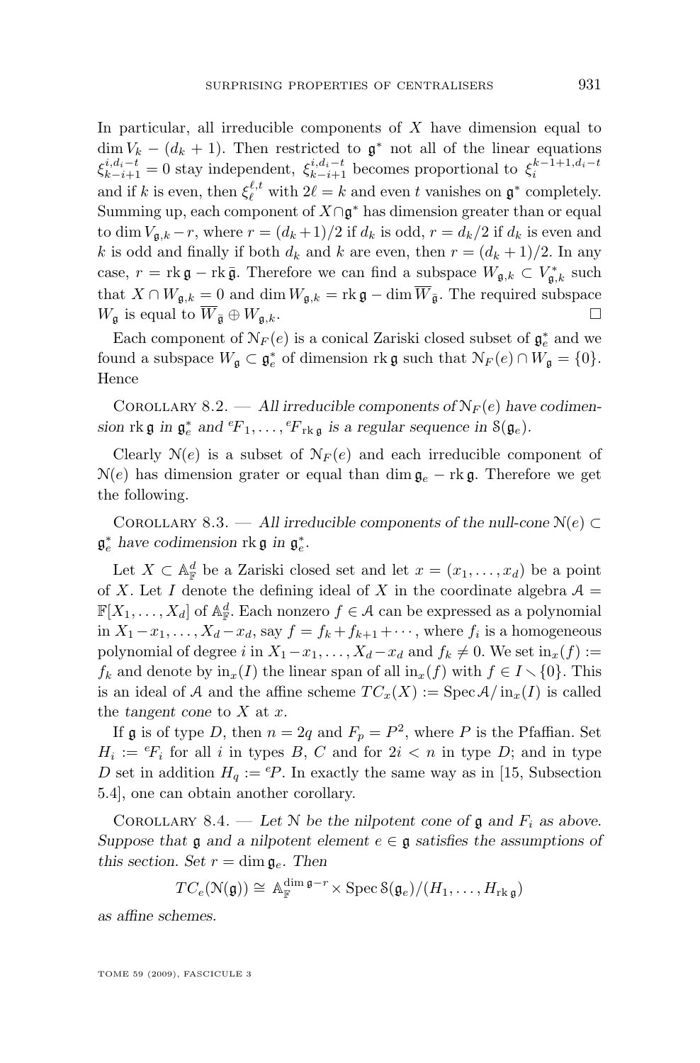In particular, all irreducible components of $X$ have dimension equal to $\dim V_k - (d_k + 1)$. Then restricted to $\mathfrak{g}^*$ not all of the linear equations $\xi_{k-i+1}^{i,d_i-t} = 0$ stay independent, $\xi_{k-i+1}^{i,d_i-t}$ becomes proportional to $\xi_i^{k-1+1,d_i-t}$ and if $k$ is even, then $\xi_\ell^{\ell,t}$ with $2\ell = k$ and even $t$ vanishes on $\mathfrak{g}^*$ completely. Summing up, each component of $X \cap \mathfrak{g}^*$ has dimension greater than or equal to $\dim V_{\mathfrak{g},k} - r$, where $r = (d_k+1)/2$ if $d_k$ is odd, $r = d_k/2$ if $d_k$ is even and $k$ is odd and finally if both $d_k$ and $k$ are even, then $r = (d_k+1)/2$. In any case, $r = \operatorname{rk}\mathfrak{g} - \operatorname{rk}\bar{\mathfrak{g}}$. Therefore we can find a subspace $W_{\mathfrak{g},k} \subset V_{\mathfrak{g},k}^*$ such that $X \cap W_{\mathfrak{g},k} = 0$ and $\dim W_{\mathfrak{g},k} = \operatorname{rk}\mathfrak{g} - \dim \overline{W}_{\bar{\mathfrak{g}}}$. The required subspace $W_{\mathfrak{g}}$ is equal to $\overline{W}_{\bar{\mathfrak{g}}} \oplus W_{\mathfrak{g},k}$. □

Each component of $\mathcal{N}_F(e)$ is a conical Zariski closed subset of $\mathfrak{g}_e^*$ and we found a subspace $W_{\mathfrak{g}} \subset \mathfrak{g}_e^*$ of dimension $\operatorname{rk}\mathfrak{g}$ such that $\mathcal{N}_F(e) \cap W_{\mathfrak{g}} = \{0\}$. Hence

Corollary 8.2. — *All irreducible components of $\mathcal{N}_F(e)$ have codimension $\operatorname{rk}\mathfrak{g}$ in $\mathfrak{g}_e^*$ and ${}^eF_1, \ldots, {}^eF_{\operatorname{rk}\mathfrak{g}}$ is a regular sequence in $\mathcal{S}(\mathfrak{g}_e)$.*

Clearly $\mathcal{N}(e)$ is a subset of $\mathcal{N}_F(e)$ and each irreducible component of $\mathcal{N}(e)$ has dimension grater or equal than $\dim \mathfrak{g}_e - \operatorname{rk}\mathfrak{g}$. Therefore we get the following.

Corollary 8.3. — *All irreducible components of the null-cone $\mathcal{N}(e) \subset \mathfrak{g}_e^*$ have codimension $\operatorname{rk}\mathfrak{g}$ in $\mathfrak{g}_e^*$.*

Let $X \subset \mathbb{A}_{\mathbb{F}}^d$ be a Zariski closed set and let $x = (x_1, \ldots, x_d)$ be a point of $X$. Let $I$ denote the defining ideal of $X$ in the coordinate algebra $\mathcal{A} = \mathbb{F}[X_1, \ldots, X_d]$ of $\mathbb{A}_{\mathbb{F}}^d$. Each nonzero $f \in \mathcal{A}$ can be expressed as a polynomial in $X_1 - x_1, \ldots, X_d - x_d$, say $f = f_k + f_{k+1} + \cdots$, where $f_i$ is a homogeneous polynomial of degree $i$ in $X_1 - x_1, \ldots, X_d - x_d$ and $f_k \neq 0$. We set $\operatorname{in}_x(f) := f_k$ and denote by $\operatorname{in}_x(I)$ the linear span of all $\operatorname{in}_x(f)$ with $f \in I \setminus \{0\}$. This is an ideal of $\mathcal{A}$ and the affine scheme $TC_x(X) := \operatorname{Spec} \mathcal{A}/\operatorname{in}_x(I)$ is called the *tangent cone* to $X$ at $x$.

If $\mathfrak{g}$ is of type $D$, then $n = 2q$ and $F_p = P^2$, where $P$ is the Pfaffian. Set $H_i := {}^eF_i$ for all $i$ in types $B$, $C$ and for $2i < n$ in type $D$; and in type $D$ set in addition $H_q := {}^eP$. In exactly the same way as in [15, Subsection 5.4], one can obtain another corollary.

Corollary 8.4. — *Let $\mathcal{N}$ be the nilpotent cone of $\mathfrak{g}$ and $F_i$ as above. Suppose that $\mathfrak{g}$ and a nilpotent element $e \in \mathfrak{g}$ satisfies the assumptions of this section. Set $r = \dim \mathfrak{g}_e$. Then*

$$TC_e(\mathcal{N}(\mathfrak{g})) \cong \mathbb{A}_{\mathbb{F}}^{\dim \mathfrak{g} - r} \times \operatorname{Spec} \mathcal{S}(\mathfrak{g}_e)/(H_1, \ldots, H_{\operatorname{rk}\mathfrak{g}})$$

*as affine schemes.*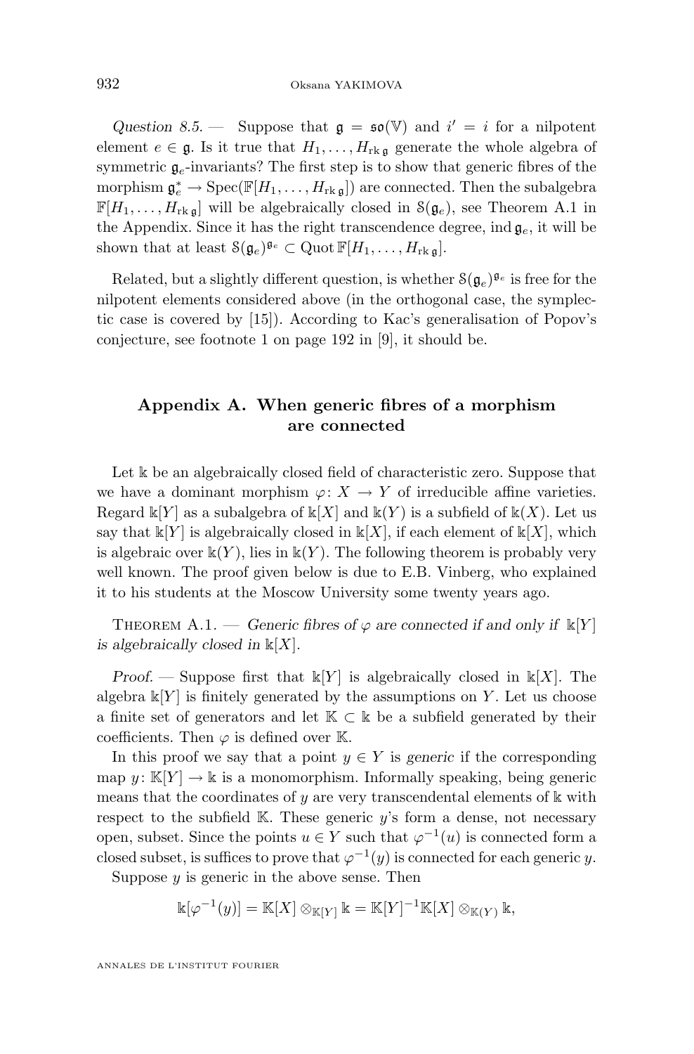*Question 8.5.* — Suppose that $\mathfrak{g} = \mathfrak{so}(\mathbb{V})$ and $i' = i$ for a nilpotent element $e \in \mathfrak{g}$. Is it true that $H_1, \ldots, H_{\mathrm{rk}\,\mathfrak{g}}$ generate the whole algebra of symmetric $\mathfrak{g}_e$-invariants? The first step is to show that generic fibres of the morphism $\mathfrak{g}_e^* \to \mathrm{Spec}(\mathbb{F}[H_1, \ldots, H_{\mathrm{rk}\,\mathfrak{g}}])$ are connected. Then the subalgebra $\mathbb{F}[H_1, \ldots, H_{\mathrm{rk}\,\mathfrak{g}}]$ will be algebraically closed in $\mathcal{S}(\mathfrak{g}_e)$, see Theorem A.1 in the Appendix. Since it has the right transcendence degree, $\mathrm{ind}\,\mathfrak{g}_e$, it will be shown that at least $\mathcal{S}(\mathfrak{g}_e)^{\mathfrak{g}_e} \subset \mathrm{Quot}\,\mathbb{F}[H_1, \ldots, H_{\mathrm{rk}\,\mathfrak{g}}]$.

Related, but a slightly different question, is whether $\mathcal{S}(\mathfrak{g}_e)^{\mathfrak{g}_e}$ is free for the nilpotent elements considered above (in the orthogonal case, the symplectic case is covered by [15]). According to Kac's generalisation of Popov's conjecture, see footnote 1 on page 192 in [9], it should be.

## Appendix A. When generic fibres of a morphism are connected

Let $\Bbbk$ be an algebraically closed field of characteristic zero. Suppose that we have a dominant morphism $\varphi\colon X \to Y$ of irreducible affine varieties. Regard $\Bbbk[Y]$ as a subalgebra of $\Bbbk[X]$ and $\Bbbk(Y)$ is a subfield of $\Bbbk(X)$. Let us say that $\Bbbk[Y]$ is algebraically closed in $\Bbbk[X]$, if each element of $\Bbbk[X]$, which is algebraic over $\Bbbk(Y)$, lies in $\Bbbk(Y)$. The following theorem is probably very well known. The proof given below is due to E.B. Vinberg, who explained it to his students at the Moscow University some twenty years ago.

Theorem A.1. — *Generic fibres of $\varphi$ are connected if and only if $\Bbbk[Y]$ is algebraically closed in $\Bbbk[X]$.*

*Proof.* — Suppose first that $\Bbbk[Y]$ is algebraically closed in $\Bbbk[X]$. The algebra $\Bbbk[Y]$ is finitely generated by the assumptions on $Y$. Let us choose a finite set of generators and let $\mathbb{K} \subset \Bbbk$ be a subfield generated by their coefficients. Then $\varphi$ is defined over $\mathbb{K}$.

In this proof we say that a point $y \in Y$ is *generic* if the corresponding map $y\colon \mathbb{K}[Y] \to \Bbbk$ is a monomorphism. Informally speaking, being generic means that the coordinates of $y$ are very transcendental elements of $\Bbbk$ with respect to the subfield $\mathbb{K}$. These generic $y$'s form a dense, not necessary open, subset. Since the points $u \in Y$ such that $\varphi^{-1}(u)$ is connected form a closed subset, is suffices to prove that $\varphi^{-1}(y)$ is connected for each generic $y$.

Suppose $y$ is generic in the above sense. Then

$$\Bbbk[\varphi^{-1}(y)] = \mathbb{K}[X] \otimes_{\mathbb{K}[Y]} \Bbbk = \mathbb{K}[Y]^{-1}\mathbb{K}[X] \otimes_{\mathbb{K}(Y)} \Bbbk,$$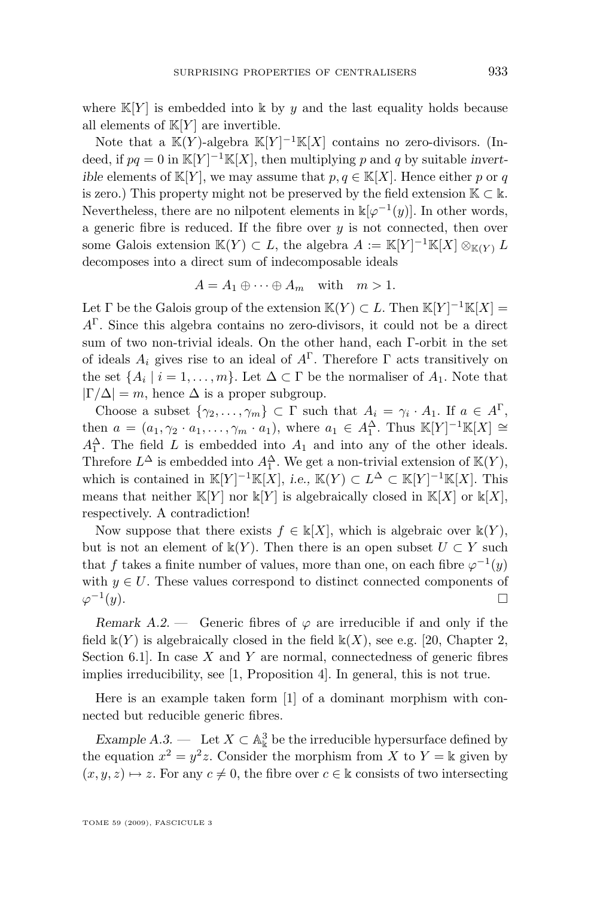where $\mathbb{K}[Y]$ is embedded into $\Bbbk$ by $y$ and the last equality holds because all elements of $\mathbb{K}[Y]$ are invertible.

Note that a $\mathbb{K}(Y)$-algebra $\mathbb{K}[Y]^{-1}\mathbb{K}[X]$ contains no zero-divisors. (Indeed, if $pq = 0$ in $\mathbb{K}[Y]^{-1}\mathbb{K}[X]$, then multiplying $p$ and $q$ by suitable *invertible* elements of $\mathbb{K}[Y]$, we may assume that $p, q \in \mathbb{K}[X]$. Hence either $p$ or $q$ is zero.) This property might not be preserved by the field extension $\mathbb{K} \subset \Bbbk$. Nevertheless, there are no nilpotent elements in $\Bbbk[\varphi^{-1}(y)]$. In other words, a generic fibre is reduced. If the fibre over $y$ is not connected, then over some Galois extension $\mathbb{K}(Y) \subset L$, the algebra $A := \mathbb{K}[Y]^{-1}\mathbb{K}[X] \otimes_{\mathbb{K}(Y)} L$ decomposes into a direct sum of indecomposable ideals

$$A = A_1 \oplus \cdots \oplus A_m \quad \text{with} \quad m > 1.$$

Let $\Gamma$ be the Galois group of the extension $\mathbb{K}(Y) \subset L$. Then $\mathbb{K}[Y]^{-1}\mathbb{K}[X] = A^{\Gamma}$. Since this algebra contains no zero-divisors, it could not be a direct sum of two non-trivial ideals. On the other hand, each $\Gamma$-orbit in the set of ideals $A_i$ gives rise to an ideal of $A^{\Gamma}$. Therefore $\Gamma$ acts transitively on the set $\{A_i \mid i = 1, \ldots, m\}$. Let $\Delta \subset \Gamma$ be the normaliser of $A_1$. Note that $|\Gamma/\Delta| = m$, hence $\Delta$ is a proper subgroup.

Choose a subset $\{\gamma_2, \ldots, \gamma_m\} \subset \Gamma$ such that $A_i = \gamma_i \cdot A_1$. If $a \in A^{\Gamma}$, then $a = (a_1, \gamma_2 \cdot a_1, \ldots, \gamma_m \cdot a_1)$, where $a_1 \in A_1^{\Delta}$. Thus $\mathbb{K}[Y]^{-1}\mathbb{K}[X] \cong A_1^{\Delta}$. The field $L$ is embedded into $A_1$ and into any of the other ideals. Threfore $L^{\Delta}$ is embedded into $A_1^{\Delta}$. We get a non-trivial extension of $\mathbb{K}(Y)$, which is contained in $\mathbb{K}[Y]^{-1}\mathbb{K}[X]$, *i.e.*, $\mathbb{K}(Y) \subset L^{\Delta} \subset \mathbb{K}[Y]^{-1}\mathbb{K}[X]$. This means that neither $\mathbb{K}[Y]$ nor $\Bbbk[Y]$ is algebraically closed in $\mathbb{K}[X]$ or $\Bbbk[X]$, respectively. A contradiction!

Now suppose that there exists $f \in \Bbbk[X]$, which is algebraic over $\Bbbk(Y)$, but is not an element of $\Bbbk(Y)$. Then there is an open subset $U \subset Y$ such that $f$ takes a finite number of values, more than one, on each fibre $\varphi^{-1}(y)$ with $y \in U$. These values correspond to distinct connected components of $\varphi^{-1}(y)$. □

*Remark A.2.* — Generic fibres of $\varphi$ are irreducible if and only if the field $\Bbbk(Y)$ is algebraically closed in the field $\Bbbk(X)$, see e.g. [20, Chapter 2, Section 6.1]. In case $X$ and $Y$ are normal, connectedness of generic fibres implies irreducibility, see [1, Proposition 4]. In general, this is not true.

Here is an example taken form [1] of a dominant morphism with connected but reducible generic fibres.

*Example A.3.* — Let $X \subset \mathbb{A}^3_{\Bbbk}$ be the irreducible hypersurface defined by the equation $x^2 = y^2 z$. Consider the morphism from $X$ to $Y = \Bbbk$ given by $(x, y, z) \mapsto z$. For any $c \neq 0$, the fibre over $c \in \Bbbk$ consists of two intersecting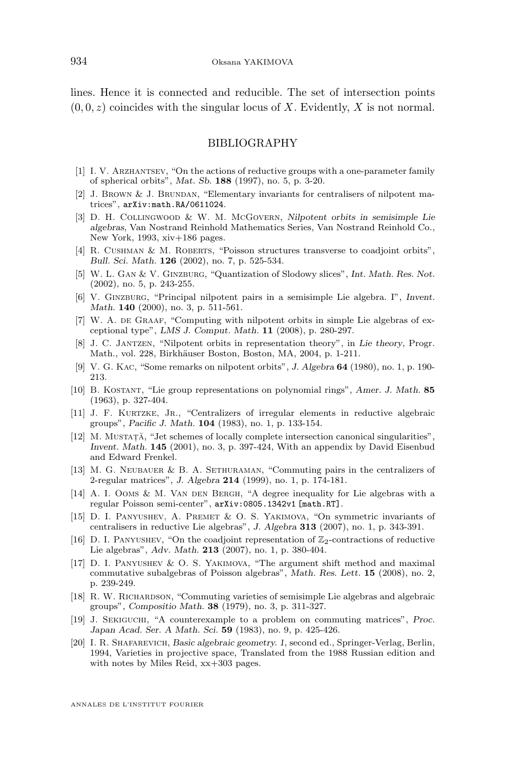lines. Hence it is connected and reducible. The set of intersection points $(0, 0, z)$ coincides with the singular locus of $X$. Evidently, $X$ is not normal.

## BIBLIOGRAPHY

[1] I. V. Arzhantsev, "On the actions of reductive groups with a one-parameter family of spherical orbits", *Mat. Sb.* **188** (1997), no. 5, p. 3-20.

[2] J. Brown & J. Brundan, "Elementary invariants for centralisers of nilpotent matrices", arXiv:math.RA/0611024.

[3] D. H. Collingwood & W. M. McGovern, *Nilpotent orbits in semisimple Lie algebras*, Van Nostrand Reinhold Mathematics Series, Van Nostrand Reinhold Co., New York, 1993, xiv+186 pages.

[4] R. Cushman & M. Roberts, "Poisson structures transverse to coadjoint orbits", *Bull. Sci. Math.* **126** (2002), no. 7, p. 525-534.

[5] W. L. Gan & V. Ginzburg, "Quantization of Slodowy slices", *Int. Math. Res. Not.* (2002), no. 5, p. 243-255.

[6] V. Ginzburg, "Principal nilpotent pairs in a semisimple Lie algebra. I", *Invent. Math.* **140** (2000), no. 3, p. 511-561.

[7] W. A. de Graaf, "Computing with nilpotent orbits in simple Lie algebras of exceptional type", *LMS J. Comput. Math.* **11** (2008), p. 280-297.

[8] J. C. Jantzen, "Nilpotent orbits in representation theory", in *Lie theory*, Progr. Math., vol. 228, Birkhäuser Boston, Boston, MA, 2004, p. 1-211.

[9] V. G. Kac, "Some remarks on nilpotent orbits", *J. Algebra* **64** (1980), no. 1, p. 190-213.

[10] B. Kostant, "Lie group representations on polynomial rings", *Amer. J. Math.* **85** (1963), p. 327-404.

[11] J. F. Kurtzke, Jr., "Centralizers of irregular elements in reductive algebraic groups", *Pacific J. Math.* **104** (1983), no. 1, p. 133-154.

[12] M. Mustaţă, "Jet schemes of locally complete intersection canonical singularities", *Invent. Math.* **145** (2001), no. 3, p. 397-424, With an appendix by David Eisenbud and Edward Frenkel.

[13] M. G. Neubauer & B. A. Sethuraman, "Commuting pairs in the centralizers of 2-regular matrices", *J. Algebra* **214** (1999), no. 1, p. 174-181.

[14] A. I. Ooms & M. Van den Bergh, "A degree inequality for Lie algebras with a regular Poisson semi-center", arXiv:0805.1342v1 [math.RT].

[15] D. I. Panyushev, A. Premet & O. S. Yakimova, "On symmetric invariants of centralisers in reductive Lie algebras", *J. Algebra* **313** (2007), no. 1, p. 343-391.

[16] D. I. Panyushev, "On the coadjoint representation of $\mathbb{Z}_2$-contractions of reductive Lie algebras", *Adv. Math.* **213** (2007), no. 1, p. 380-404.

[17] D. I. Panyushev & O. S. Yakimova, "The argument shift method and maximal commutative subalgebras of Poisson algebras", *Math. Res. Lett.* **15** (2008), no. 2, p. 239-249.

[18] R. W. Richardson, "Commuting varieties of semisimple Lie algebras and algebraic groups", *Compositio Math.* **38** (1979), no. 3, p. 311-327.

[19] J. Sekiguchi, "A counterexample to a problem on commuting matrices", *Proc. Japan Acad. Ser. A Math. Sci.* **59** (1983), no. 9, p. 425-426.

[20] I. R. Shafarevich, *Basic algebraic geometry. 1*, second ed., Springer-Verlag, Berlin, 1994, Varieties in projective space, Translated from the 1988 Russian edition and with notes by Miles Reid, xx+303 pages.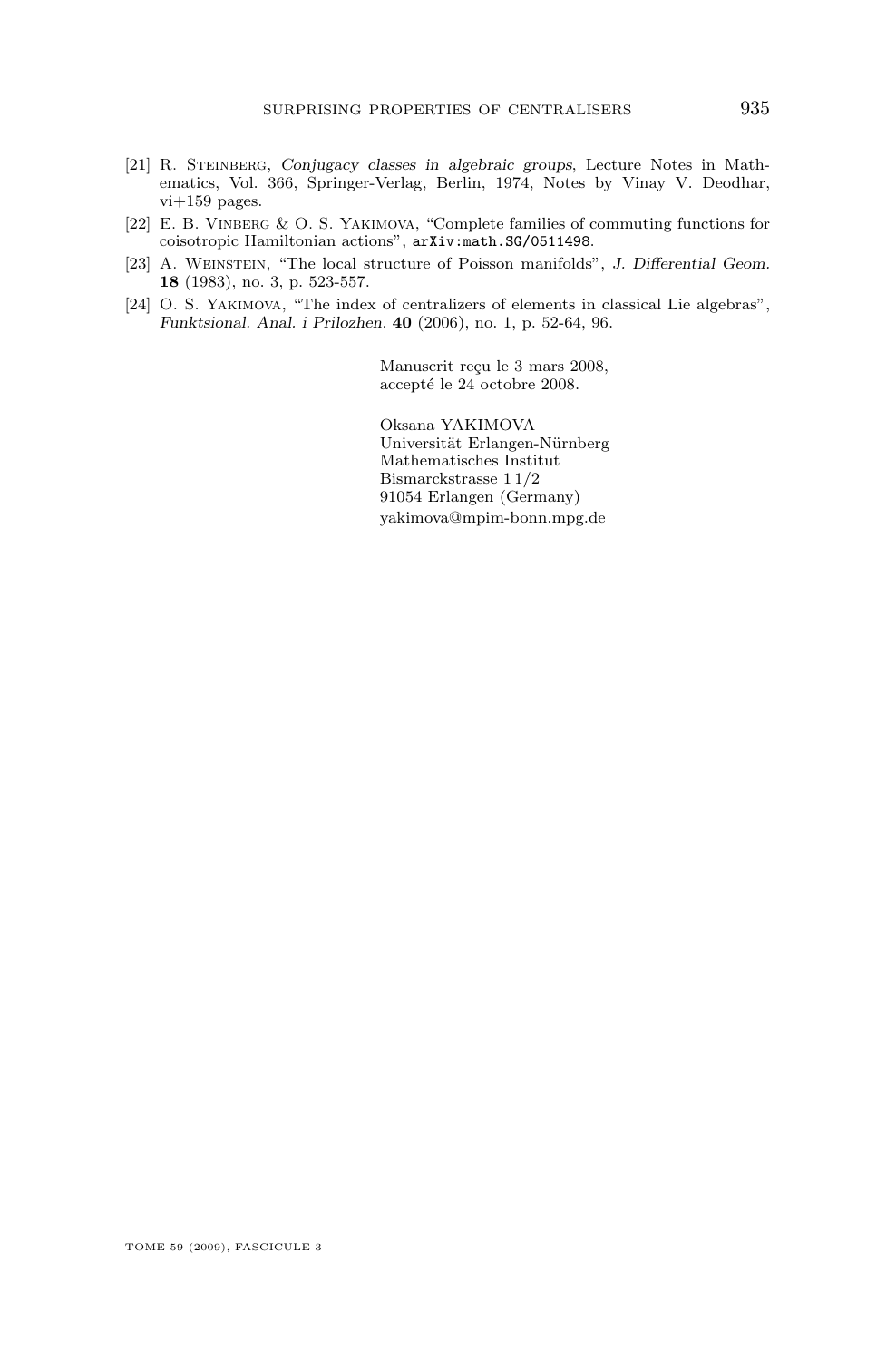[21] R. Steinberg, *Conjugacy classes in algebraic groups*, Lecture Notes in Mathematics, Vol. 366, Springer-Verlag, Berlin, 1974, Notes by Vinay V. Deodhar, vi+159 pages.

[22] E. B. Vinberg & O. S. Yakimova, "Complete families of commuting functions for coisotropic Hamiltonian actions", `arXiv:math.SG/0511498`.

[23] A. Weinstein, "The local structure of Poisson manifolds", *J. Differential Geom.* **18** (1983), no. 3, p. 523-557.

[24] O. S. Yakimova, "The index of centralizers of elements in classical Lie algebras", *Funktsional. Anal. i Prilozhen.* **40** (2006), no. 1, p. 52-64, 96.

Manuscrit reçu le 3 mars 2008,
accepté le 24 octobre 2008.

Oksana YAKIMOVA
Universität Erlangen-Nürnberg
Mathematisches Institut
Bismarckstrasse 1 1/2
91054 Erlangen (Germany)
yakimova@mpim-bonn.mpg.de